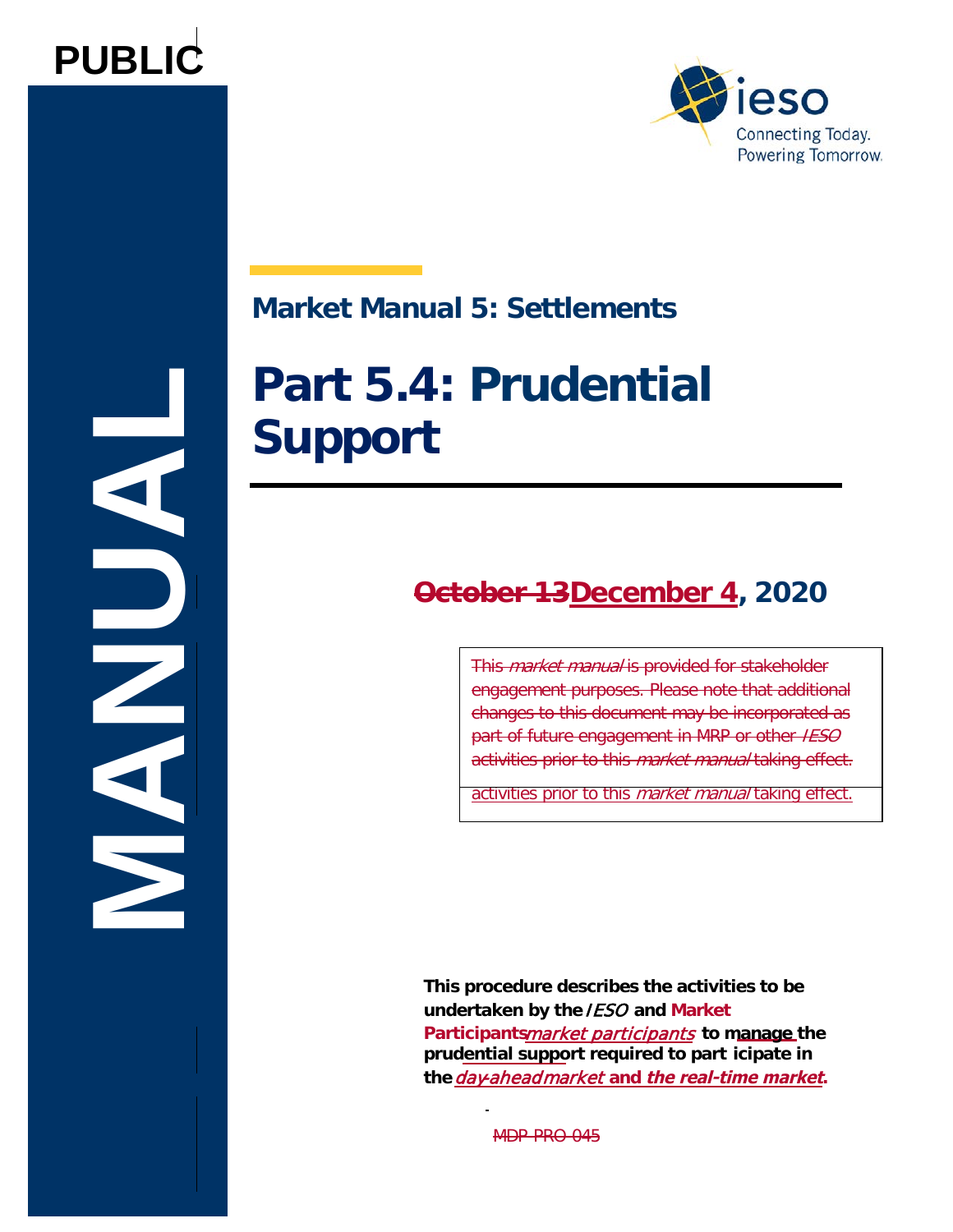PUBLIC

MANUAL

## Market Manual 5: Settlements

# Part 5.4: Prudential Support

~~October 13~~December 4, 2020

~~This *market manual* is provided for stakeholder engagement purposes. Please note that additional changes to this document may be incorporated as part of future engagement in MRP or other *IESO* activities prior to this *market manual* taking effect.~~

activities prior to this *market manual* taking effect.

**This procedure describes the activities to be undertaken by the *IESO* and ~~Market Participants~~*market participants* to manage the prudential support required to participate in the *day-ahead market* and *the real-time market*.**

~~MDP_PRO_045~~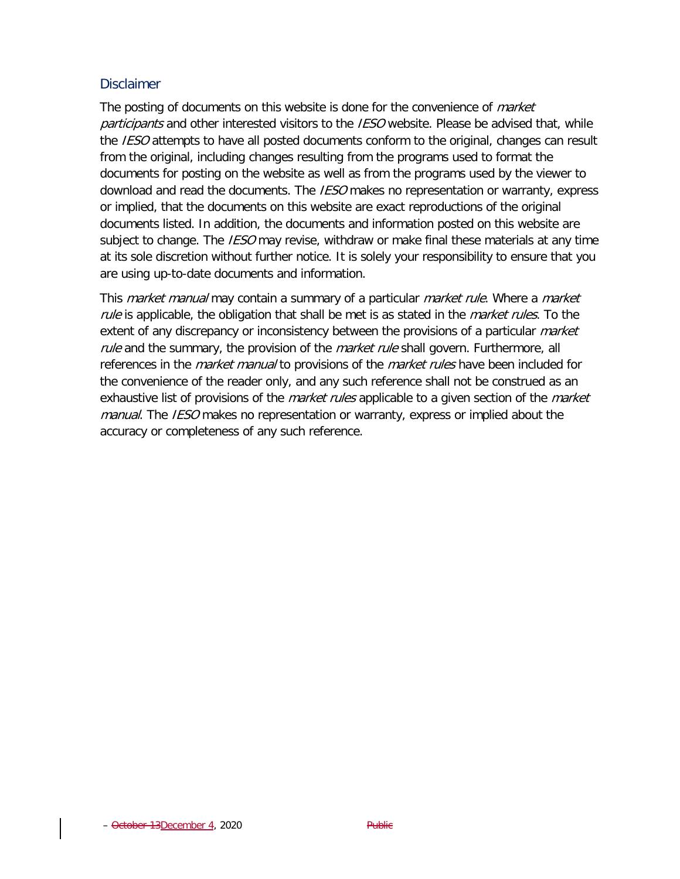## Disclaimer

The posting of documents on this website is done for the convenience of *market participants* and other interested visitors to the *IESO* website. Please be advised that, while the *IESO* attempts to have all posted documents conform to the original, changes can result from the original, including changes resulting from the programs used to format the documents for posting on the website as well as from the programs used by the viewer to download and read the documents. The *IESO* makes no representation or warranty, express or implied, that the documents on this website are exact reproductions of the original documents listed. In addition, the documents and information posted on this website are subject to change. The *IESO* may revise, withdraw or make final these materials at any time at its sole discretion without further notice. It is solely your responsibility to ensure that you are using up-to-date documents and information.

This *market manual* may contain a summary of a particular *market rule*. Where a *market rule* is applicable, the obligation that shall be met is as stated in the *market rules*. To the extent of any discrepancy or inconsistency between the provisions of a particular *market rule* and the summary, the provision of the *market rule* shall govern. Furthermore, all references in the *market manual* to provisions of the *market rules* have been included for the convenience of the reader only, and any such reference shall not be construed as an exhaustive list of provisions of the *market rules* applicable to a given section of the *market manual*. The *IESO* makes no representation or warranty, express or implied about the accuracy or completeness of any such reference.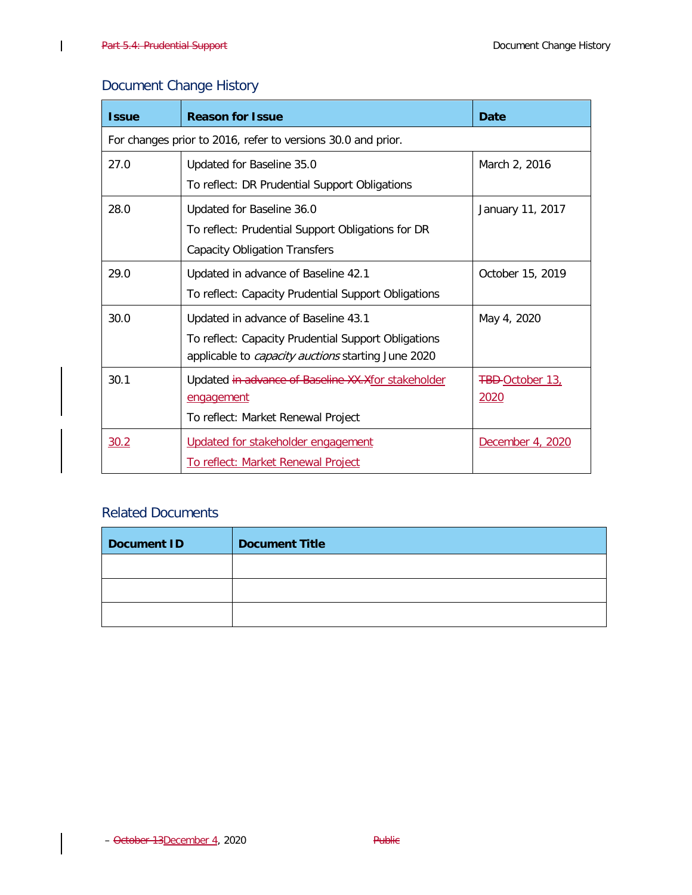## Document Change History

| Issue | Reason for Issue | Date |
| --- | --- | --- |
| For changes prior to 2016, refer to versions 30.0 and prior. | | |
| 27.0 | Updated for Baseline 35.0<br>To reflect: DR Prudential Support Obligations | March 2, 2016 |
| 28.0 | Updated for Baseline 36.0<br>To reflect: Prudential Support Obligations for DR Capacity Obligation Transfers | January 11, 2017 |
| 29.0 | Updated in advance of Baseline 42.1<br>To reflect: Capacity Prudential Support Obligations | October 15, 2019 |
| 30.0 | Updated in advance of Baseline 43.1<br>To reflect: Capacity Prudential Support Obligations applicable to *capacity auctions* starting June 2020 | May 4, 2020 |
| 30.1 | Updated ~~in advance of Baseline XX.X~~for stakeholder engagement<br>To reflect: Market Renewal Project | ~~TBD~~ October 13, 2020 |
| 30.2 | Updated for stakeholder engagement<br>To reflect: Market Renewal Project | December 4, 2020 |

## Related Documents

| Document ID | Document Title |
| --- | --- |
| | |
| | |
| | |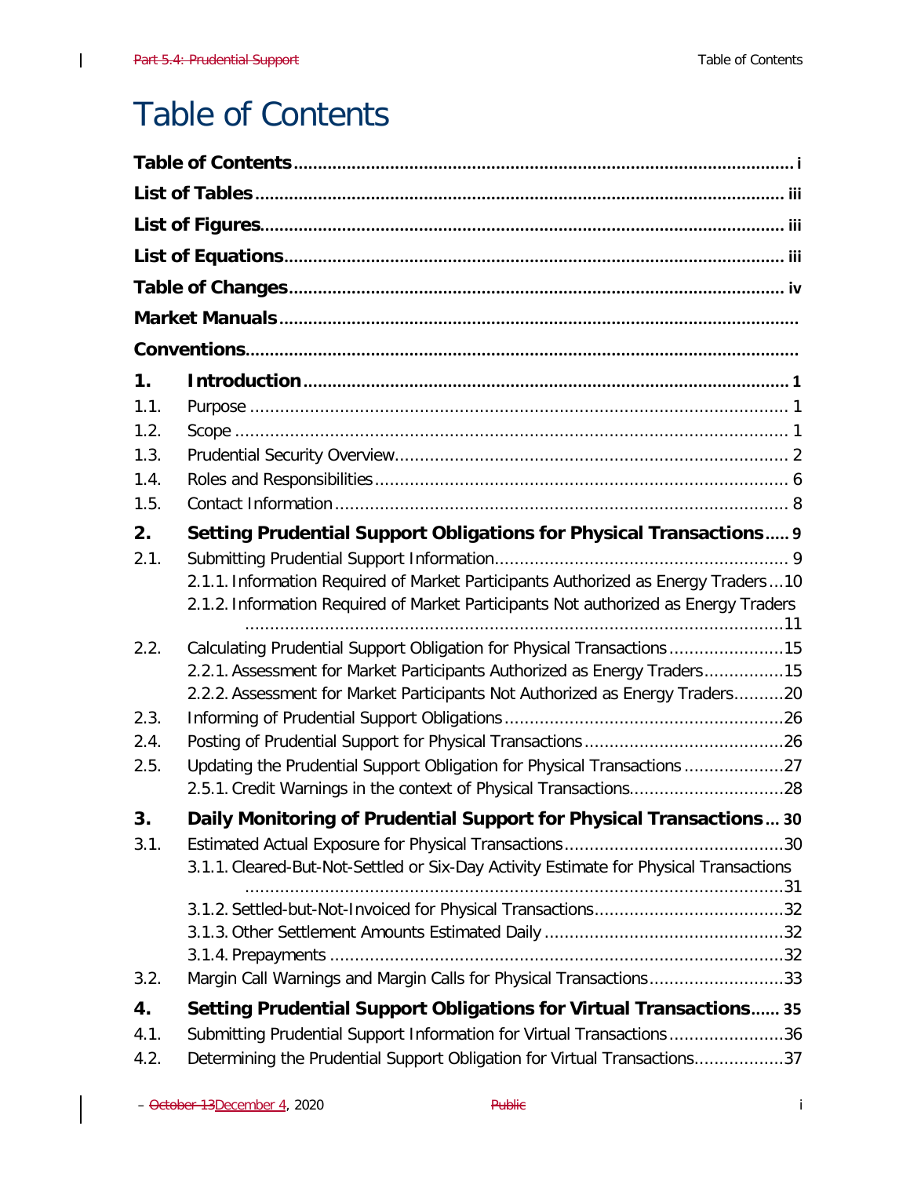# Table of Contents

**Table of Contents** ........................................................................................................ i

**List of Tables** .............................................................................................................. iii

**List of Figures** ............................................................................................................. iii

**List of Equations** ........................................................................................................ iii

**Table of Changes** ........................................................................................................ iv

**Market Manuals** ..........................................................................................................

**Conventions** ..................................................................................................................

**1. Introduction** ............................................................................................................ 1

1.1. Purpose ...................................................................................................................... 1

1.2. Scope ......................................................................................................................... 1

1.3. Prudential Security Overview ..................................................................................... 2

1.4. Roles and Responsibilities .......................................................................................... 6

1.5. Contact Information ................................................................................................... 8

**2. Setting Prudential Support Obligations for Physical Transactions** ..... 9

2.1. Submitting Prudential Support Information .................................................................. 9

2.1.1. Information Required of Market Participants Authorized as Energy Traders ... 10

2.1.2. Information Required of Market Participants Not authorized as Energy Traders ........................................................................................................ 11

2.2. Calculating Prudential Support Obligation for Physical Transactions ........................ 15

2.2.1. Assessment for Market Participants Authorized as Energy Traders ................ 15

2.2.2. Assessment for Market Participants Not Authorized as Energy Traders .......... 20

2.3. Informing of Prudential Support Obligations .............................................................. 26

2.4. Posting of Prudential Support for Physical Transactions ............................................ 26

2.5. Updating the Prudential Support Obligation for Physical Transactions ...................... 27

2.5.1. Credit Warnings in the context of Physical Transactions ................................ 28

**3. Daily Monitoring of Prudential Support for Physical Transactions** ... 30

3.1. Estimated Actual Exposure for Physical Transactions ............................................... 30

3.1.1. Cleared-But-Not-Settled or Six-Day Activity Estimate for Physical Transactions ........................................................................................................ 31

3.1.2. Settled-but-Not-Invoiced for Physical Transactions ........................................ 32

3.1.3. Other Settlement Amounts Estimated Daily ................................................... 32

3.1.4. Prepayments ...................................................................................................... 32

3.2. Margin Call Warnings and Margin Calls for Physical Transactions ............................ 33

**4. Setting Prudential Support Obligations for Virtual Transactions** ...... 35

4.1. Submitting Prudential Support Information for Virtual Transactions ........................ 36

4.2. Determining the Prudential Support Obligation for Virtual Transactions .................. 37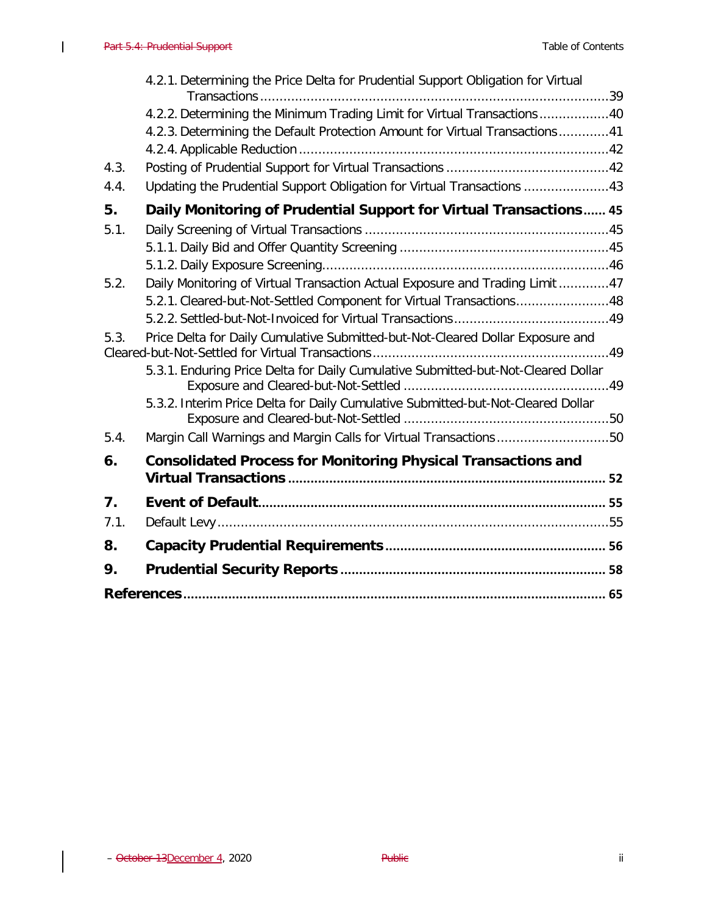4.2.1. Determining the Price Delta for Prudential Support Obligation for Virtual Transactions ....39

4.2.2. Determining the Minimum Trading Limit for Virtual Transactions ....40

4.2.3. Determining the Default Protection Amount for Virtual Transactions ....41

4.2.4. Applicable Reduction ....42

4.3. Posting of Prudential Support for Virtual Transactions ....42

4.4. Updating the Prudential Support Obligation for Virtual Transactions ....43

**5. Daily Monitoring of Prudential Support for Virtual Transactions ....45**

5.1. Daily Screening of Virtual Transactions ....45

5.1.1. Daily Bid and Offer Quantity Screening ....45

5.1.2. Daily Exposure Screening ....46

5.2. Daily Monitoring of Virtual Transaction Actual Exposure and Trading Limit ....47

5.2.1. Cleared-but-Not-Settled Component for Virtual Transactions ....48

5.2.2. Settled-but-Not-Invoiced for Virtual Transactions ....49

5.3. Price Delta for Daily Cumulative Submitted-but-Not-Cleared Dollar Exposure and Cleared-but-Not-Settled for Virtual Transactions ....49

5.3.1. Enduring Price Delta for Daily Cumulative Submitted-but-Not-Cleared Dollar Exposure and Cleared-but-Not-Settled ....49

5.3.2. Interim Price Delta for Daily Cumulative Submitted-but-Not-Cleared Dollar Exposure and Cleared-but-Not-Settled ....50

5.4. Margin Call Warnings and Margin Calls for Virtual Transactions ....50

**6. Consolidated Process for Monitoring Physical Transactions and Virtual Transactions ....52**

**7. Event of Default ....55**

7.1. Default Levy ....55

**8. Capacity Prudential Requirements ....56**

**9. Prudential Security Reports ....58**

**References ....65**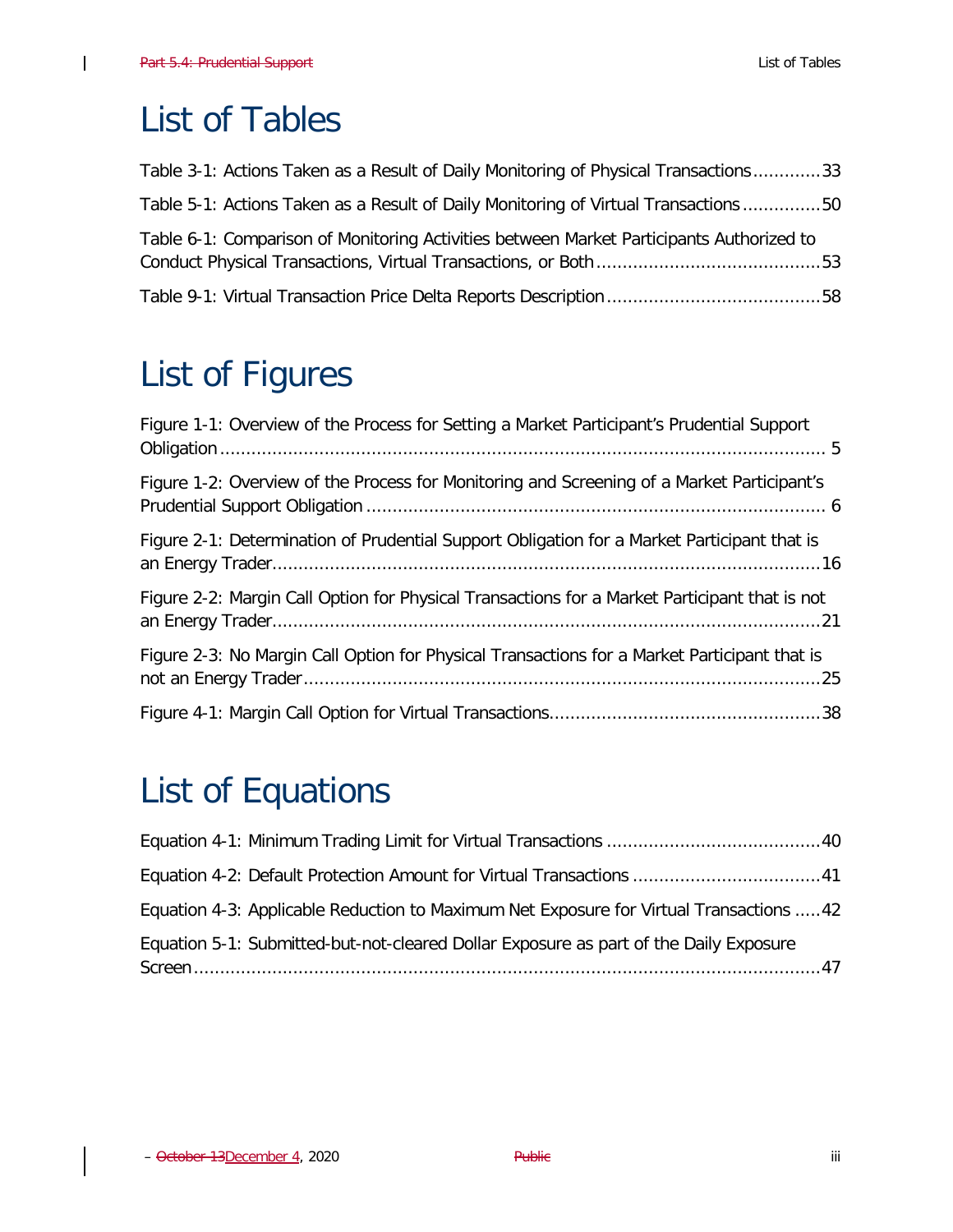# List of Tables

Table 3-1: Actions Taken as a Result of Daily Monitoring of Physical Transactions............33

Table 5-1: Actions Taken as a Result of Daily Monitoring of Virtual Transactions ...............50

Table 6-1: Comparison of Monitoring Activities between Market Participants Authorized to Conduct Physical Transactions, Virtual Transactions, or Both...........................................53

Table 9-1: Virtual Transaction Price Delta Reports Description.........................................58

# List of Figures

Figure 1-1: Overview of the Process for Setting a Market Participant's Prudential Support Obligation.................................................................................................................... 5

Figure 1-2: Overview of the Process for Monitoring and Screening of a Market Participant's Prudential Support Obligation ........................................................................................ 6

Figure 2-1: Determination of Prudential Support Obligation for a Market Participant that is an Energy Trader........................................................................................................16

Figure 2-2: Margin Call Option for Physical Transactions for a Market Participant that is not an Energy Trader........................................................................................................21

Figure 2-3: No Margin Call Option for Physical Transactions for a Market Participant that is not an Energy Trader..................................................................................................25

Figure 4-1: Margin Call Option for Virtual Transactions...................................................38

# List of Equations

Equation 4-1: Minimum Trading Limit for Virtual Transactions .........................................40

Equation 4-2: Default Protection Amount for Virtual Transactions ....................................41

Equation 4-3: Applicable Reduction to Maximum Net Exposure for Virtual Transactions .....42

Equation 5-1: Submitted-but-not-cleared Dollar Exposure as part of the Daily Exposure Screen........................................................................................................................47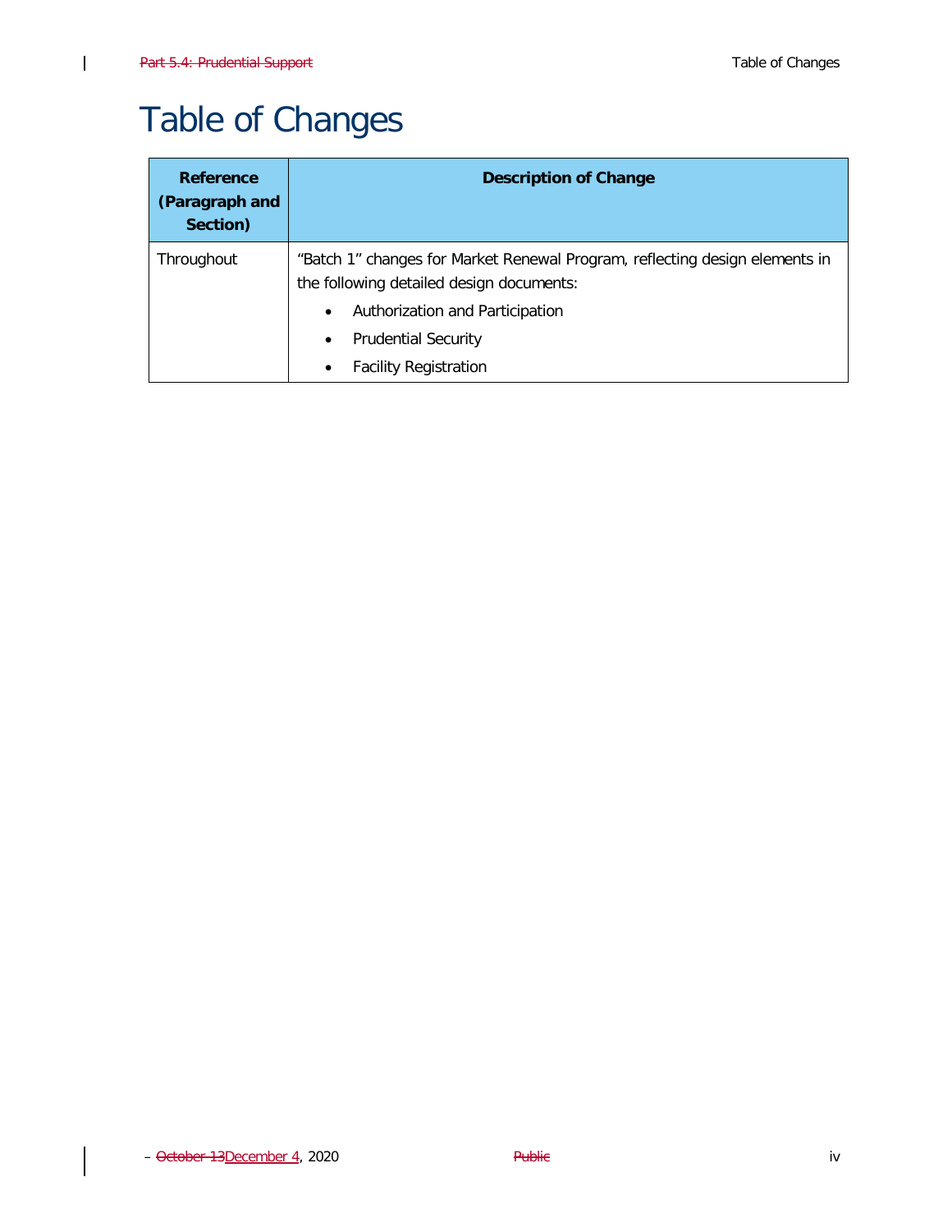# Table of Changes

| Reference (Paragraph and Section) | Description of Change |
|---|---|
| Throughout | "Batch 1" changes for Market Renewal Program, reflecting design elements in the following detailed design documents:<br>• Authorization and Participation<br>• Prudential Security<br>• Facility Registration |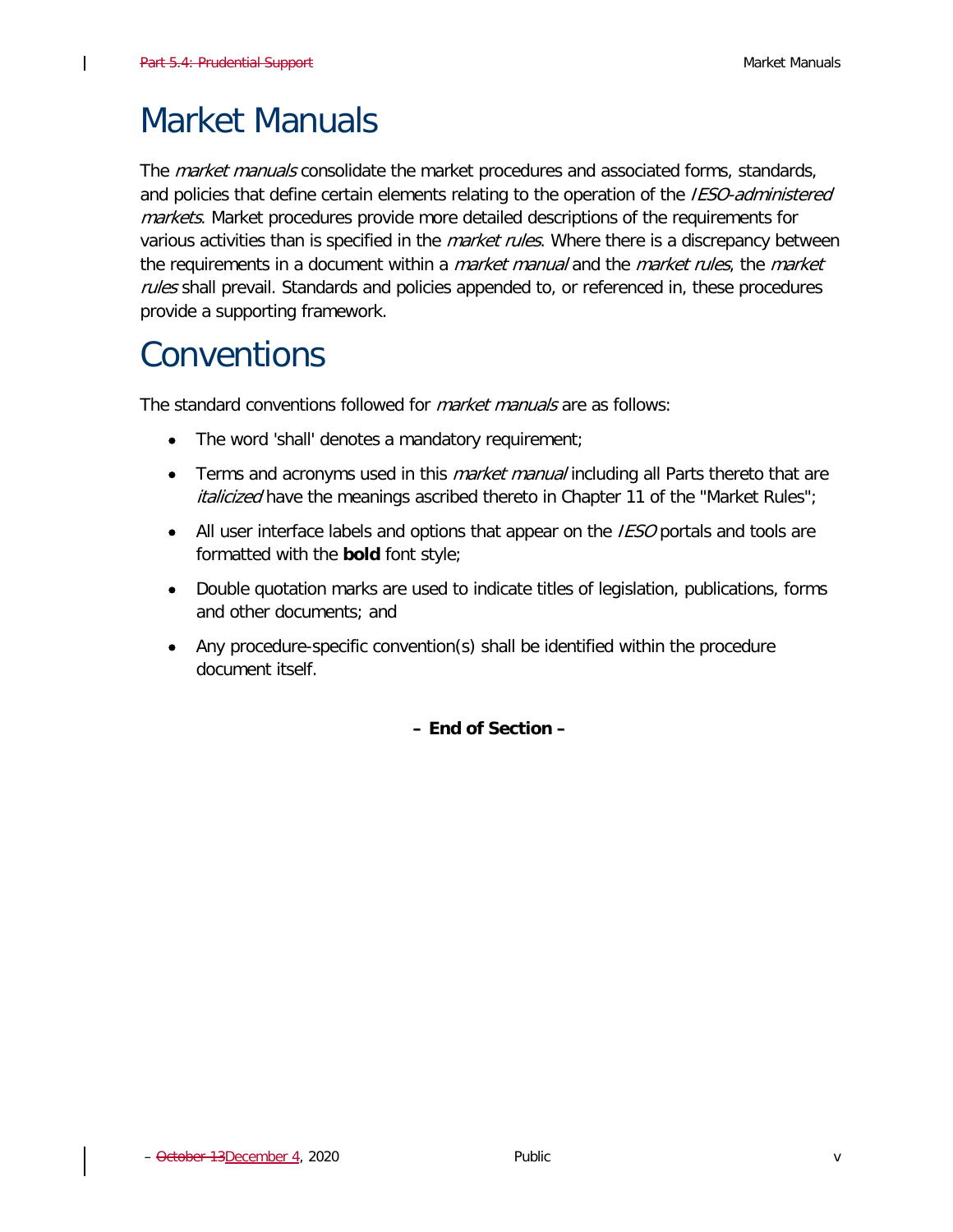# Market Manuals

The *market manuals* consolidate the market procedures and associated forms, standards, and policies that define certain elements relating to the operation of the *IESO-administered markets*. Market procedures provide more detailed descriptions of the requirements for various activities than is specified in the *market rules*. Where there is a discrepancy between the requirements in a document within a *market manual* and the *market rules*, the *market rules* shall prevail. Standards and policies appended to, or referenced in, these procedures provide a supporting framework.

# Conventions

The standard conventions followed for *market manuals* are as follows:

- The word 'shall' denotes a mandatory requirement;
- Terms and acronyms used in this *market manual* including all Parts thereto that are *italicized* have the meanings ascribed thereto in Chapter 11 of the "Market Rules";
- All user interface labels and options that appear on the *IESO* portals and tools are formatted with the **bold** font style;
- Double quotation marks are used to indicate titles of legislation, publications, forms and other documents; and
- Any procedure-specific convention(s) shall be identified within the procedure document itself.

**– End of Section –**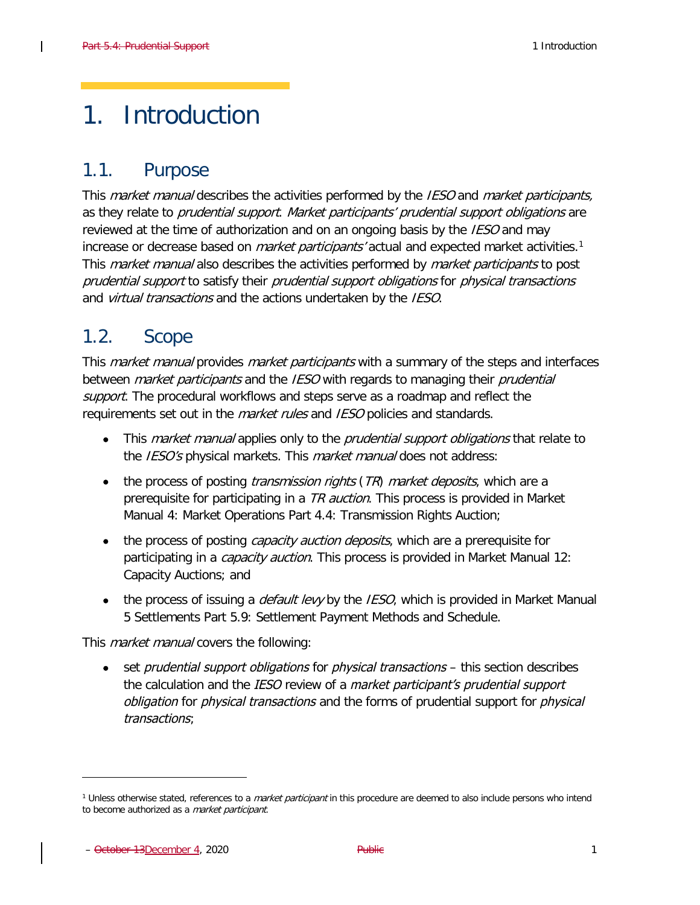# 1. Introduction

## 1.1. Purpose

This *market manual* describes the activities performed by the *IESO* and *market participants,* as they relate to *prudential support*. *Market participants' prudential support obligations* are reviewed at the time of authorization and on an ongoing basis by the *IESO* and may increase or decrease based on *market participants'* actual and expected market activities.[1] This *market manual* also describes the activities performed by *market participants* to post *prudential support* to satisfy their *prudential support obligations* for *physical transactions* and *virtual transactions* and the actions undertaken by the *IESO*.

## 1.2. Scope

This *market manual* provides *market participants* with a summary of the steps and interfaces between *market participants* and the *IESO* with regards to managing their *prudential support*. The procedural workflows and steps serve as a roadmap and reflect the requirements set out in the *market rules* and *IESO* policies and standards.

- This *market manual* applies only to the *prudential support obligations* that relate to the *IESO's* physical markets. This *market manual* does not address:
- the process of posting *transmission rights* (*TR*) *market deposits*, which are a prerequisite for participating in a *TR auction*. This process is provided in Market Manual 4: Market Operations Part 4.4: Transmission Rights Auction;
- the process of posting *capacity auction deposits*, which are a prerequisite for participating in a *capacity auction*. This process is provided in Market Manual 12: Capacity Auctions; and
- the process of issuing a *default levy* by the *IESO*, which is provided in Market Manual 5 Settlements Part 5.9: Settlement Payment Methods and Schedule.

This *market manual* covers the following:

- set *prudential support obligations* for *physical transactions* – this section describes the calculation and the *IESO* review of a *market participant's prudential support obligation* for *physical transactions* and the forms of prudential support for *physical transactions*;

---

[1] Unless otherwise stated, references to a *market participant* in this procedure are deemed to also include persons who intend to become authorized as a *market participant*.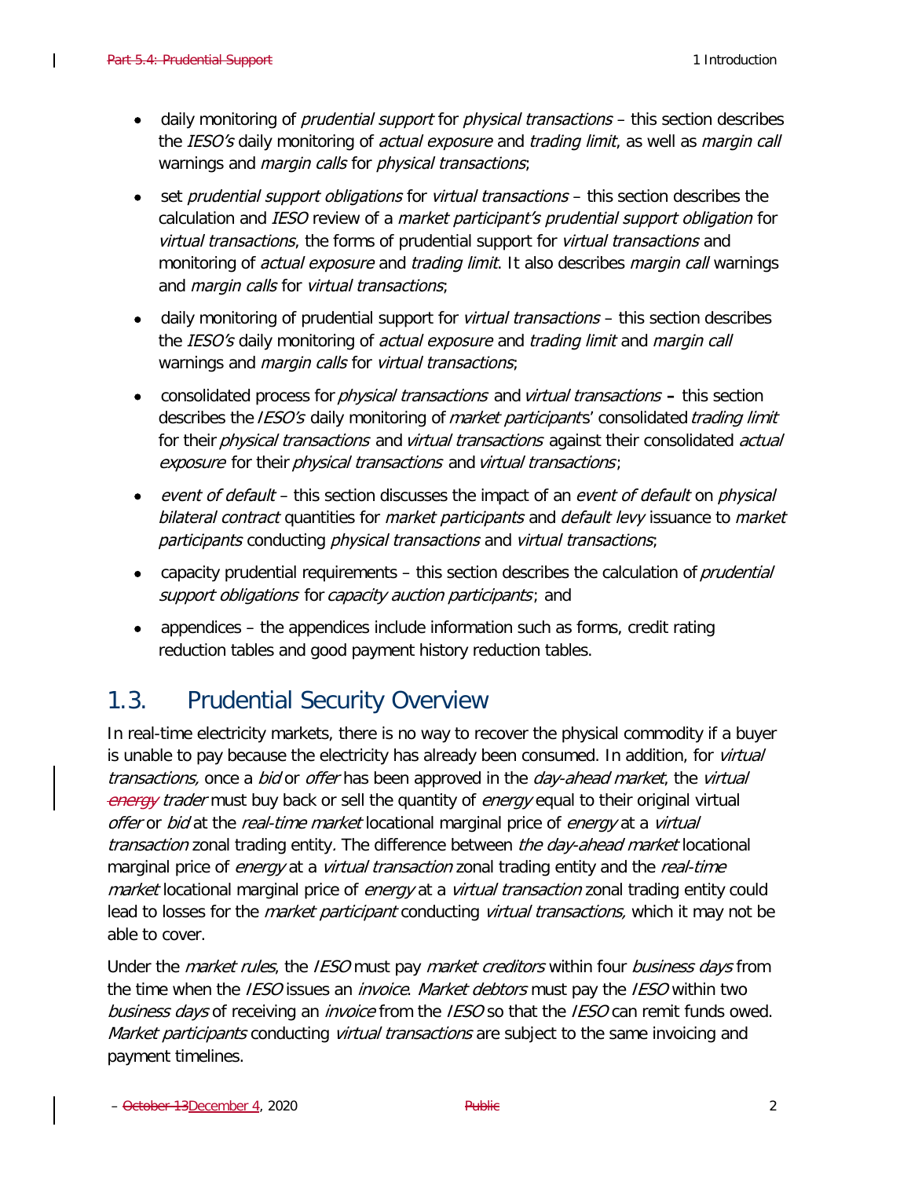- daily monitoring of *prudential support* for *physical transactions* – this section describes the *IESO's* daily monitoring of *actual exposure* and *trading limit*, as well as *margin call* warnings and *margin calls* for *physical transactions*;
- set *prudential support obligations* for *virtual transactions* – this section describes the calculation and *IESO* review of a *market participant's prudential support obligation* for *virtual transactions*, the forms of prudential support for *virtual transactions* and monitoring of *actual exposure* and *trading limit*. It also describes *margin call* warnings and *margin calls* for *virtual transactions*;
- daily monitoring of prudential support for *virtual transactions* – this section describes the *IESO's* daily monitoring of *actual exposure* and *trading limit* and *margin call* warnings and *margin calls* for *virtual transactions*;
- consolidated process for *physical transactions* and *virtual transactions* **–** this section describes the *IESO's* daily monitoring of *market participants*' consolidated *trading limit* for their *physical transactions* and *virtual transactions* against their consolidated *actual exposure* for their *physical transactions* and *virtual transactions*;
- *event of default* – this section discusses the impact of an *event of default* on *physical bilateral contract* quantities for *market participants* and *default levy* issuance to *market participants* conducting *physical transactions* and *virtual transactions*;
- capacity prudential requirements – this section describes the calculation of *prudential support obligations* for *capacity auction participants*; and
- appendices – the appendices include information such as forms, credit rating reduction tables and good payment history reduction tables.

## 1.3. Prudential Security Overview

In real-time electricity markets, there is no way to recover the physical commodity if a buyer is unable to pay because the electricity has already been consumed. In addition, for *virtual transactions,* once a *bid* or *offer* has been approved in the *day-ahead market*, the *virtual* ~~*energy*~~ *trader* must buy back or sell the quantity of *energy* equal to their original virtual *offer* or *bid* at the *real-time market* locational marginal price of *energy* at a *virtual transaction* zonal trading entity. The difference between *the day-ahead market* locational marginal price of *energy* at a *virtual transaction* zonal trading entity and the *real-time market* locational marginal price of *energy* at a *virtual transaction* zonal trading entity could lead to losses for the *market participant* conducting *virtual transactions,* which it may not be able to cover.

Under the *market rules*, the *IESO* must pay *market creditors* within four *business days* from the time when the *IESO* issues an *invoice*. *Market debtors* must pay the *IESO* within two *business days* of receiving an *invoice* from the *IESO* so that the *IESO* can remit funds owed. *Market participants* conducting *virtual transactions* are subject to the same invoicing and payment timelines.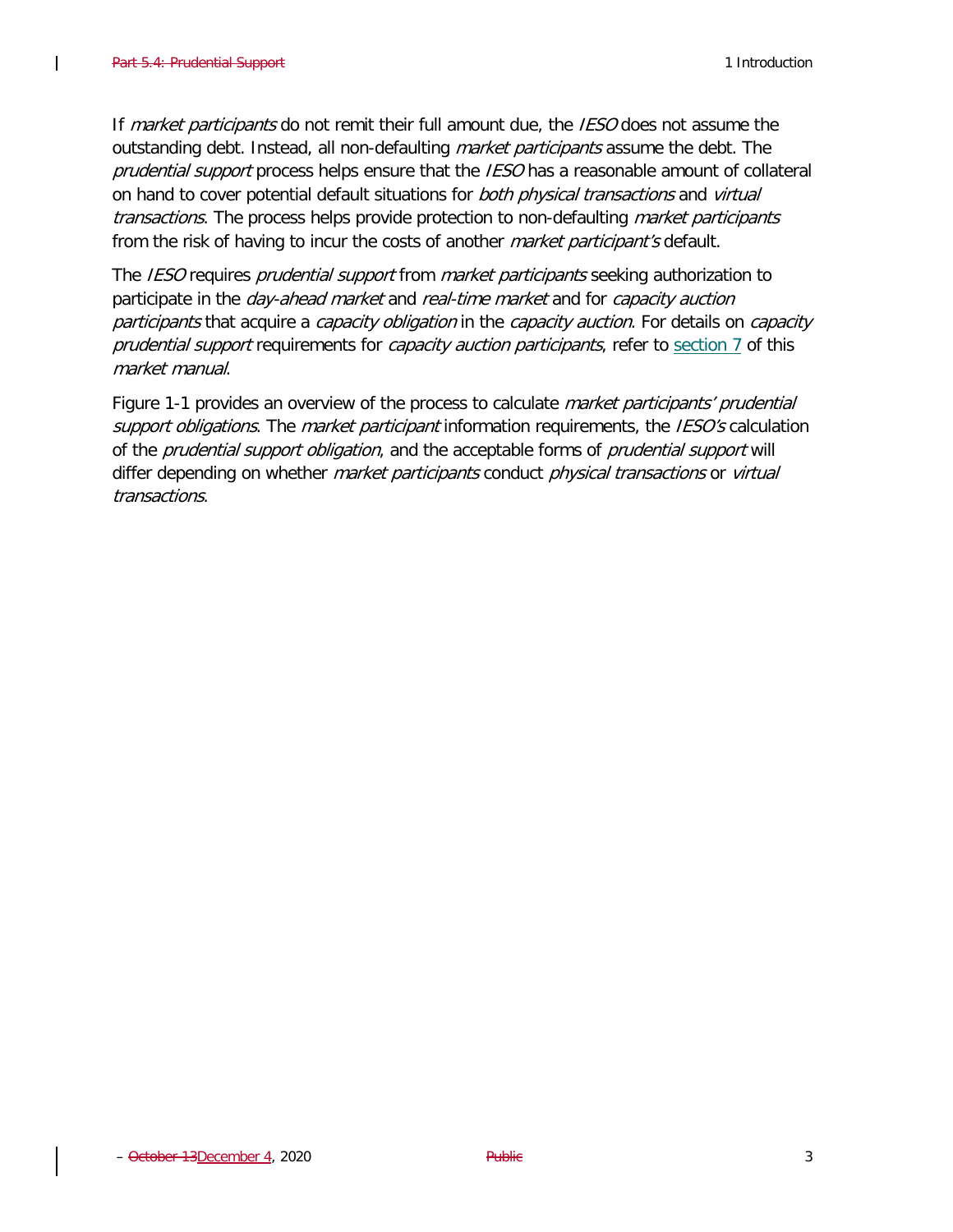If *market participants* do not remit their full amount due, the *IESO* does not assume the outstanding debt. Instead, all non-defaulting *market participants* assume the debt. The *prudential support* process helps ensure that the *IESO* has a reasonable amount of collateral on hand to cover potential default situations for *both physical transactions* and *virtual transactions*. The process helps provide protection to non-defaulting *market participants* from the risk of having to incur the costs of another *market participant's* default.

The *IESO* requires *prudential support* from *market participants* seeking authorization to participate in the *day-ahead market* and *real-time market* and for *capacity auction participants* that acquire a *capacity obligation* in the *capacity auction*. For details on *capacity prudential support* requirements for *capacity auction participants*, refer to section 7 of this *market manual*.

Figure 1-1 provides an overview of the process to calculate *market participants' prudential support obligations*. The *market participant* information requirements, the *IESO's* calculation of the *prudential support obligation*, and the acceptable forms of *prudential support* will differ depending on whether *market participants* conduct *physical transactions* or *virtual transactions*.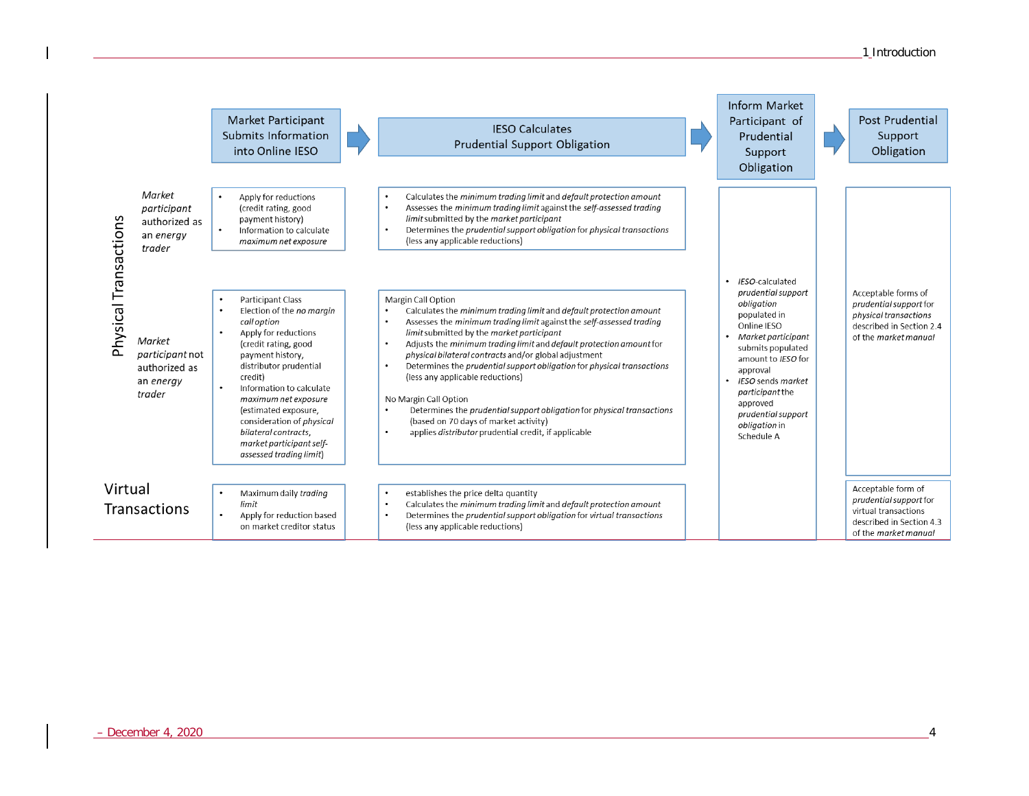| | Market Participant Submits Information into Online IESO | IESO Calculates Prudential Support Obligation | Inform Market Participant of Prudential Support Obligation | Post Prudential Support Obligation |
|---|---|---|---|---|
| **Physical Transactions** — *Market participant* authorized as an *energy trader* | • Apply for reductions (credit rating, good payment history)<br>• Information to calculate *maximum net exposure* | • Calculates the *minimum trading limit* and *default protection amount*<br>• Assesses the *minimum trading limit* against the *self-assessed trading limit* submitted by the *market participant*<br>• Determines the *prudential support obligation* for *physical transactions* (less any applicable reductions) | • *IESO*-calculated *prudential support obligation* populated in Online IESO<br>• *Market participant* submits populated amount to *IESO* for approval<br>• *IESO* sends *market participant* the approved *prudential support obligation* in Schedule A | Acceptable forms of *prudential support* for *physical transactions* described in Section 2.4 of the *market manual* |
| **Physical Transactions** — *Market participant* not authorized as an *energy trader* | • Participant Class<br>• Election of the *no margin call option*<br>• Apply for reductions (credit rating, good payment history, distributor prudential credit)<br>• Information to calculate *maximum net exposure* (estimated exposure, consideration of *physical bilateral contracts*, *market participant self-assessed trading limit*) | Margin Call Option<br>• Calculates the *minimum trading limit* and *default protection amount*<br>• Assesses the *minimum trading limit* against the *self-assessed trading limit* submitted by the *market participant*<br>• Adjusts the *minimum trading limit* and *default protection amount* for *physical bilateral contracts* and/or global adjustment<br>• Determines the *prudential support obligation* for *physical transactions* (less any applicable reductions)<br><br>No Margin Call Option<br>• Determines the *prudential support obligation* for *physical transactions* (based on 70 days of market activity)<br>• applies *distributor* prudential credit, if applicable | | |
| **Virtual Transactions** | • Maximum daily *trading limit*<br>• Apply for reduction based on market creditor status | • establishes the price delta quantity<br>• Calculates the *minimum trading limit* and *default protection amount*<br>• Determines the *prudential support obligation* for *virtual transactions* (less any applicable reductions) | | Acceptable form of *prudential support* for virtual transactions described in Section 4.3 of the *market manual* |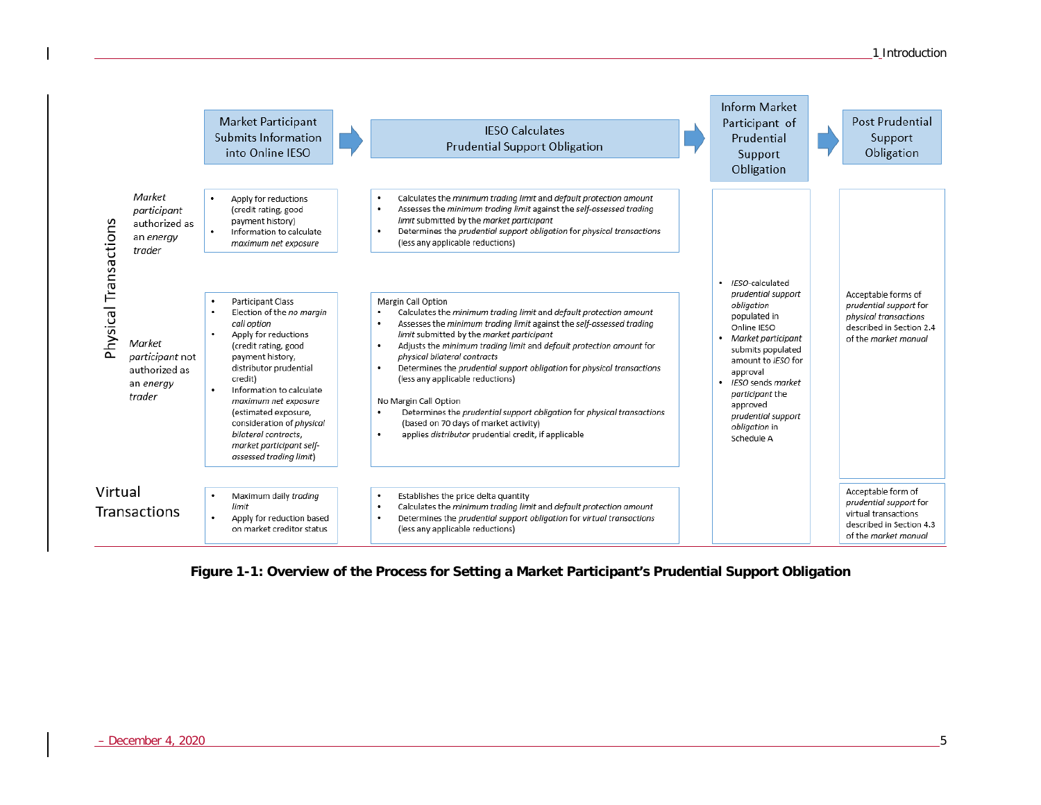| | | Market Participant Submits Information into Online IESO | IESO Calculates Prudential Support Obligation | Inform Market Participant of Prudential Support Obligation | Post Prudential Support Obligation |
|---|---|---|---|---|---|
| Physical Transactions | *Market participant* authorized as an *energy trader* | • Apply for reductions (credit rating, good payment history)<br>• Information to calculate *maximum net exposure* | • Calculates the *minimum trading limit* and *default protection amount*<br>• Assesses the *minimum trading limit* against the *self-assessed trading limit* submitted by the *market participant*<br>• Determines the *prudential support obligation* for *physical transactions* (less any applicable reductions) | • *IESO*-calculated *prudential support obligation* populated in Online IESO<br>• *Market participant* submits populated amount to *IESO* for approval<br>• *IESO* sends *market participant* the approved *prudential support obligation* in Schedule A | Acceptable forms of *prudential support* for *physical transactions* described in Section 2.4 of the *market manual* |
| | *Market participant* not authorized as an *energy trader* | • Participant Class<br>• Election of the *no margin call option*<br>• Apply for reductions (credit rating, good payment history, distributor prudential credit)<br>• Information to calculate *maximum net exposure* (estimated exposure, consideration of *physical bilateral contracts*, *market participant self-assessed trading limit*) | Margin Call Option<br>• Calculates the *minimum trading limit* and *default protection amount*<br>• Assesses the *minimum trading limit* against the *self-assessed trading limit* submitted by the *market participant*<br>• Adjusts the *minimum trading limit* and *default protection amount* for *physical bilateral contracts*<br>• Determines the *prudential support obligation* for *physical transactions* (less any applicable reductions)<br><br>No Margin Call Option<br>• Determines the *prudential support obligation* for *physical transactions* (based on 70 days of market activity)<br>• applies *distributor* prudential credit, if applicable | | |
| Virtual Transactions | | • Maximum daily *trading limit*<br>• Apply for reduction based on market creditor status | • Establishes the price delta quantity<br>• Calculates the *minimum trading limit* and *default protection amount*<br>• Determines the *prudential support obligation* for *virtual transactions* (less any applicable reductions) | | Acceptable form of *prudential support* for virtual transactions described in Section 4.3 of the *market manual* |

**Figure 1-1: Overview of the Process for Setting a Market Participant's Prudential Support Obligation**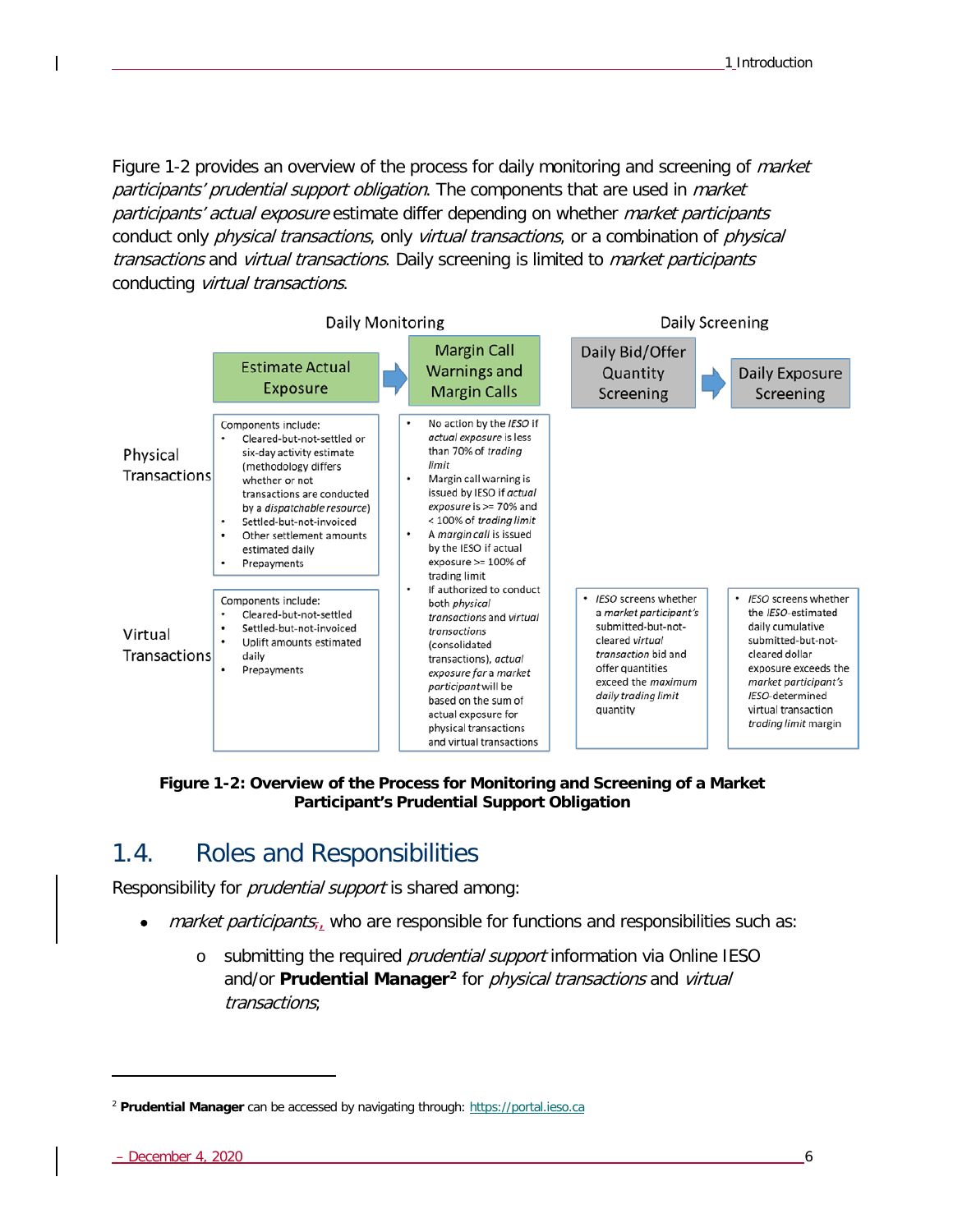Figure 1-2 provides an overview of the process for daily monitoring and screening of *market participants' prudential support obligation*. The components that are used in *market participants' actual exposure* estimate differ depending on whether *market participants* conduct only *physical transactions*, only *virtual transactions*, or a combination of *physical transactions* and *virtual transactions*. Daily screening is limited to *market participants* conducting *virtual transactions*.

| | Daily Monitoring | | Daily Screening | |
|---|---|---|---|---|
| | **Estimate Actual Exposure** | **Margin Call Warnings and Margin Calls** | **Daily Bid/Offer Quantity Screening** | **Daily Exposure Screening** |
| Physical Transactions | Components include:<br>• Cleared-but-not-settled or six-day activity estimate (methodology differs whether or not transactions are conducted by a *dispatchable resource*)<br>• Settled-but-not-invoiced<br>• Other settlement amounts estimated daily<br>• Prepayments | • No action by the *IESO* if *actual exposure* is less than 70% of *trading limit*<br>• Margin call warning is issued by IESO if *actual exposure* is >= 70% and < 100% of *trading limit*<br>• A *margin call* is issued by the IESO if actual exposure >= 100% of trading limit<br>• If authorized to conduct both *physical transactions* and *virtual transactions* (consolidated transactions), *actual exposure for a market participant* will be based on the sum of actual exposure for physical transactions and virtual transactions | | |
| Virtual Transactions | Components include:<br>• Cleared-but-not-settled<br>• Settled-but-not-invoiced<br>• Uplift amounts estimated daily<br>• Prepayments | | • *IESO* screens whether a *market participant's* submitted-but-not-cleared *virtual transaction* bid and offer quantities exceed the *maximum daily trading limit* quantity | • *IESO* screens whether the *IESO*-estimated daily cumulative submitted-but-not-cleared dollar exposure exceeds the *market participant's IESO*-determined virtual transaction *trading limit* margin |

**Figure 1-2: Overview of the Process for Monitoring and Screening of a Market Participant's Prudential Support Obligation**

## 1.4. Roles and Responsibilities

Responsibility for *prudential support* is shared among:

- *market participants*, who are responsible for functions and responsibilities such as:
  - o submitting the required *prudential support* information via Online IESO and/or **Prudential Manager**[2] for *physical transactions* and *virtual transactions*;

[2] **Prudential Manager** can be accessed by navigating through: https://portal.ieso.ca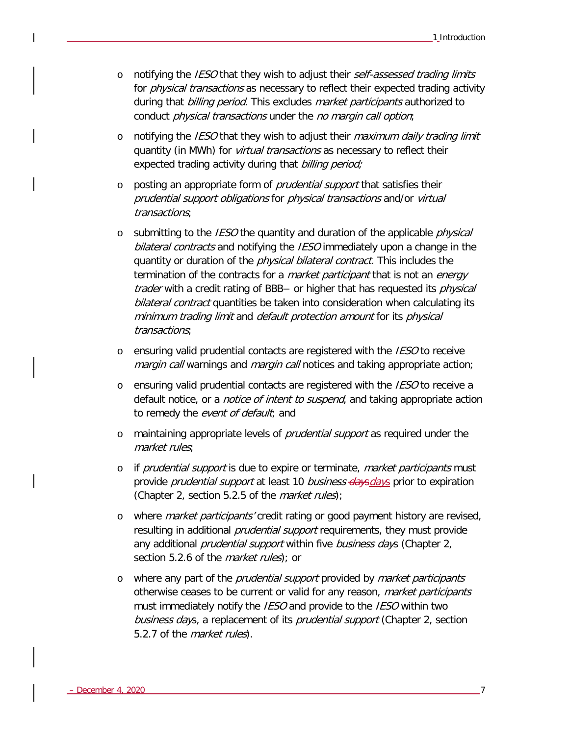- notifying the *IESO* that they wish to adjust their *self-assessed trading limits* for *physical transactions* as necessary to reflect their expected trading activity during that *billing period.* This excludes *market participants* authorized to conduct *physical transactions* under the *no margin call option*;
- notifying the *IESO* that they wish to adjust their *maximum daily trading limit* quantity (in MWh) for *virtual transactions* as necessary to reflect their expected trading activity during that *billing period;*
- posting an appropriate form of *prudential support* that satisfies their *prudential support obligations* for *physical transactions* and/or *virtual transactions*;
- submitting to the *IESO* the quantity and duration of the applicable *physical bilateral contracts* and notifying the *IESO* immediately upon a change in the quantity or duration of the *physical bilateral contract.* This includes the termination of the contracts for a *market participant* that is not an *energy trader* with a credit rating of BBB– or higher that has requested its *physical bilateral contract* quantities be taken into consideration when calculating its *minimum trading limit* and *default protection amount* for its *physical transactions*;
- ensuring valid prudential contacts are registered with the *IESO* to receive *margin call* warnings and *margin call* notices and taking appropriate action;
- ensuring valid prudential contacts are registered with the *IESO* to receive a default notice, or a *notice of intent to suspend*, and taking appropriate action to remedy the *event of default*; and
- maintaining appropriate levels of *prudential support* as required under the *market rules*;
- if *prudential support* is due to expire or terminate, *market participants* must provide *prudential support* at least 10 *business* ~~*days*~~ *days* prior to expiration (Chapter 2, section 5.2.5 of the *market rules*);
- where *market participants'* credit rating or good payment history are revised, resulting in additional *prudential support* requirements, they must provide any additional *prudential support* within five *business days* (Chapter 2, section 5.2.6 of the *market rules*); or
- where any part of the *prudential support* provided by *market participants* otherwise ceases to be current or valid for any reason, *market participants* must immediately notify the *IESO* and provide to the *IESO* within two *business days*, a replacement of its *prudential support* (Chapter 2, section 5.2.7 of the *market rules*).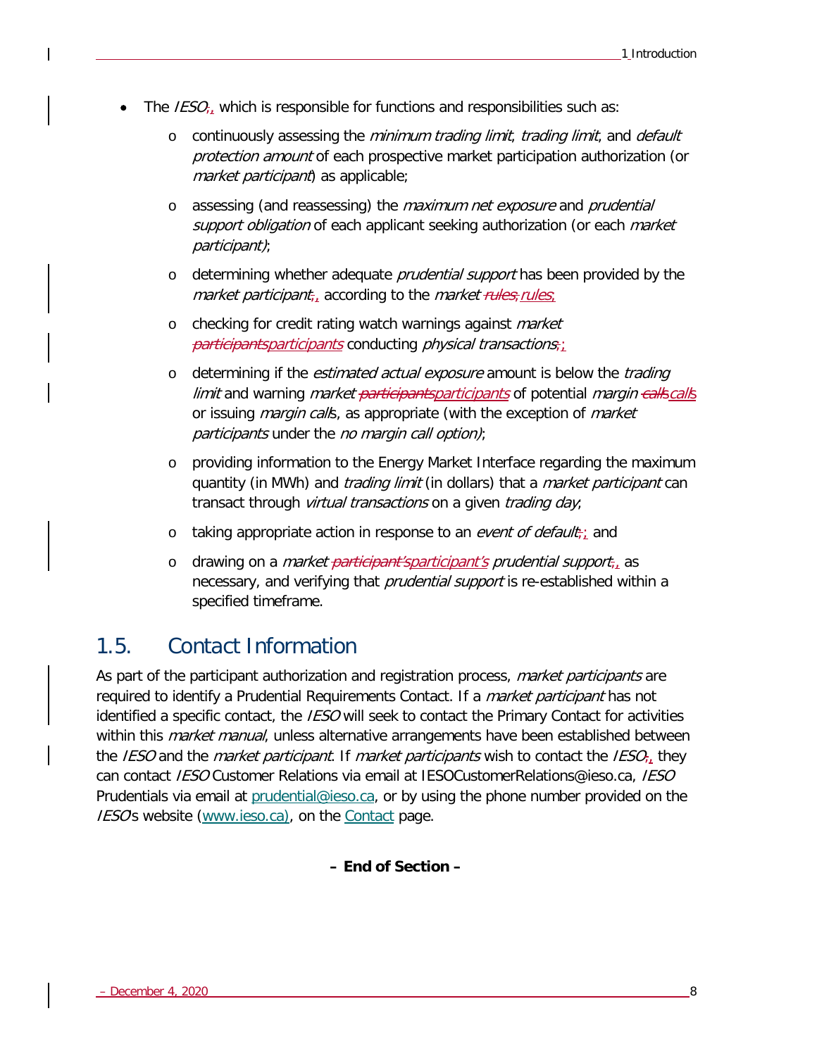- The *IESO*, which is responsible for functions and responsibilities such as:
  - continuously assessing the *minimum trading limit*, *trading limit*, and *default protection amount* of each prospective market participation authorization (or *market participant*) as applicable;
  - assessing (and reassessing) the *maximum net exposure* and *prudential support obligation* of each applicant seeking authorization (or each *market participant)*;
  - determining whether adequate *prudential support* has been provided by the *market participant*, according to the *market rules*;
  - checking for credit rating watch warnings against *market participants* conducting *physical transactions*;
  - determining if the *estimated actual exposure* amount is below the *trading limit* and warning *market participants* of potential *margin calls* or issuing *margin calls*, as appropriate (with the exception of *market participants* under the *no margin call option)*;
  - providing information to the Energy Market Interface regarding the maximum quantity (in MWh) and *trading limit* (in dollars) that a *market participant* can transact through *virtual transactions* on a given *trading day*;
  - taking appropriate action in response to an *event of default*; and
  - drawing on a *market participant's prudential support*, as necessary, and verifying that *prudential support* is re-established within a specified timeframe.

## 1.5. Contact Information

As part of the participant authorization and registration process, *market participants* are required to identify a Prudential Requirements Contact. If a *market participant* has not identified a specific contact, the *IESO* will seek to contact the Primary Contact for activities within this *market manual*, unless alternative arrangements have been established between the *IESO* and the *market participant*. If *market participants* wish to contact the *IESO*, they can contact *IESO* Customer Relations via email at IESOCustomerRelations@ieso.ca, *IESO* Prudentials via email at [prudential@ieso.ca](mailto:prudential@ieso.ca), or by using the phone number provided on the *IESO*s website ([www.ieso.ca](http://www.ieso.ca)), on the [Contact]() page.

**– End of Section –**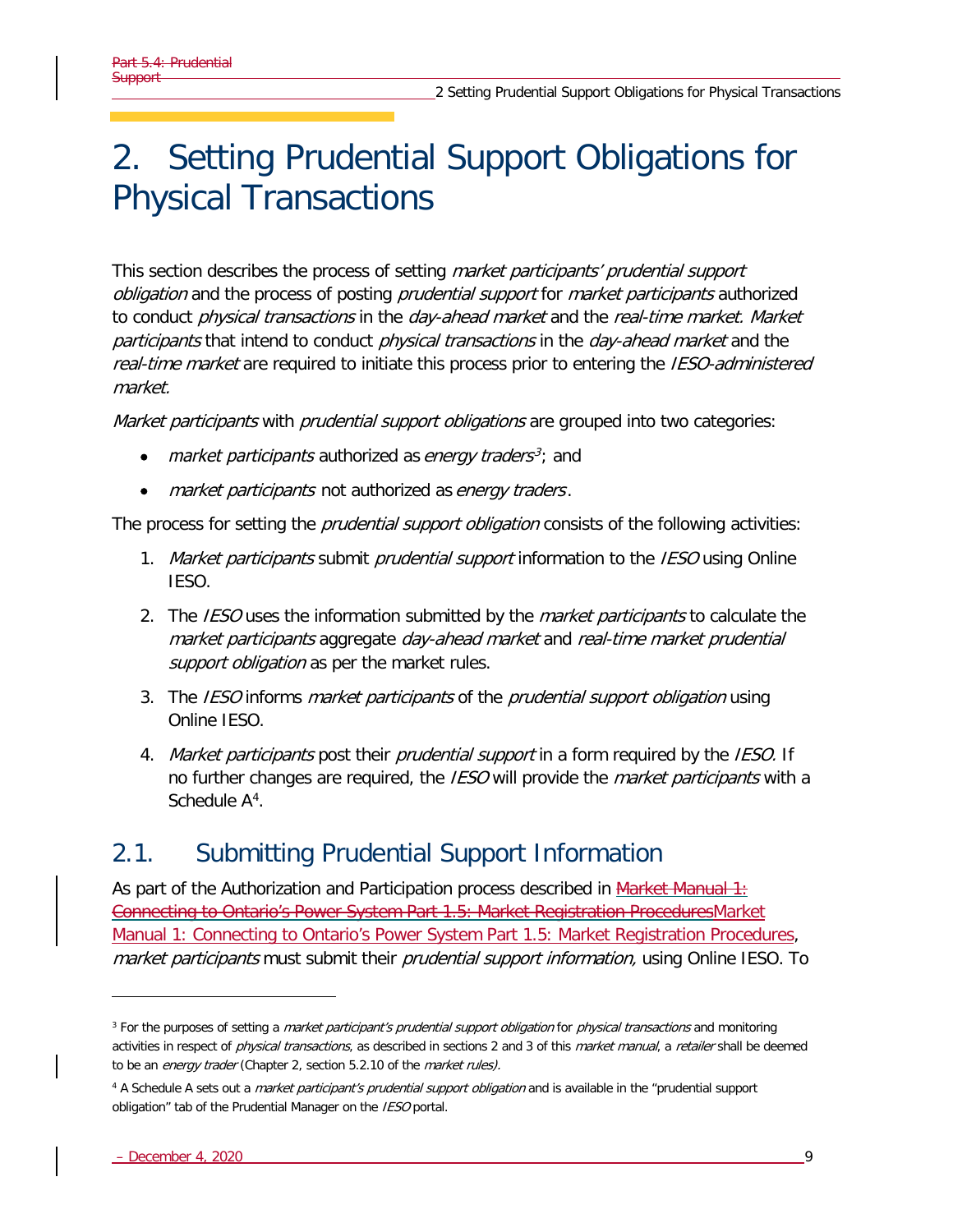# 2. Setting Prudential Support Obligations for Physical Transactions

This section describes the process of setting *market participants' prudential support obligation* and the process of posting *prudential support* for *market participants* authorized to conduct *physical transactions* in the *day-ahead market* and the *real-time market. Market participants* that intend to conduct *physical transactions* in the *day-ahead market* and the *real-time market* are required to initiate this process prior to entering the *IESO-administered market.*

*Market participants* with *prudential support obligations* are grouped into two categories:

- *market participants* authorized as *energy traders*[3]; and
- *market participants* not authorized as *energy traders*.

The process for setting the *prudential support obligation* consists of the following activities:

1. *Market participants* submit *prudential support* information to the *IESO* using Online IESO.
2. The *IESO* uses the information submitted by the *market participants* to calculate the *market participants* aggregate *day-ahead market* and *real-time market prudential support obligation* as per the market rules.
3. The *IESO* informs *market participants* of the *prudential support obligation* using Online IESO.
4. *Market participants* post their *prudential support* in a form required by the *IESO*. If no further changes are required, the *IESO* will provide the *market participants* with a Schedule A[4].

## 2.1. Submitting Prudential Support Information

As part of the Authorization and Participation process described in ~~Market Manual 1: Connecting to Ontario's Power System Part 1.5: Market Registration Procedures~~Market Manual 1: Connecting to Ontario's Power System Part 1.5: Market Registration Procedures, *market participants* must submit their *prudential support information,* using Online IESO. To

---

[3] For the purposes of setting a *market participant's prudential support obligation* for *physical transactions* and monitoring activities in respect of *physical transactions*, as described in sections 2 and 3 of this *market manual*, a *retailer* shall be deemed to be an *energy trader* (Chapter 2, section 5.2.10 of the *market rules).*

[4] A Schedule A sets out a *market participant's prudential support obligation* and is available in the "prudential support obligation" tab of the Prudential Manager on the *IESO* portal.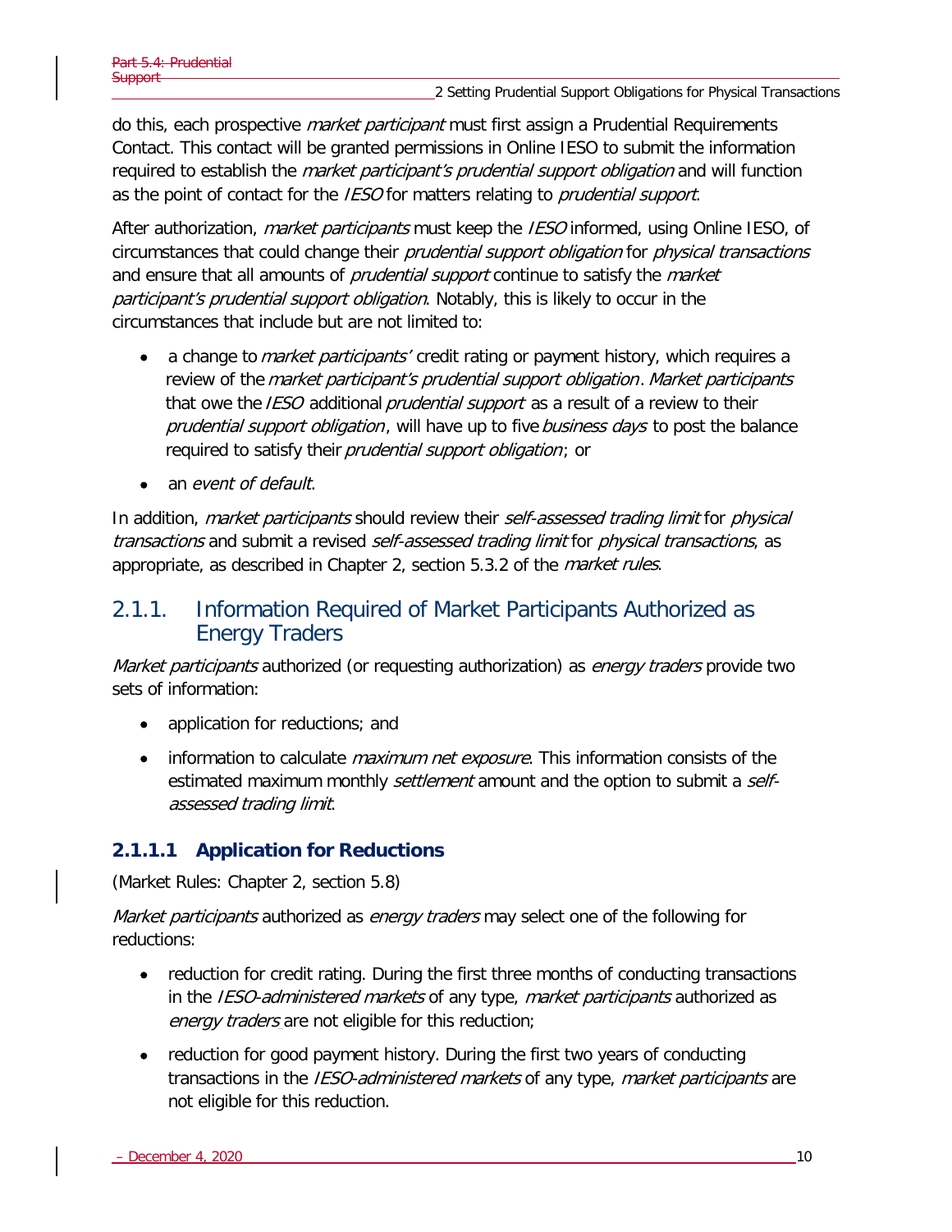do this, each prospective *market participant* must first assign a Prudential Requirements Contact. This contact will be granted permissions in Online IESO to submit the information required to establish the *market participant's prudential support obligation* and will function as the point of contact for the *IESO* for matters relating to *prudential support*.

After authorization, *market participants* must keep the *IESO* informed, using Online IESO, of circumstances that could change their *prudential support obligation* for *physical transactions* and ensure that all amounts of *prudential support* continue to satisfy the *market participant's prudential support obligation*. Notably, this is likely to occur in the circumstances that include but are not limited to:

- a change to *market participants'* credit rating or payment history, which requires a review of the *market participant's prudential support obligation*. *Market participants* that owe the *IESO* additional *prudential support* as a result of a review to their *prudential support obligation*, will have up to five *business days* to post the balance required to satisfy their *prudential support obligation*; or
- an *event of default*.

In addition, *market participants* should review their *self-assessed trading limit* for *physical transactions* and submit a revised *self-assessed trading limit* for *physical transactions*, as appropriate, as described in Chapter 2, section 5.3.2 of the *market rules*.

## 2.1.1. Information Required of Market Participants Authorized as Energy Traders

*Market participants* authorized (or requesting authorization) as *energy traders* provide two sets of information:

- application for reductions; and
- information to calculate *maximum net exposure*. This information consists of the estimated maximum monthly *settlement* amount and the option to submit a *self-assessed trading limit*.

### 2.1.1.1 Application for Reductions

(Market Rules: Chapter 2, section 5.8)

*Market participants* authorized as *energy traders* may select one of the following for reductions:

- reduction for credit rating. During the first three months of conducting transactions in the *IESO-administered markets* of any type, *market participants* authorized as *energy traders* are not eligible for this reduction;
- reduction for good payment history. During the first two years of conducting transactions in the *IESO-administered markets* of any type, *market participants* are not eligible for this reduction.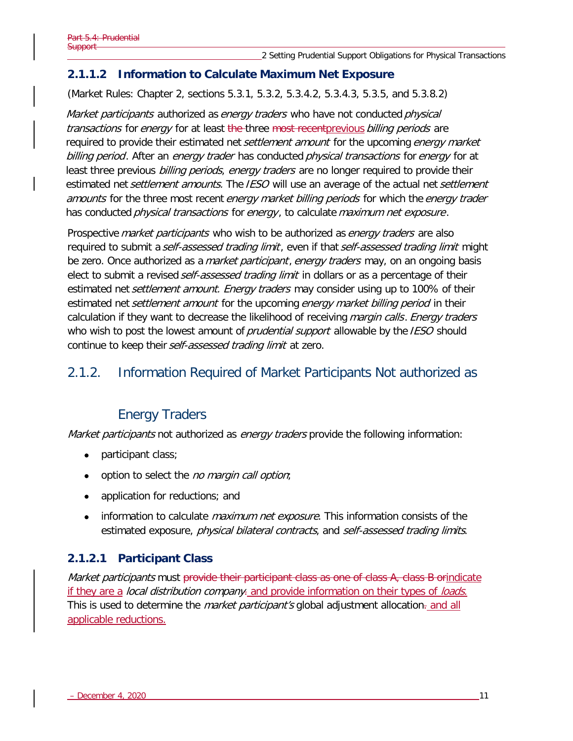### 2.1.1.2 Information to Calculate Maximum Net Exposure

(Market Rules: Chapter 2, sections 5.3.1, 5.3.2, 5.3.4.2, 5.3.4.3, 5.3.5, and 5.3.8.2)

*Market participants* authorized as *energy traders* who have not conducted *physical transactions* for *energy* for at least ~~the~~ three ~~most recent~~previous *billing periods* are required to provide their estimated net *settlement amount* for the upcoming *energy market billing period*. After an *energy trader* has conducted *physical transactions* for *energy* for at least three previous *billing periods*, *energy traders* are no longer required to provide their estimated net *settlement amounts*. The *IESO* will use an average of the actual net *settlement amounts* for the three most recent *energy market billing periods* for which the *energy trader* has conducted *physical transactions* for *energy*, to calculate *maximum net exposure*.

Prospective *market participants* who wish to be authorized as *energy traders* are also required to submit a *self-assessed trading limit*, even if that *self-assessed trading limit* might be zero. Once authorized as a *market participant*, *energy traders* may, on an ongoing basis elect to submit a revised *self-assessed trading limit* in dollars or as a percentage of their estimated net *settlement amount. Energy traders* may consider using up to 100% of their estimated net *settlement amount* for the upcoming *energy market billing period* in their calculation if they want to decrease the likelihood of receiving *margin calls*. *Energy traders* who wish to post the lowest amount of *prudential support* allowable by the *IESO* should continue to keep their *self-assessed trading limit* at zero.

## 2.1.2. Information Required of Market Participants Not authorized as Energy Traders

*Market participants* not authorized as *energy traders* provide the following information:

- participant class;
- option to select the *no margin call option*;
- application for reductions; and
- information to calculate *maximum net exposure*. This information consists of the estimated exposure, *physical bilateral contracts*, and *self-assessed trading limits*.

### 2.1.2.1 Participant Class

*Market participants* must ~~provide their participant class as one of class A, class B or~~indicate if they are a *local distribution company*~~.~~ and provide information on their types of *loads*. This is used to determine the *market participant's* global adjustment allocation~~.~~ and all applicable reductions.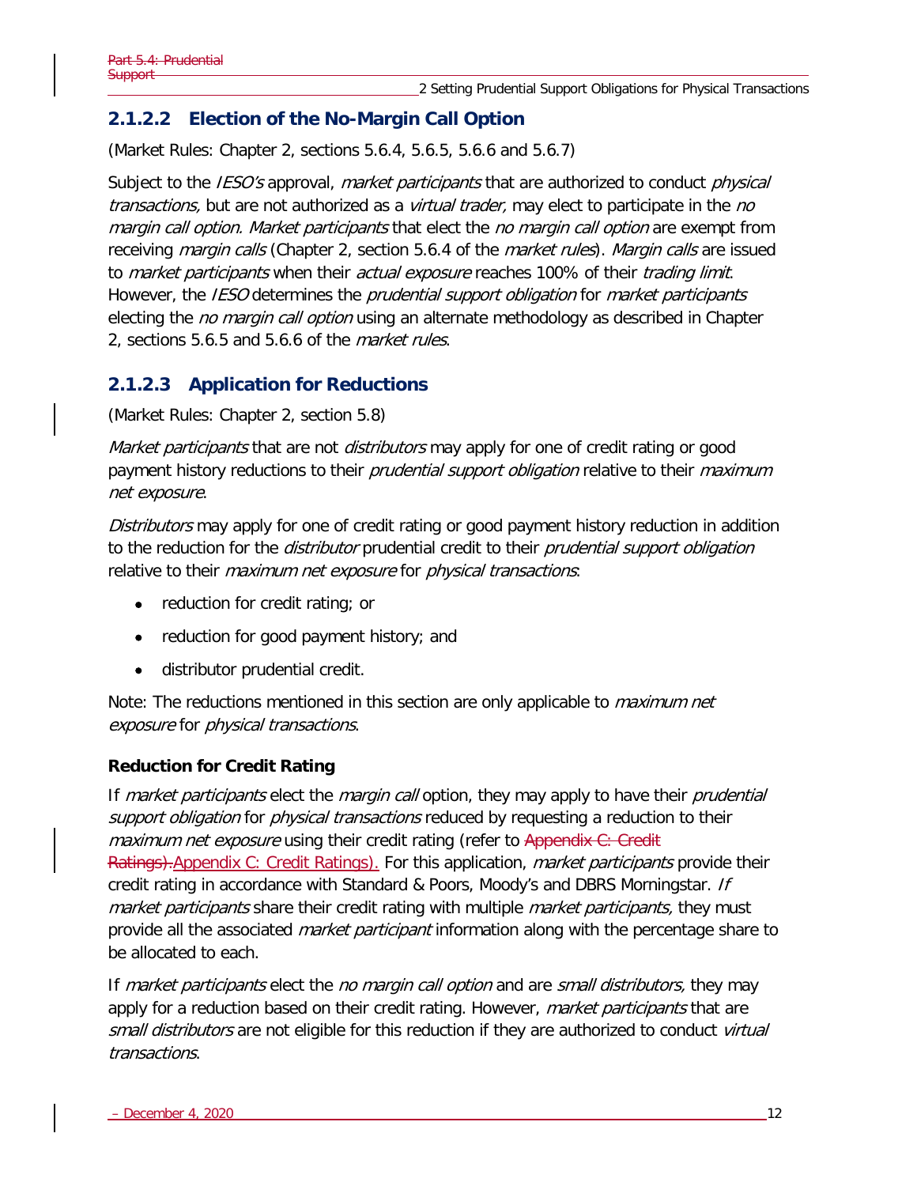## 2.1.2.2 Election of the No-Margin Call Option

(Market Rules: Chapter 2, sections 5.6.4, 5.6.5, 5.6.6 and 5.6.7)

Subject to the *IESO's* approval, *market participants* that are authorized to conduct *physical transactions,* but are not authorized as a *virtual trader,* may elect to participate in the *no margin call option. Market participants* that elect the *no margin call option* are exempt from receiving *margin calls* (Chapter 2, section 5.6.4 of the *market rules*). *Margin calls* are issued to *market participants* when their *actual exposure* reaches 100% of their *trading limit*. However, the *IESO* determines the *prudential support obligation* for *market participants* electing the *no margin call option* using an alternate methodology as described in Chapter 2, sections 5.6.5 and 5.6.6 of the *market rules*.

## 2.1.2.3 Application for Reductions

(Market Rules: Chapter 2, section 5.8)

*Market participants* that are not *distributors* may apply for one of credit rating or good payment history reductions to their *prudential support obligation* relative to their *maximum net exposure*.

*Distributors* may apply for one of credit rating or good payment history reduction in addition to the reduction for the *distributor* prudential credit to their *prudential support obligation* relative to their *maximum net exposure* for *physical transactions*:

- reduction for credit rating; or
- reduction for good payment history; and
- distributor prudential credit.

Note: The reductions mentioned in this section are only applicable to *maximum net exposure* for *physical transactions*.

**Reduction for Credit Rating**

If *market participants* elect the *margin call* option, they may apply to have their *prudential support obligation* for *physical transactions* reduced by requesting a reduction to their *maximum net exposure* using their credit rating (refer to Appendix C: Credit Ratings). For this application, *market participants* provide their credit rating in accordance with Standard & Poors, Moody's and DBRS Morningstar. *If market participants* share their credit rating with multiple *market participants,* they must provide all the associated *market participant* information along with the percentage share to be allocated to each.

If *market participants* elect the *no margin call option* and are *small distributors,* they may apply for a reduction based on their credit rating. However, *market participants* that are *small distributors* are not eligible for this reduction if they are authorized to conduct *virtual transactions*.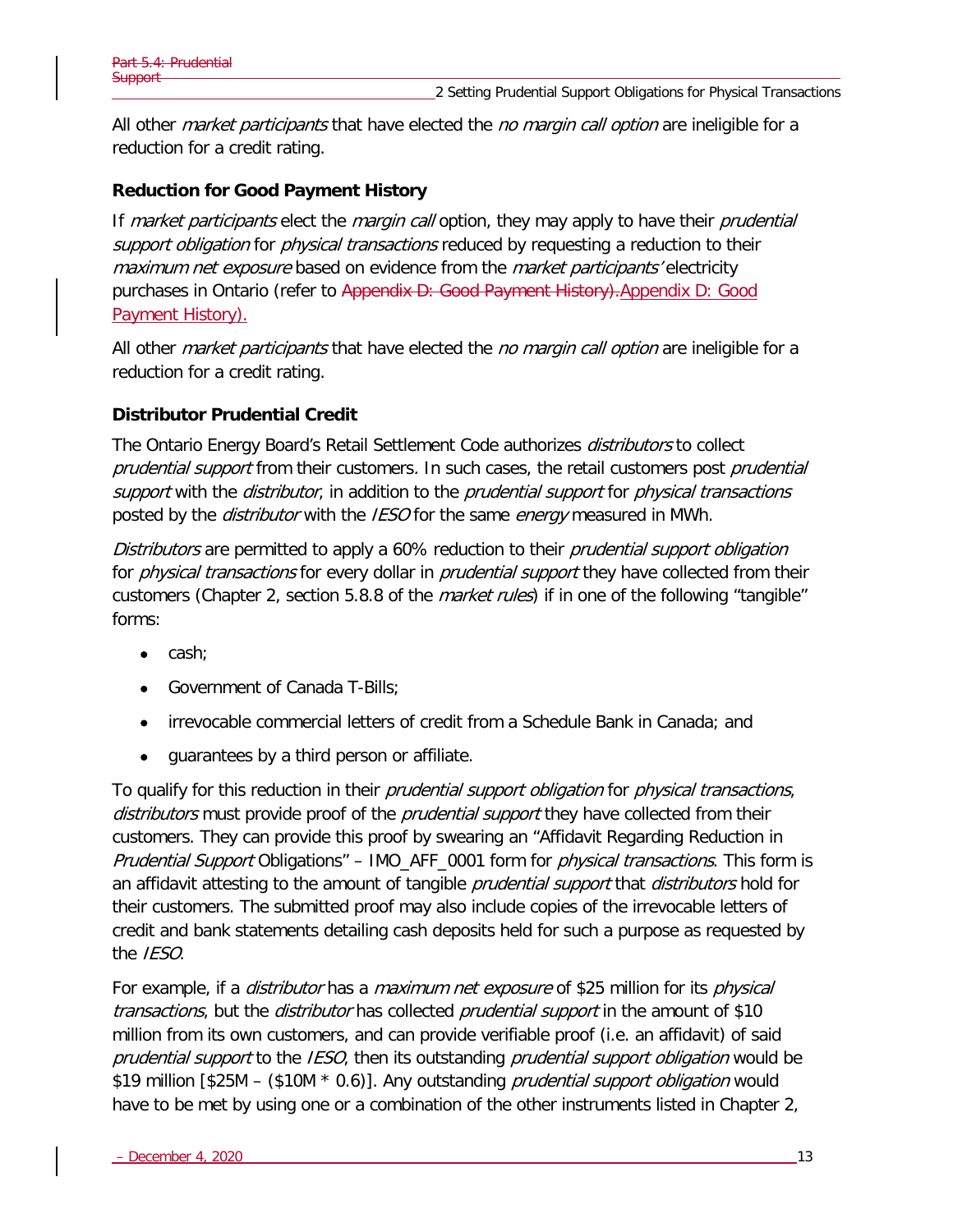All other *market participants* that have elected the *no margin call option* are ineligible for a reduction for a credit rating.

### Reduction for Good Payment History

If *market participants* elect the *margin call* option, they may apply to have their *prudential support obligation* for *physical transactions* reduced by requesting a reduction to their *maximum net exposure* based on evidence from the *market participants'* electricity purchases in Ontario (refer to Appendix D: Good Payment History).

All other *market participants* that have elected the *no margin call option* are ineligible for a reduction for a credit rating.

### Distributor Prudential Credit

The Ontario Energy Board's Retail Settlement Code authorizes *distributors* to collect *prudential support* from their customers. In such cases, the retail customers post *prudential support* with the *distributor*, in addition to the *prudential support* for *physical transactions* posted by the *distributor* with the *IESO* for the same *energy* measured in MWh.

*Distributors* are permitted to apply a 60% reduction to their *prudential support obligation* for *physical transactions* for every dollar in *prudential support* they have collected from their customers (Chapter 2, section 5.8.8 of the *market rules*) if in one of the following "tangible" forms:

- cash;
- Government of Canada T-Bills;
- irrevocable commercial letters of credit from a Schedule Bank in Canada; and
- guarantees by a third person or affiliate.

To qualify for this reduction in their *prudential support obligation* for *physical transactions*, *distributors* must provide proof of the *prudential support* they have collected from their customers. They can provide this proof by swearing an "Affidavit Regarding Reduction in *Prudential Support* Obligations" – IMO_AFF_0001 form for *physical transactions*. This form is an affidavit attesting to the amount of tangible *prudential support* that *distributors* hold for their customers. The submitted proof may also include copies of the irrevocable letters of credit and bank statements detailing cash deposits held for such a purpose as requested by the *IESO*.

For example, if a *distributor* has a *maximum net exposure* of $25 million for its *physical transactions*, but the *distributor* has collected *prudential support* in the amount of $10 million from its own customers, and can provide verifiable proof (i.e. an affidavit) of said *prudential support* to the *IESO*, then its outstanding *prudential support obligation* would be $19 million [$25M – ($10M * 0.6)]. Any outstanding *prudential support obligation* would have to be met by using one or a combination of the other instruments listed in Chapter 2,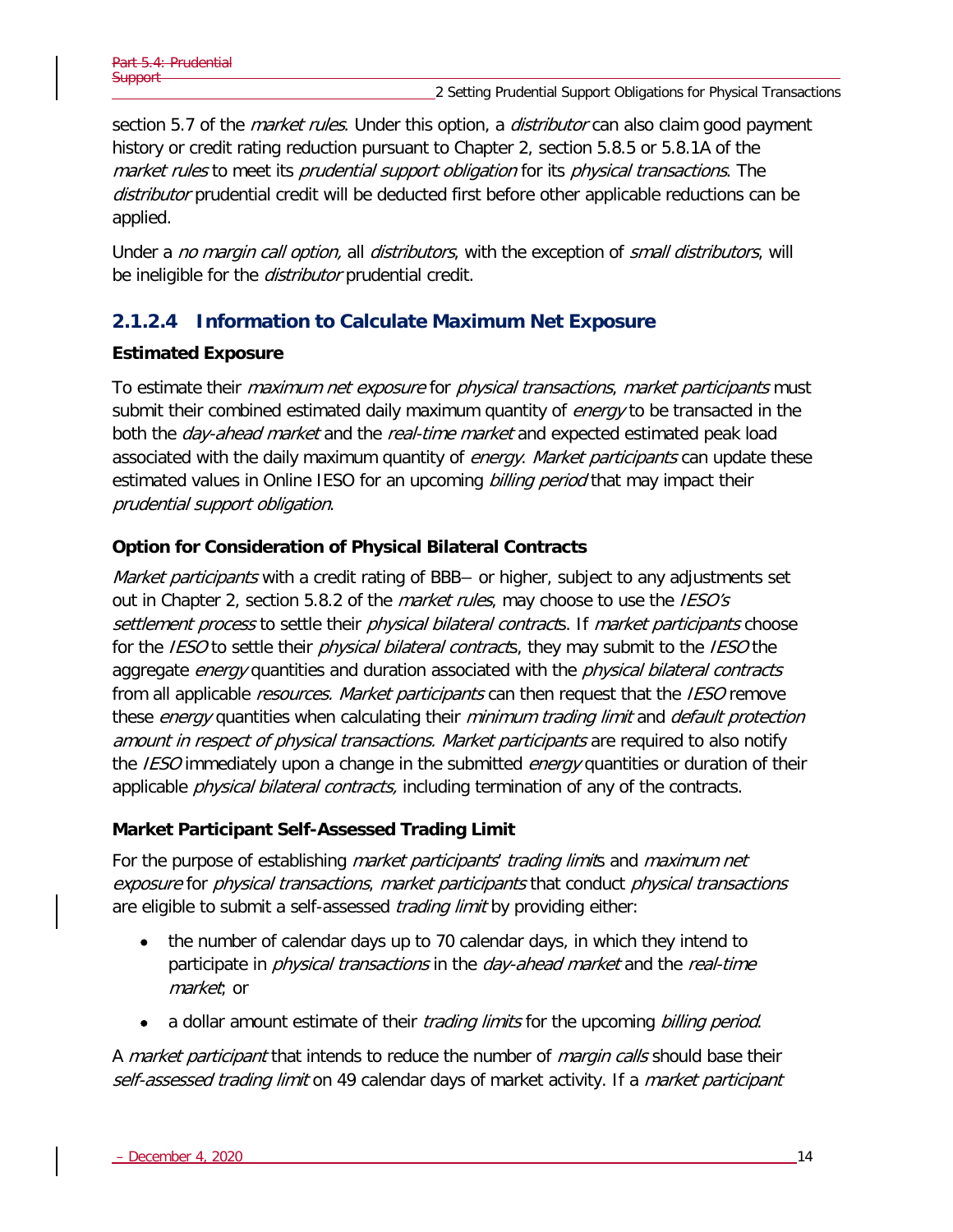section 5.7 of the *market rules*. Under this option, a *distributor* can also claim good payment history or credit rating reduction pursuant to Chapter 2, section 5.8.5 or 5.8.1A of the *market rules* to meet its *prudential support obligation* for its *physical transactions*. The *distributor* prudential credit will be deducted first before other applicable reductions can be applied.

Under a *no margin call option,* all *distributors*, with the exception of *small distributors*, will be ineligible for the *distributor* prudential credit.

#### 2.1.2.4 Information to Calculate Maximum Net Exposure

**Estimated Exposure**

To estimate their *maximum net exposure* for *physical transactions*, *market participants* must submit their combined estimated daily maximum quantity of *energy* to be transacted in the both the *day-ahead market* and the *real-time market* and expected estimated peak load associated with the daily maximum quantity of *energy*. *Market participants* can update these estimated values in Online IESO for an upcoming *billing period* that may impact their *prudential support obligation*.

**Option for Consideration of Physical Bilateral Contracts**

*Market participants* with a credit rating of BBB– or higher, subject to any adjustments set out in Chapter 2, section 5.8.2 of the *market rules*, may choose to use the *IESO's settlement process* to settle their *physical bilateral contract*s. If *market participants* choose for the *IESO* to settle their *physical bilateral contract*s, they may submit to the *IESO* the aggregate *energy* quantities and duration associated with the *physical bilateral contracts* from all applicable *resources*. *Market participants* can then request that the *IESO* remove these *energy* quantities when calculating their *minimum trading limit* and *default protection amount in respect of physical transactions. Market participants* are required to also notify the *IESO* immediately upon a change in the submitted *energy* quantities or duration of their applicable *physical bilateral contracts,* including termination of any of the contracts.

**Market Participant Self-Assessed Trading Limit**

For the purpose of establishing *market participants' trading limit*s and *maximum net exposure* for *physical transactions*, *market participants* that conduct *physical transactions* are eligible to submit a self-assessed *trading limit* by providing either:

- the number of calendar days up to 70 calendar days, in which they intend to participate in *physical transactions* in the *day-ahead market* and the *real-time market*; or
- a dollar amount estimate of their *trading limits* for the upcoming *billing period*.

A *market participant* that intends to reduce the number of *margin calls* should base their *self-assessed trading limit* on 49 calendar days of market activity. If a *market participant*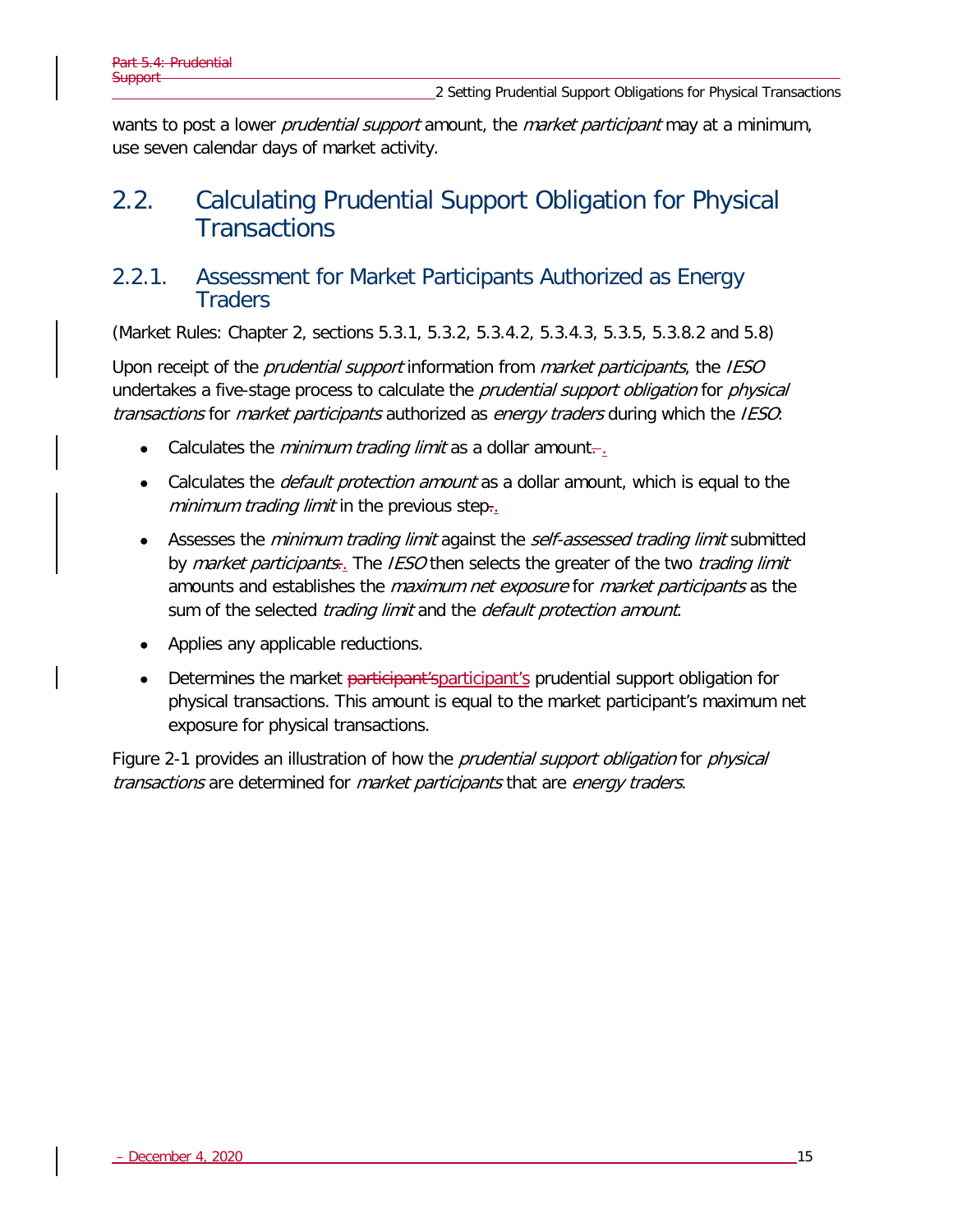wants to post a lower *prudential support* amount, the *market participant* may at a minimum, use seven calendar days of market activity.

## 2.2. Calculating Prudential Support Obligation for Physical Transactions

### 2.2.1. Assessment for Market Participants Authorized as Energy Traders

(Market Rules: Chapter 2, sections 5.3.1, 5.3.2, 5.3.4.2, 5.3.4.3, 5.3.5, 5.3.8.2 and 5.8)

Upon receipt of the *prudential support* information from *market participants*, the *IESO* undertakes a five-stage process to calculate the *prudential support obligation* for *physical transactions* for *market participants* authorized as *energy traders* during which the *IESO*:

- Calculates the *minimum trading limit* as a dollar amount.
- Calculates the *default protection amount* as a dollar amount, which is equal to the *minimum trading limit* in the previous step.
- Assesses the *minimum trading limit* against the *self-assessed trading limit* submitted by *market participants*. The *IESO* then selects the greater of the two *trading limit* amounts and establishes the *maximum net exposure* for *market participants* as the sum of the selected *trading limit* and the *default protection amount*.
- Applies any applicable reductions.
- Determines the market participant's prudential support obligation for physical transactions. This amount is equal to the market participant's maximum net exposure for physical transactions.

Figure 2-1 provides an illustration of how the *prudential support obligation* for *physical transactions* are determined for *market participants* that are *energy traders*.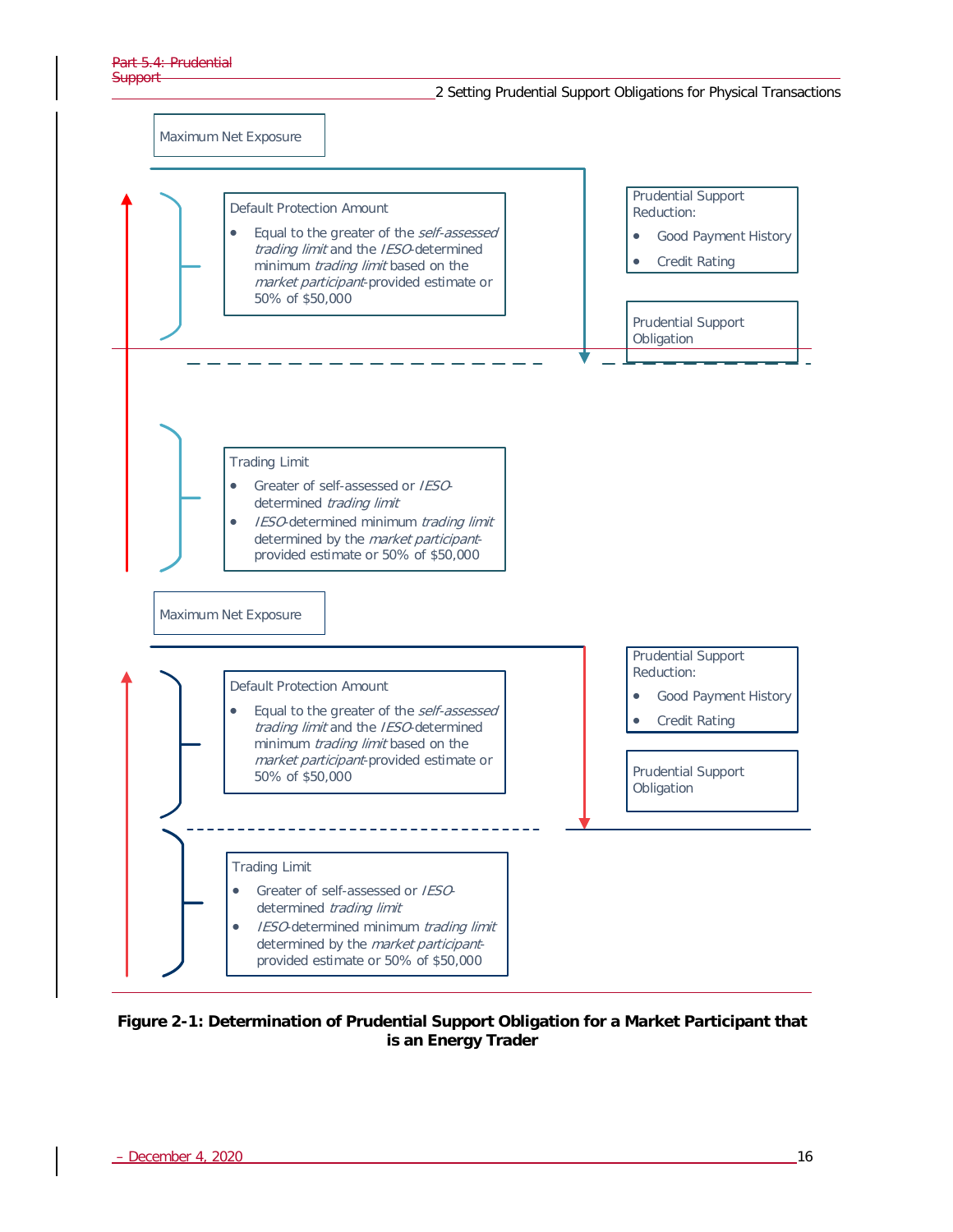Maximum Net Exposure

Default Protection Amount

- Equal to the greater of the *self-assessed trading limit* and the *IESO*-determined minimum *trading limit* based on the *market participant*-provided estimate or 50% of $50,000

Prudential Support Reduction:

- Good Payment History
- Credit Rating

Prudential Support Obligation

Trading Limit

- Greater of self-assessed or *IESO*-determined *trading limit*
- *IESO*-determined minimum *trading limit* determined by the *market participant*-provided estimate or 50% of $50,000

Maximum Net Exposure

Default Protection Amount

- Equal to the greater of the *self-assessed trading limit* and the *IESO*-determined minimum *trading limit* based on the *market participant*-provided estimate or 50% of $50,000

Prudential Support Reduction:

- Good Payment History
- Credit Rating

Prudential Support Obligation

Trading Limit

- Greater of self-assessed or *IESO*-determined *trading limit*
- *IESO*-determined minimum *trading limit* determined by the *market participant*-provided estimate or 50% of $50,000

**Figure 2-1: Determination of Prudential Support Obligation for a Market Participant that is an Energy Trader**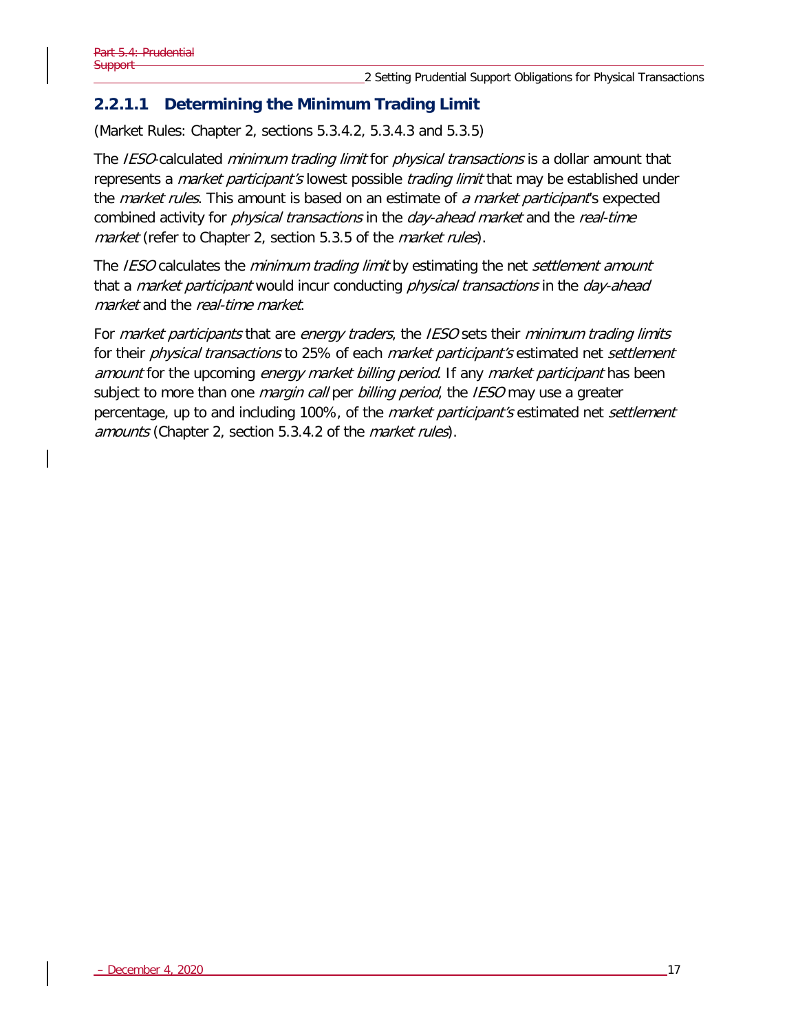### 2.2.1.1 Determining the Minimum Trading Limit

(Market Rules: Chapter 2, sections 5.3.4.2, 5.3.4.3 and 5.3.5)

The *IESO*-calculated *minimum trading limit* for *physical transactions* is a dollar amount that represents a *market participant's* lowest possible *trading limit* that may be established under the *market rules*. This amount is based on an estimate of *a market participant*'s expected combined activity for *physical transactions* in the *day-ahead market* and the *real-time market* (refer to Chapter 2, section 5.3.5 of the *market rules*).

The *IESO* calculates the *minimum trading limit* by estimating the net *settlement amount* that a *market participant* would incur conducting *physical transactions* in the *day-ahead market* and the *real-time market*.

For *market participants* that are *energy traders*, the *IESO* sets their *minimum trading limits* for their *physical transactions* to 25% of each *market participant's* estimated net *settlement amount* for the upcoming *energy market billing period*. If any *market participant* has been subject to more than one *margin call* per *billing period*, the *IESO* may use a greater percentage, up to and including 100%, of the *market participant's* estimated net *settlement amounts* (Chapter 2, section 5.3.4.2 of the *market rules*).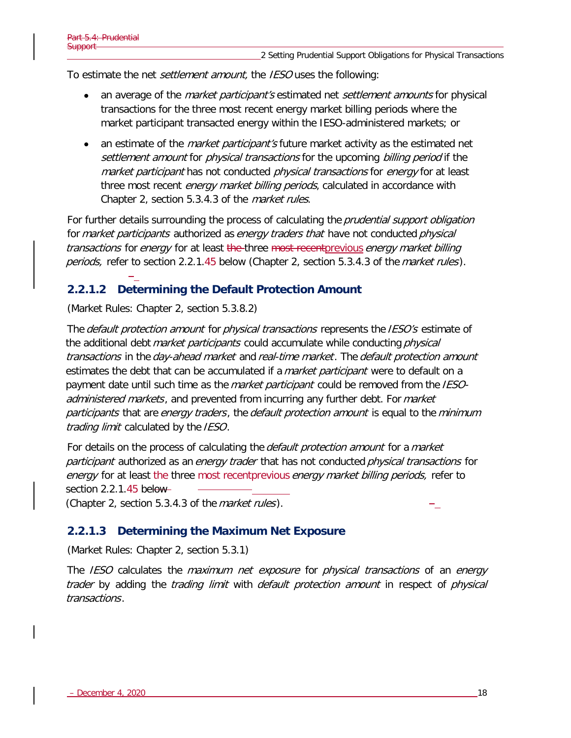To estimate the net *settlement amount,* the *IESO* uses the following:

- an average of the *market participant's* estimated net *settlement amounts* for physical transactions for the three most recent energy market billing periods where the market participant transacted energy within the IESO-administered markets; or
- an estimate of the *market participant's* future market activity as the estimated net *settlement amount* for *physical transactions* for the upcoming *billing period* if the *market participant* has not conducted *physical transactions* for *energy* for at least three most recent *energy market billing periods*, calculated in accordance with Chapter 2, section 5.3.4.3 of the *market rules*.

For further details surrounding the process of calculating the *prudential support obligation* for *market participants* authorized as *energy traders that* have not conducted *physical transactions* for *energy* for at least the three most recentprevious *energy market billing periods,* refer to section 2.2.1.45 below (Chapter 2, section 5.3.4.3 of the *market rules*).

### 2.2.1.2 Determining the Default Protection Amount

(Market Rules: Chapter 2, section 5.3.8.2)

The *default protection amount* for *physical transactions* represents the *IESO's* estimate of the additional debt *market participants* could accumulate while conducting *physical transactions* in the *day-ahead market* and *real-time market*. The *default protection amount* estimates the debt that can be accumulated if a *market participant* were to default on a payment date until such time as the *market participant* could be removed from the *IESO-administered markets*, and prevented from incurring any further debt. For *market participants* that are *energy traders*, the *default protection amount* is equal to the *minimum trading limit* calculated by the *IESO*.

For details on the process of calculating the *default protection amount* for a *market participant* authorized as an *energy trader* that has not conducted *physical transactions* for *energy* for at least the three most recentprevious *energy market billing periods,* refer to section 2.2.1.45 below (Chapter 2, section 5.3.4.3 of the *market rules*).

### 2.2.1.3 Determining the Maximum Net Exposure

(Market Rules: Chapter 2, section 5.3.1)

The *IESO* calculates the *maximum net exposure* for *physical transactions* of an *energy trader* by adding the *trading limit* with *default protection amount* in respect of *physical transactions*.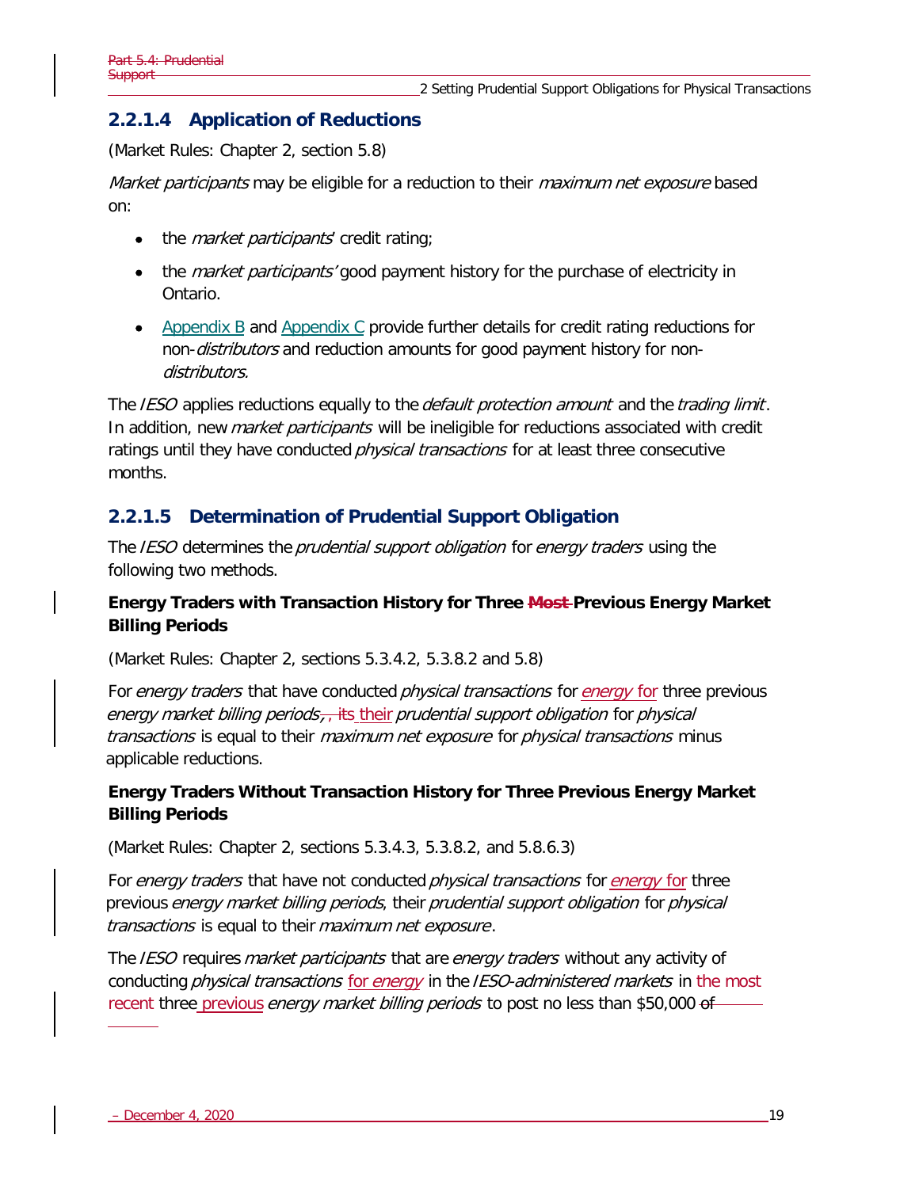### 2.2.1.4 Application of Reductions

(Market Rules: Chapter 2, section 5.8)

*Market participants* may be eligible for a reduction to their *maximum net exposure* based on:

- the *market participants*' credit rating;
- the *market participants'* good payment history for the purchase of electricity in Ontario.
- Appendix B and Appendix C provide further details for credit rating reductions for non-*distributors* and reduction amounts for good payment history for non-*distributors.*

The *IESO* applies reductions equally to the *default protection amount* and the *trading limit*. In addition, new *market participants* will be ineligible for reductions associated with credit ratings until they have conducted *physical transactions* for at least three consecutive months.

### 2.2.1.5 Determination of Prudential Support Obligation

The *IESO* determines the *prudential support obligation* for *energy traders* using the following two methods.

**Energy Traders with Transaction History for Three ~~Most~~ Previous Energy Market Billing Periods**

(Market Rules: Chapter 2, sections 5.3.4.2, 5.3.8.2 and 5.8)

For *energy traders* that have conducted *physical transactions* for *energy* for three previous *energy market billing periods*~~, its~~ their *prudential support obligation* for *physical transactions* is equal to their *maximum net exposure* for *physical transactions* minus applicable reductions.

**Energy Traders Without Transaction History for Three Previous Energy Market Billing Periods**

(Market Rules: Chapter 2, sections 5.3.4.3, 5.3.8.2, and 5.8.6.3)

For *energy traders* that have not conducted *physical transactions* for *energy* for three previous *energy market billing periods*, their *prudential support obligation* for *physical transactions* is equal to their *maximum net exposure*.

The *IESO* requires *market participants* that are *energy traders* without any activity of conducting *physical transactions* for *energy* in the *IESO-administered markets* in the most recent three previous *energy market billing periods* to post no less than $50,000 ~~of~~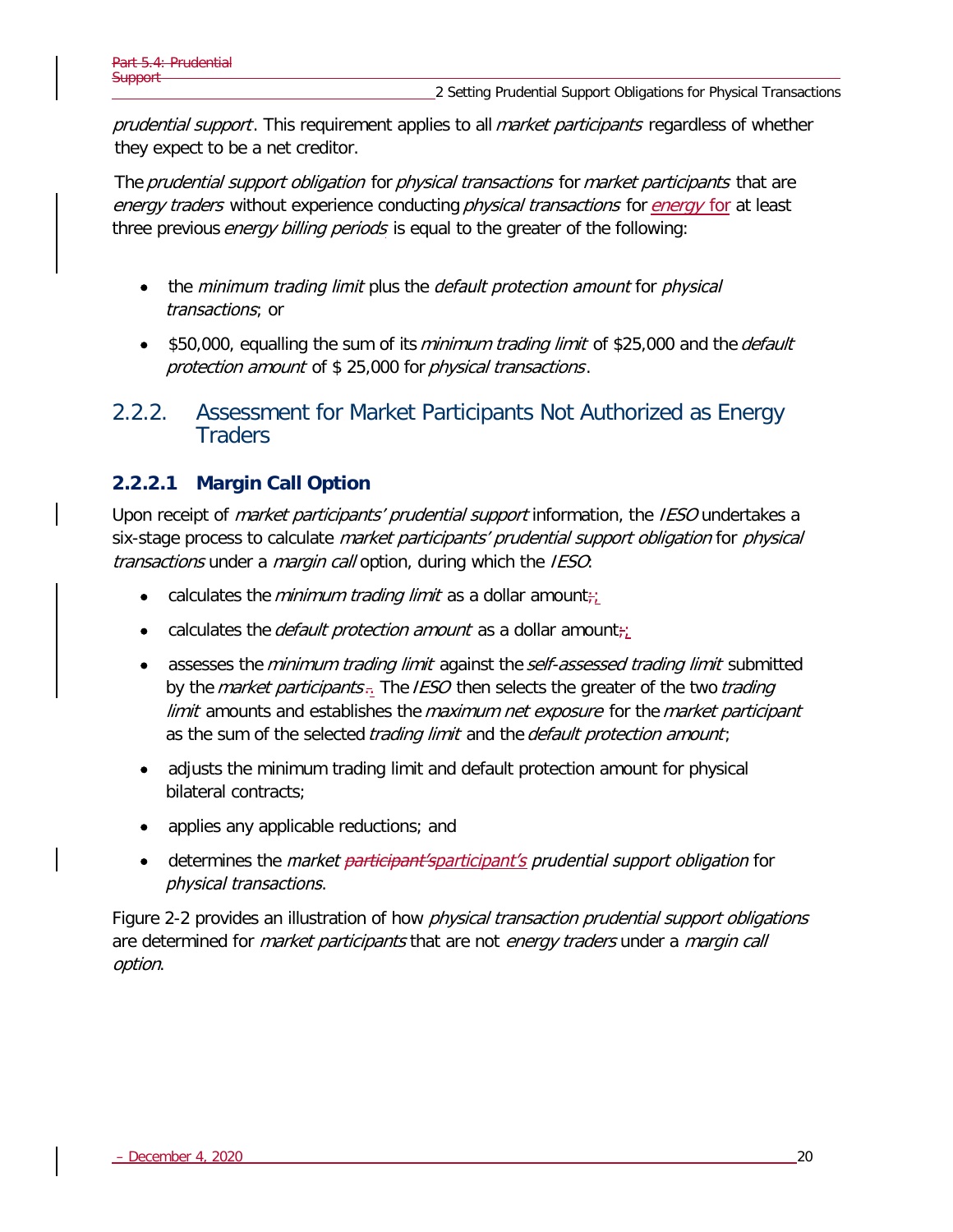*prudential support*. This requirement applies to all *market participants* regardless of whether they expect to be a net creditor.

The *prudential support obligation* for *physical transactions* for *market participants* that are *energy traders* without experience conducting *physical transactions* for *energy* for at least three previous *energy billing periods* is equal to the greater of the following:

- the *minimum trading limit* plus the *default protection amount* for *physical transactions*; or
- $50,000, equalling the sum of its *minimum trading limit* of $25,000 and the *default protection amount* of $ 25,000 for *physical transactions*.

## 2.2.2. Assessment for Market Participants Not Authorized as Energy Traders

### 2.2.2.1 Margin Call Option

Upon receipt of *market participants' prudential support* information, the *IESO* undertakes a six-stage process to calculate *market participants' prudential support obligation* for *physical transactions* under a *margin call* option, during which the *IESO*:

- calculates the *minimum trading limit* as a dollar amount;
- calculates the *default protection amount* as a dollar amount;
- assesses the *minimum trading limit* against the *self-assessed trading limit* submitted by the *market participants*. The *IESO* then selects the greater of the two *trading limit* amounts and establishes the *maximum net exposure* for the *market participant* as the sum of the selected *trading limit* and the *default protection amount*;
- adjusts the minimum trading limit and default protection amount for physical bilateral contracts;
- applies any applicable reductions; and
- determines the *market participant's prudential support obligation* for *physical transactions*.

Figure 2-2 provides an illustration of how *physical transaction prudential support obligations* are determined for *market participants* that are not *energy traders* under a *margin call option*.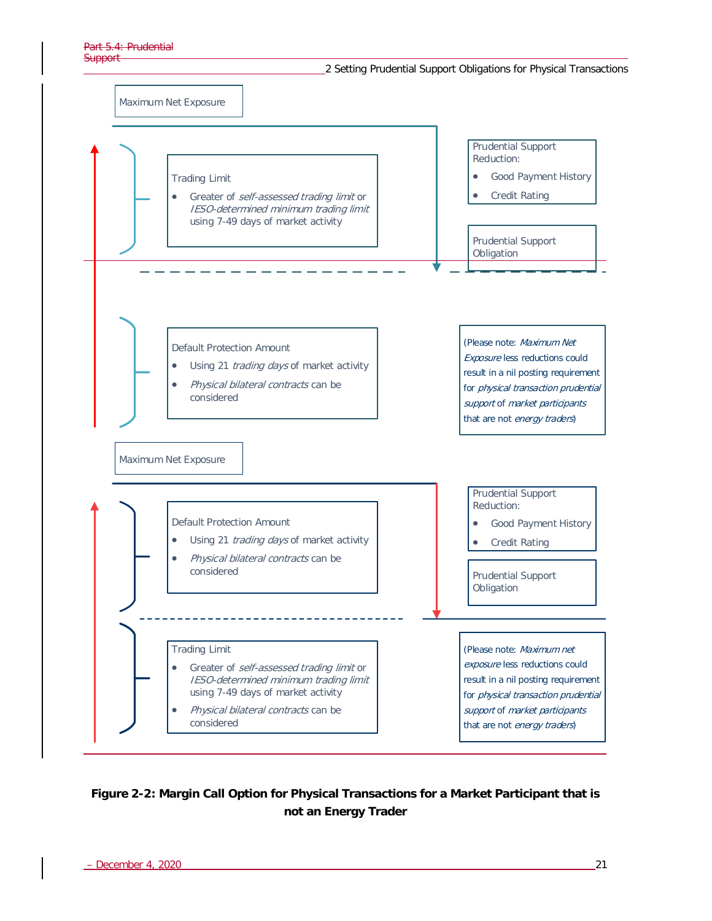Maximum Net Exposure

Trading Limit

- Greater of *self-assessed trading limit* or *IESO-determined minimum trading limit* using 7-49 days of market activity

Prudential Support Reduction:

- Good Payment History
- Credit Rating

Prudential Support Obligation

Default Protection Amount

- Using 21 *trading days* of market activity
- *Physical bilateral contracts* can be considered

(Please note: *Maximum Net Exposure* less reductions could result in a nil posting requirement for *physical transaction prudential support* of *market participants* that are not *energy traders*)

Maximum Net Exposure

Default Protection Amount

- Using 21 *trading days* of market activity
- *Physical bilateral contracts* can be considered

Prudential Support Reduction:

- Good Payment History
- Credit Rating

Prudential Support Obligation

Trading Limit

- Greater of *self-assessed trading limit* or *IESO-determined minimum trading limit* using 7-49 days of market activity
- *Physical bilateral contracts* can be considered

(Please note: *Maximum net exposure* less reductions could result in a nil posting requirement for *physical transaction prudential support* of *market participants* that are not *energy traders*)

**Figure 2-2: Margin Call Option for Physical Transactions for a Market Participant that is not an Energy Trader**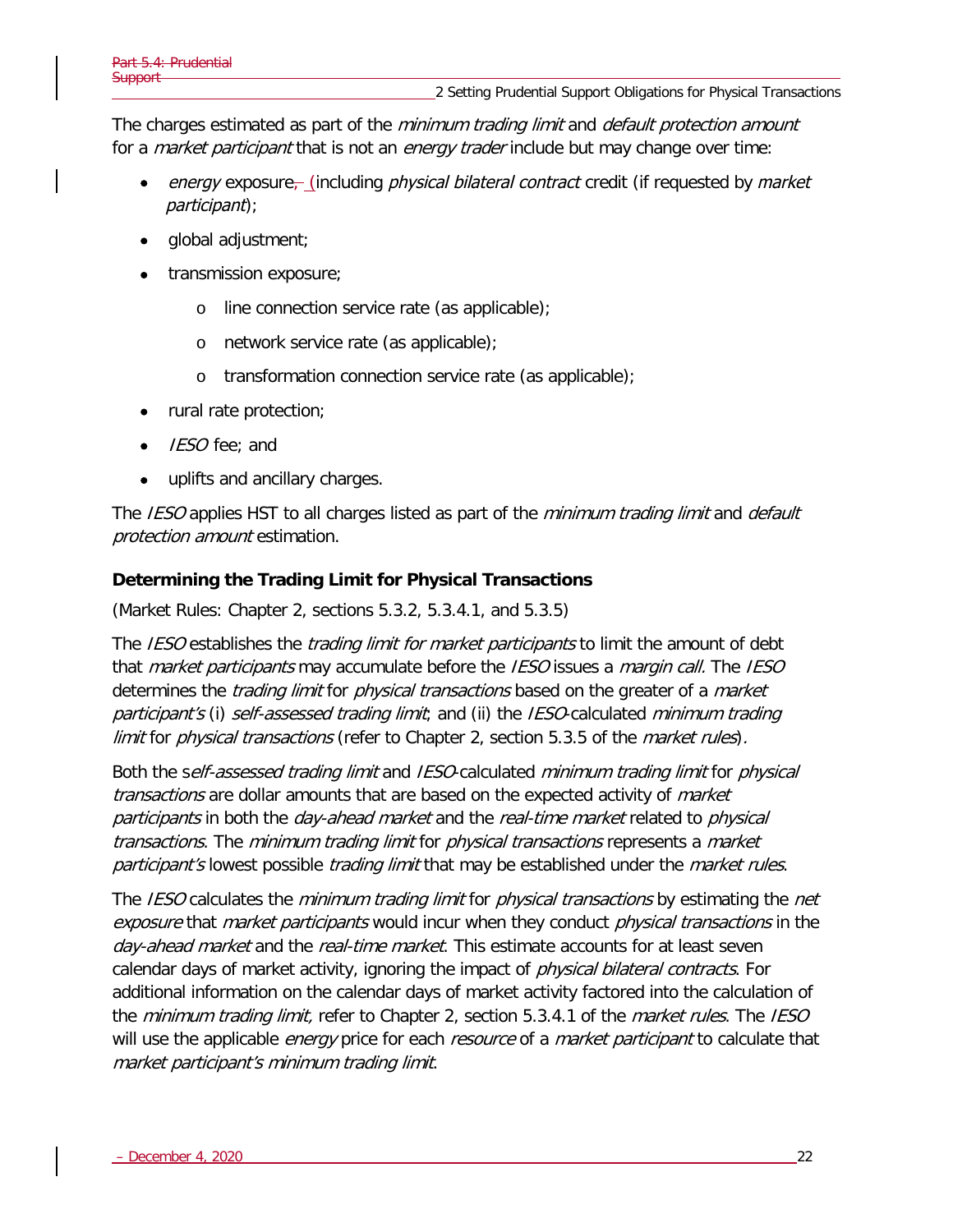The charges estimated as part of the *minimum trading limit* and *default protection amount* for a *market participant* that is not an *energy trader* include but may change over time:

- *energy* exposure (including *physical bilateral contract* credit (if requested by *market participant*);
- global adjustment;
- transmission exposure;
    - line connection service rate (as applicable);
    - network service rate (as applicable);
    - transformation connection service rate (as applicable);
- rural rate protection;
- *IESO* fee; and
- uplifts and ancillary charges.

The *IESO* applies HST to all charges listed as part of the *minimum trading limit* and *default protection amount* estimation.

**Determining the Trading Limit for Physical Transactions**

(Market Rules: Chapter 2, sections 5.3.2, 5.3.4.1, and 5.3.5)

The *IESO* establishes the *trading limit for market participants* to limit the amount of debt that *market participants* may accumulate before the *IESO* issues a *margin call.* The *IESO* determines the *trading limit* for *physical transactions* based on the greater of a *market participant's* (i) *self-assessed trading limit*; and (ii) the *IESO*-calculated *minimum trading limit* for *physical transactions* (refer to Chapter 2, section 5.3.5 of the *market rules*).

Both the s*elf-assessed trading limit* and *IESO*-calculated *minimum trading limit* for *physical transactions* are dollar amounts that are based on the expected activity of *market participants* in both the *day-ahead market* and the *real-time market* related to *physical transactions*. The *minimum trading limit* for *physical transactions* represents a *market participant's* lowest possible *trading limit* that may be established under the *market rules*.

The *IESO* calculates the *minimum trading limit* for *physical transactions* by estimating the *net exposure* that *market participants* would incur when they conduct *physical transactions* in the *day-ahead market* and the *real-time market*. This estimate accounts for at least seven calendar days of market activity, ignoring the impact of *physical bilateral contracts*. For additional information on the calendar days of market activity factored into the calculation of the *minimum trading limit,* refer to Chapter 2, section 5.3.4.1 of the *market rules*. The *IESO* will use the applicable *energy* price for each *resource* of a *market participant* to calculate that *market participant's minimum trading limit*.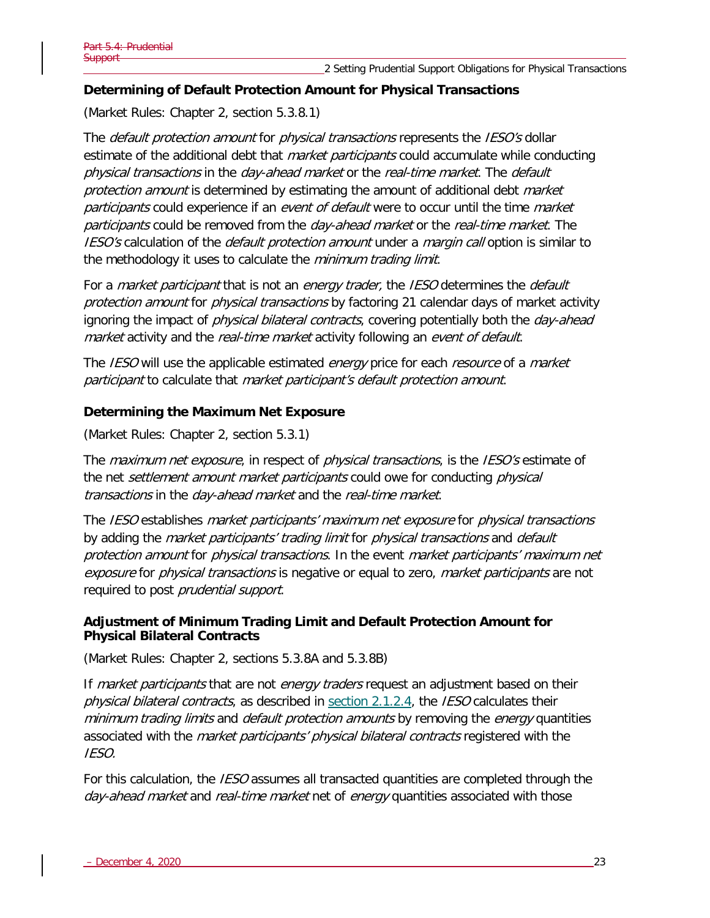### Determining of Default Protection Amount for Physical Transactions

(Market Rules: Chapter 2, section 5.3.8.1)

The *default protection amount* for *physical transactions* represents the *IESO's* dollar estimate of the additional debt that *market participants* could accumulate while conducting *physical transactions* in the *day-ahead market* or the *real-time market*. The *default protection amount* is determined by estimating the amount of additional debt *market participants* could experience if an *event of default* were to occur until the time *market participants* could be removed from the *day-ahead market* or the *real-time market*. The *IESO's* calculation of the *default protection amount* under a *margin call* option is similar to the methodology it uses to calculate the *minimum trading limit*.

For a *market participant* that is not an *energy trader,* the *IESO* determines the *default protection amount* for *physical transactions* by factoring 21 calendar days of market activity ignoring the impact of *physical bilateral contracts*, covering potentially both the *day-ahead market* activity and the *real-time market* activity following an *event of default*.

The *IESO* will use the applicable estimated *energy* price for each *resource* of a *market participant* to calculate that *market participant's default protection amount*.

### Determining the Maximum Net Exposure

(Market Rules: Chapter 2, section 5.3.1)

The *maximum net exposure*, in respect of *physical transactions*, is the *IESO's* estimate of the net *settlement amount market participants* could owe for conducting *physical transactions* in the *day-ahead market* and the *real-time market*.

The *IESO* establishes *market participants' maximum net exposure* for *physical transactions* by adding the *market participants' trading limit* for *physical transactions* and *default protection amount* for *physical transactions*. In the event *market participants' maximum net exposure* for *physical transactions* is negative or equal to zero, *market participants* are not required to post *prudential support*.

### Adjustment of Minimum Trading Limit and Default Protection Amount for Physical Bilateral Contracts

(Market Rules: Chapter 2, sections 5.3.8A and 5.3.8B)

If *market participants* that are not *energy traders* request an adjustment based on their *physical bilateral contracts*, as described in section 2.1.2.4, the *IESO* calculates their *minimum trading limits* and *default protection amounts* by removing the *energy* quantities associated with the *market participants' physical bilateral contracts* registered with the *IESO.*

For this calculation, the *IESO* assumes all transacted quantities are completed through the *day-ahead market* and *real-time market* net of *energy* quantities associated with those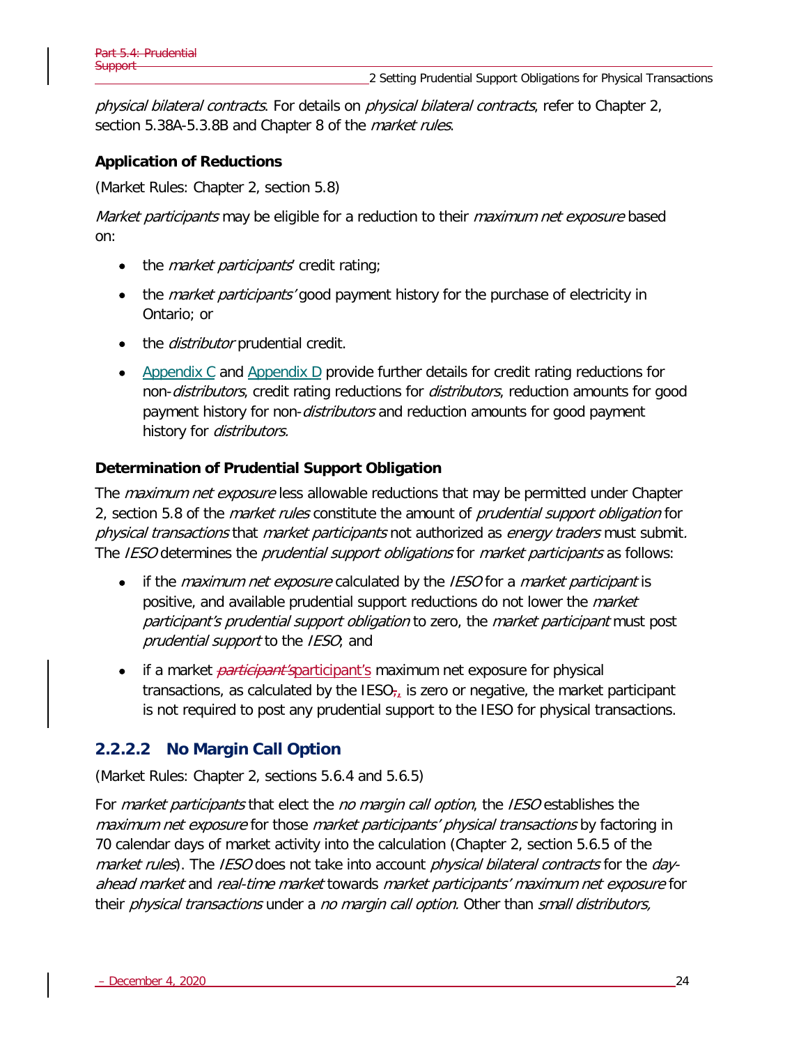*physical bilateral contracts*. For details on *physical bilateral contracts*, refer to Chapter 2, section 5.38A-5.3.8B and Chapter 8 of the *market rules*.

**Application of Reductions**

(Market Rules: Chapter 2, section 5.8)

*Market participants* may be eligible for a reduction to their *maximum net exposure* based on:

- the *market participants*' credit rating;
- the *market participants'* good payment history for the purchase of electricity in Ontario; or
- the *distributor* prudential credit.
- Appendix C and Appendix D provide further details for credit rating reductions for non-*distributors*, credit rating reductions for *distributors*, reduction amounts for good payment history for non-*distributors* and reduction amounts for good payment history for *distributors.*

**Determination of Prudential Support Obligation**

The *maximum net exposure* less allowable reductions that may be permitted under Chapter 2, section 5.8 of the *market rules* constitute the amount of *prudential support obligation* for *physical transactions* that *market participants* not authorized as *energy traders* must submit. The *IESO* determines the *prudential support obligations* for *market participants* as follows:

- if the *maximum net exposure* calculated by the *IESO* for a *market participant* is positive, and available prudential support reductions do not lower the *market participant's prudential support obligation* to zero, the *market participant* must post *prudential support* to the *IESO*; and
- if a market ~~*participant's*~~participant's maximum net exposure for physical transactions, as calculated by the IESO~~,~~, is zero or negative, the market participant is not required to post any prudential support to the IESO for physical transactions.

### 2.2.2.2 No Margin Call Option

(Market Rules: Chapter 2, sections 5.6.4 and 5.6.5)

For *market participants* that elect the *no margin call option*, the *IESO* establishes the *maximum net exposure* for those *market participants' physical transactions* by factoring in 70 calendar days of market activity into the calculation (Chapter 2, section 5.6.5 of the *market rules*). The *IESO* does not take into account *physical bilateral contracts* for the *day-ahead market* and *real-time market* towards *market participants' maximum net exposure* for their *physical transactions* under a *no margin call option.* Other than *small distributors,*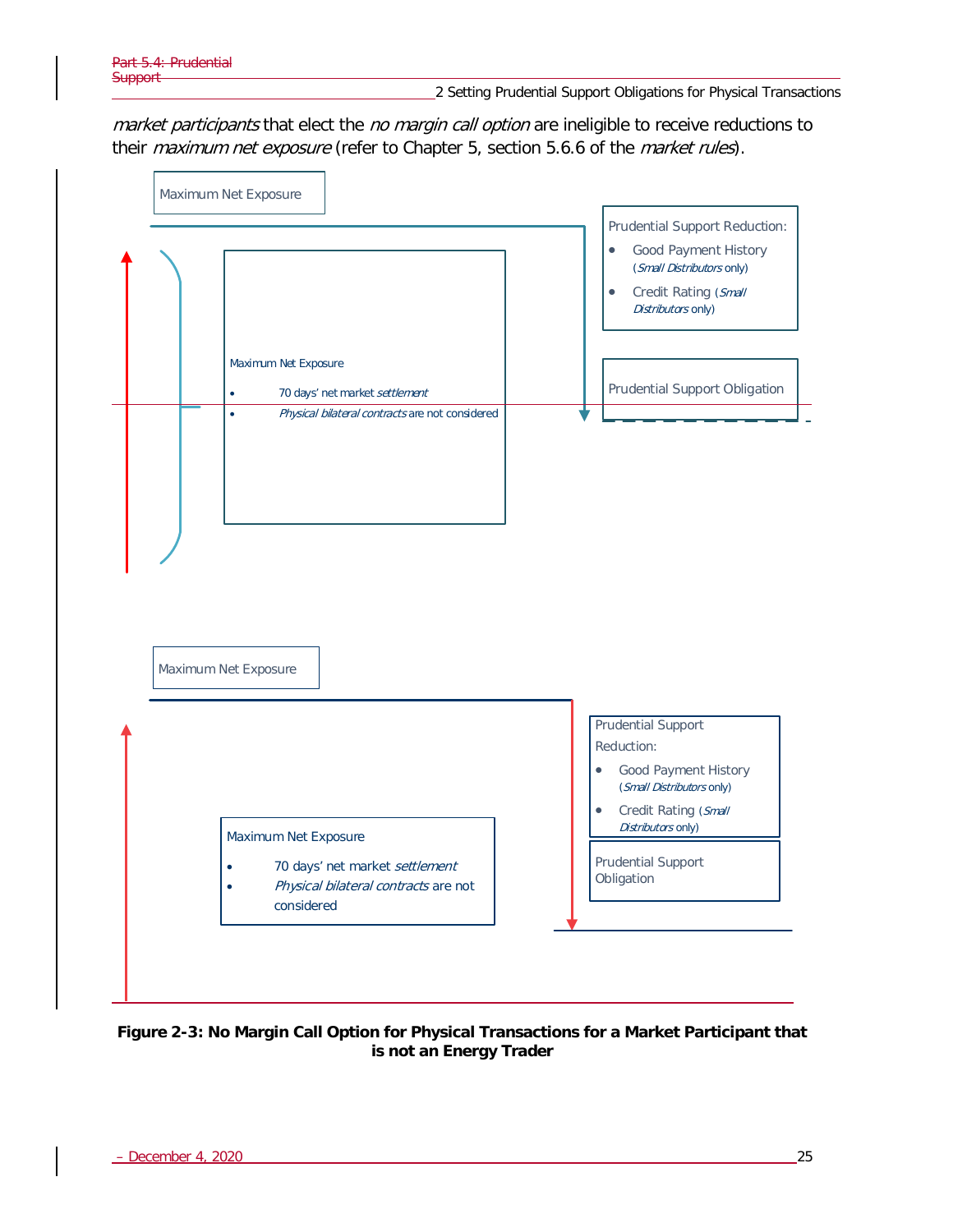*market participants* that elect the *no margin call option* are ineligible to receive reductions to their *maximum net exposure* (refer to Chapter 5, section 5.6.6 of the *market rules*).

Maximum Net Exposure

Prudential Support Reduction:

- Good Payment History (*Small Distributors* only)
- Credit Rating (*Small Distributors* only)

Maximum Net Exposure

- 70 days' net market *settlement*
- *Physical bilateral contracts* are not considered

Prudential Support Obligation

Maximum Net Exposure

Prudential Support Reduction:

- Good Payment History (*Small Distributors* only)
- Credit Rating (*Small Distributors* only)

Maximum Net Exposure

- 70 days' net market *settlement*
- *Physical bilateral contracts* are not considered

Prudential Support Obligation

**Figure 2-3: No Margin Call Option for Physical Transactions for a Market Participant that is not an Energy Trader**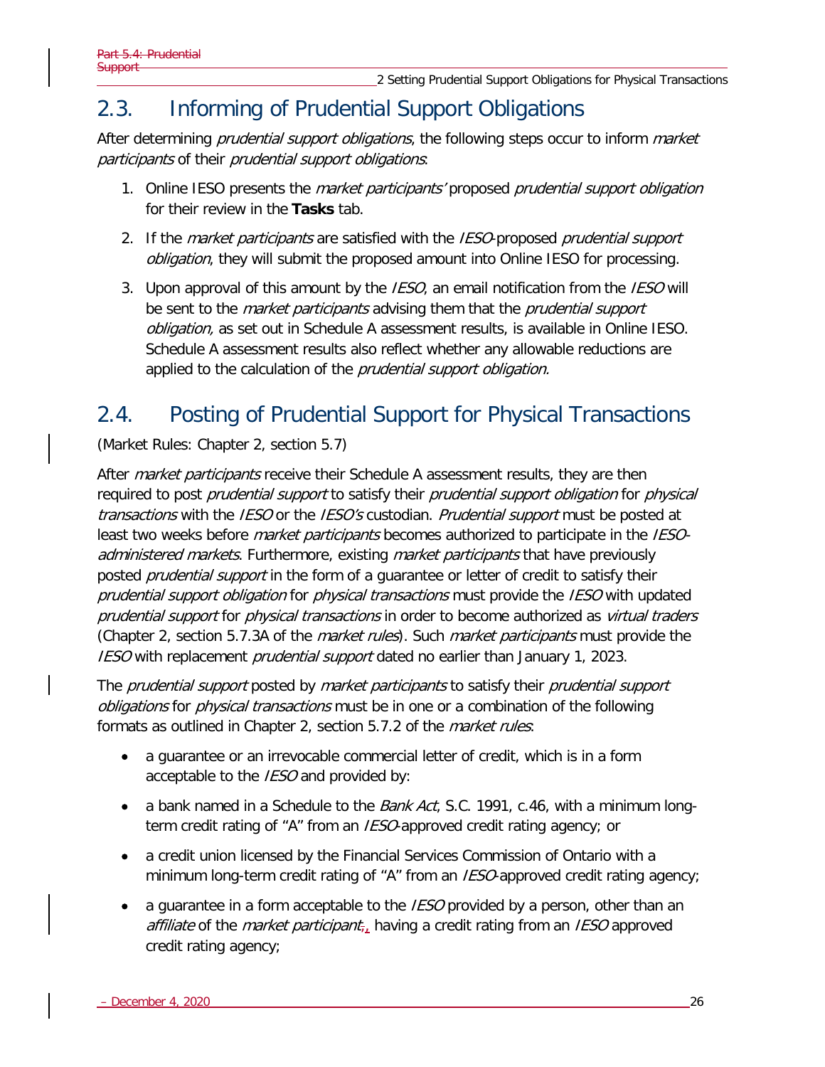## 2.3. Informing of Prudential Support Obligations

After determining *prudential support obligations*, the following steps occur to inform *market participants* of their *prudential support obligations*:

1. Online IESO presents the *market participants'* proposed *prudential support obligation* for their review in the **Tasks** tab.
2. If the *market participants* are satisfied with the *IESO*-proposed *prudential support obligation*, they will submit the proposed amount into Online IESO for processing.
3. Upon approval of this amount by the *IESO*, an email notification from the *IESO* will be sent to the *market participants* advising them that the *prudential support obligation,* as set out in Schedule A assessment results, is available in Online IESO. Schedule A assessment results also reflect whether any allowable reductions are applied to the calculation of the *prudential support obligation.*

## 2.4. Posting of Prudential Support for Physical Transactions

(Market Rules: Chapter 2, section 5.7)

After *market participants* receive their Schedule A assessment results, they are then required to post *prudential support* to satisfy their *prudential support obligation* for *physical transactions* with the *IESO* or the *IESO's* custodian. *Prudential support* must be posted at least two weeks before *market participants* becomes authorized to participate in the *IESO-administered markets*. Furthermore, existing *market participants* that have previously posted *prudential support* in the form of a guarantee or letter of credit to satisfy their *prudential support obligation* for *physical transactions* must provide the *IESO* with updated *prudential support* for *physical transactions* in order to become authorized as *virtual traders* (Chapter 2, section 5.7.3A of the *market rules*). Such *market participants* must provide the *IESO* with replacement *prudential support* dated no earlier than January 1, 2023.

The *prudential support* posted by *market participants* to satisfy their *prudential support obligations* for *physical transactions* must be in one or a combination of the following formats as outlined in Chapter 2, section 5.7.2 of the *market rules*:

- a guarantee or an irrevocable commercial letter of credit, which is in a form acceptable to the *IESO* and provided by:
- a bank named in a Schedule to the *Bank Act*, S.C. 1991, c.46, with a minimum long-term credit rating of "A" from an *IESO*-approved credit rating agency; or
- a credit union licensed by the Financial Services Commission of Ontario with a minimum long-term credit rating of "A" from an *IESO*-approved credit rating agency;
- a guarantee in a form acceptable to the *IESO* provided by a person, other than an *affiliate* of the *market participant*, having a credit rating from an *IESO* approved credit rating agency;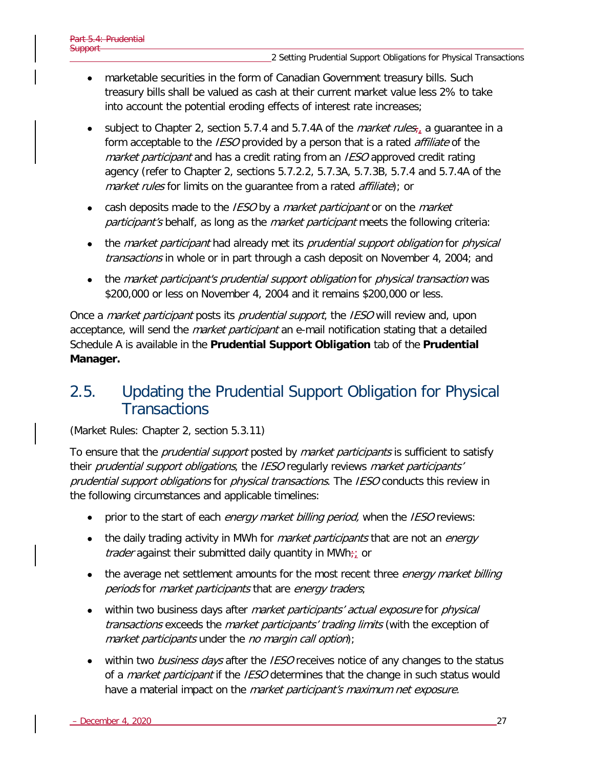- marketable securities in the form of Canadian Government treasury bills. Such treasury bills shall be valued as cash at their current market value less 2% to take into account the potential eroding effects of interest rate increases;
- subject to Chapter 2, section 5.7.4 and 5.7.4A of the *market rules*, a guarantee in a form acceptable to the *IESO* provided by a person that is a rated *affiliate* of the *market participant* and has a credit rating from an *IESO* approved credit rating agency (refer to Chapter 2, sections 5.7.2.2, 5.7.3A, 5.7.3B, 5.7.4 and 5.7.4A of the *market rules* for limits on the guarantee from a rated *affiliate*); or
- cash deposits made to the *IESO* by a *market participant* or on the *market participant's* behalf, as long as the *market participant* meets the following criteria:
- the *market participant* had already met its *prudential support obligation* for *physical transactions* in whole or in part through a cash deposit on November 4, 2004; and
- the *market participant's prudential support obligation* for *physical transaction* was $200,000 or less on November 4, 2004 and it remains $200,000 or less.

Once a *market participant* posts its *prudential support*, the *IESO* will review and, upon acceptance, will send the *market participant* an e-mail notification stating that a detailed Schedule A is available in the **Prudential Support Obligation** tab of the **Prudential Manager.**

## 2.5. Updating the Prudential Support Obligation for Physical Transactions

(Market Rules: Chapter 2, section 5.3.11)

To ensure that the *prudential support* posted by *market participants* is sufficient to satisfy their *prudential support obligations*, the *IESO* regularly reviews *market participants' prudential support obligations* for *physical transactions*. The *IESO* conducts this review in the following circumstances and applicable timelines:

- prior to the start of each *energy market billing period,* when the *IESO* reviews:
- the daily trading activity in MWh for *market participants* that are not an *energy trader* against their submitted daily quantity in MWh; or
- the average net settlement amounts for the most recent three *energy market billing periods* for *market participants* that are *energy traders*;
- within two business days after *market participants' actual exposure* for *physical transactions* exceeds the *market participants' trading limits* (with the exception of *market participants* under the *no margin call option*);
- within two *business days* after the *IESO* receives notice of any changes to the status of a *market participant* if the *IESO* determines that the change in such status would have a material impact on the *market participant's maximum net exposure.*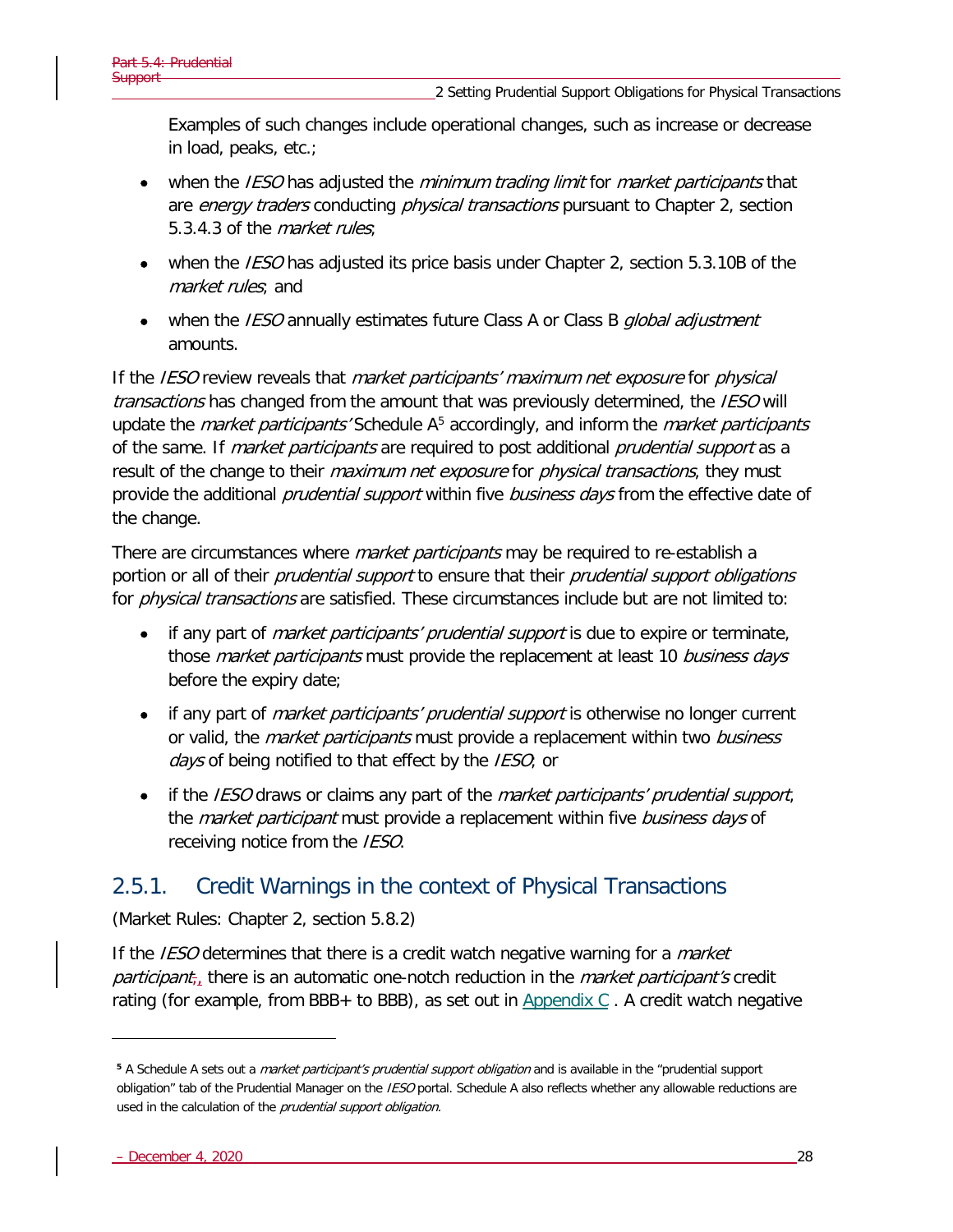Examples of such changes include operational changes, such as increase or decrease in load, peaks, etc.;

- when the *IESO* has adjusted the *minimum trading limit* for *market participants* that are *energy traders* conducting *physical transactions* pursuant to Chapter 2, section 5.3.4.3 of the *market rules*;
- when the *IESO* has adjusted its price basis under Chapter 2, section 5.3.10B of the *market rules*; and
- when the *IESO* annually estimates future Class A or Class B *global adjustment* amounts.

If the *IESO* review reveals that *market participants' maximum net exposure* for *physical transactions* has changed from the amount that was previously determined, the *IESO* will update the *market participants'* Schedule A[5] accordingly, and inform the *market participants* of the same. If *market participants* are required to post additional *prudential support* as a result of the change to their *maximum net exposure* for *physical transactions*, they must provide the additional *prudential support* within five *business days* from the effective date of the change.

There are circumstances where *market participants* may be required to re-establish a portion or all of their *prudential support* to ensure that their *prudential support obligations* for *physical transactions* are satisfied. These circumstances include but are not limited to:

- if any part of *market participants' prudential support* is due to expire or terminate, those *market participants* must provide the replacement at least 10 *business days* before the expiry date;
- if any part of *market participants' prudential support* is otherwise no longer current or valid, the *market participants* must provide a replacement within two *business days* of being notified to that effect by the *IESO*; or
- if the *IESO* draws or claims any part of the *market participants' prudential support*, the *market participant* must provide a replacement within five *business days* of receiving notice from the *IESO*.

### 2.5.1. Credit Warnings in the context of Physical Transactions

(Market Rules: Chapter 2, section 5.8.2)

If the *IESO* determines that there is a credit watch negative warning for a *market participant*, there is an automatic one-notch reduction in the *market participant's* credit rating (for example, from BBB+ to BBB), as set out in Appendix C . A credit watch negative

[5] A Schedule A sets out a *market participant's prudential support obligation* and is available in the "prudential support obligation" tab of the Prudential Manager on the *IESO* portal. Schedule A also reflects whether any allowable reductions are used in the calculation of the *prudential support obligation.*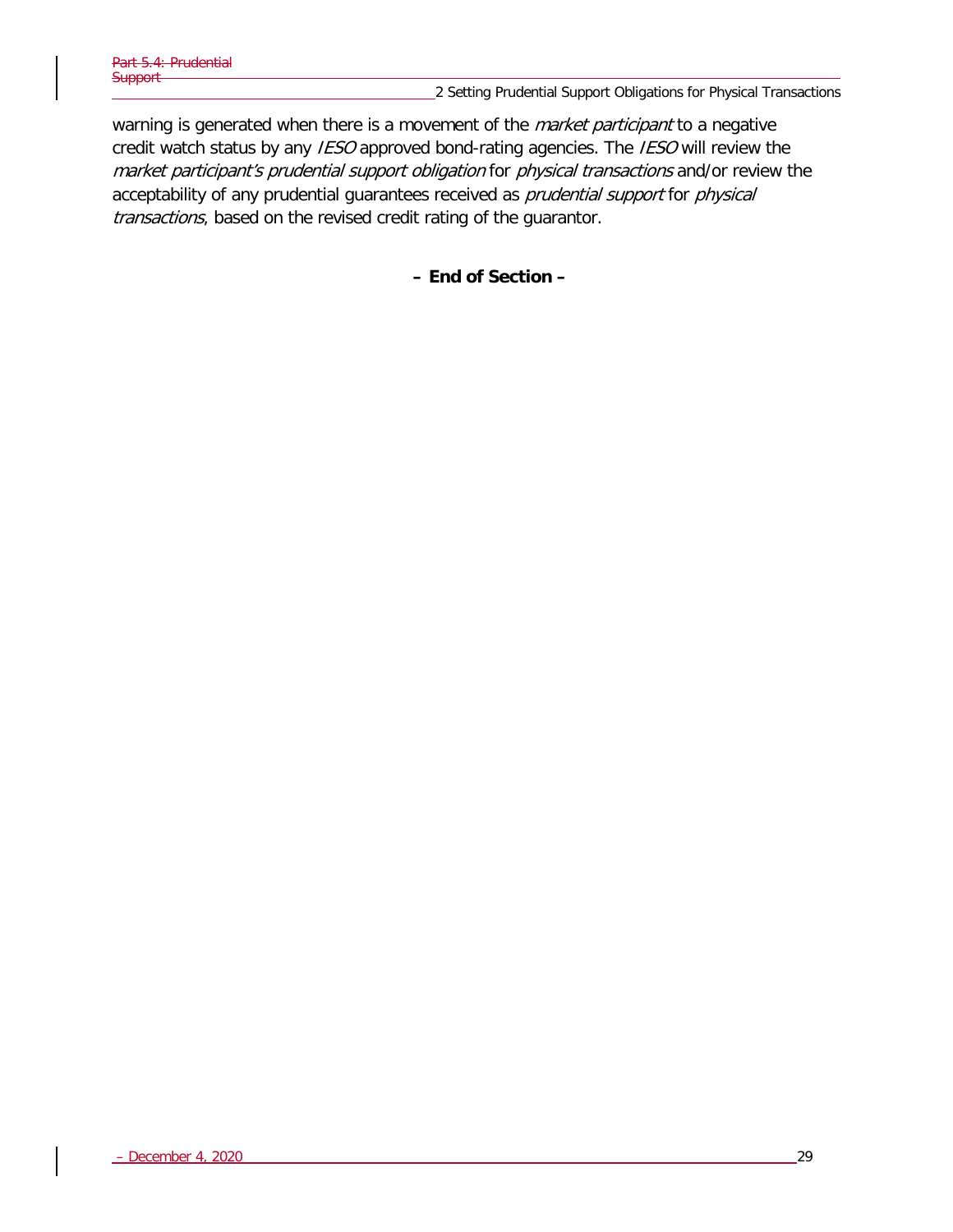warning is generated when there is a movement of the *market participant* to a negative credit watch status by any *IESO* approved bond-rating agencies. The *IESO* will review the *market participant's prudential support obligation* for *physical transactions* and/or review the acceptability of any prudential guarantees received as *prudential support* for *physical transactions*, based on the revised credit rating of the guarantor.

**– End of Section –**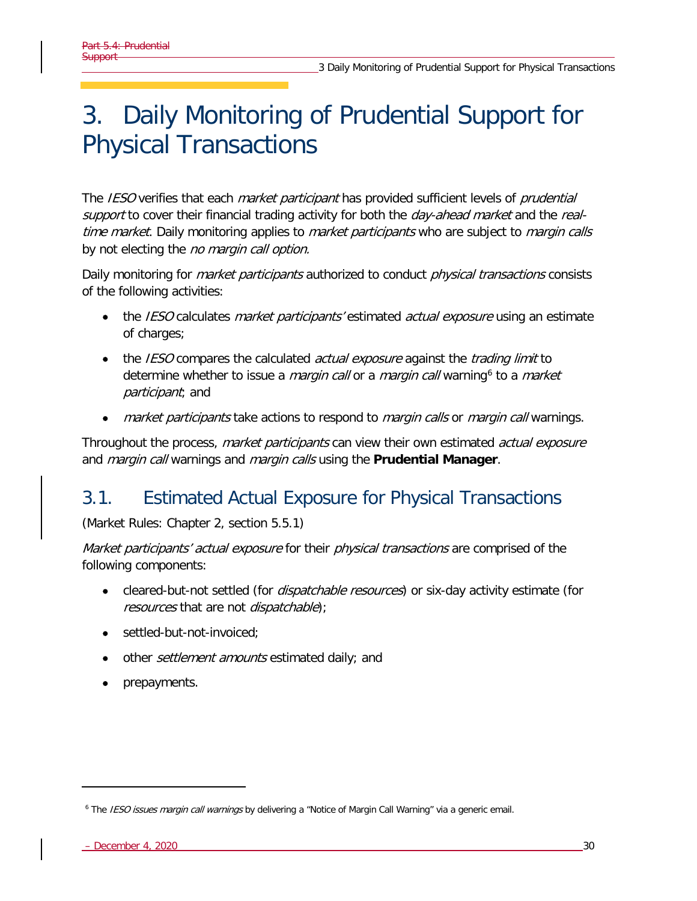# 3. Daily Monitoring of Prudential Support for Physical Transactions

The *IESO* verifies that each *market participant* has provided sufficient levels of *prudential support* to cover their financial trading activity for both the *day-ahead market* and the *real-time market*. Daily monitoring applies to *market participants* who are subject to *margin calls* by not electing the *no margin call option.*

Daily monitoring for *market participants* authorized to conduct *physical transactions* consists of the following activities:

- the *IESO* calculates *market participants'* estimated *actual exposure* using an estimate of charges;
- the *IESO* compares the calculated *actual exposure* against the *trading limit* to determine whether to issue a *margin call* or a *margin call* warning[6] to a *market participant*; and
- *market participants* take actions to respond to *margin calls* or *margin call* warnings.

Throughout the process, *market participants* can view their own estimated *actual exposure* and *margin call* warnings and *margin calls* using the **Prudential Manager**.

## 3.1. Estimated Actual Exposure for Physical Transactions

(Market Rules: Chapter 2, section 5.5.1)

*Market participants' actual exposure* for their *physical transactions* are comprised of the following components:

- cleared-but-not settled (for *dispatchable resources*) or six-day activity estimate (for *resources* that are not *dispatchable*);
- settled-but-not-invoiced;
- other *settlement amounts* estimated daily; and
- prepayments.

[6] The *IESO issues margin call warnings* by delivering a "Notice of Margin Call Warning" via a generic email.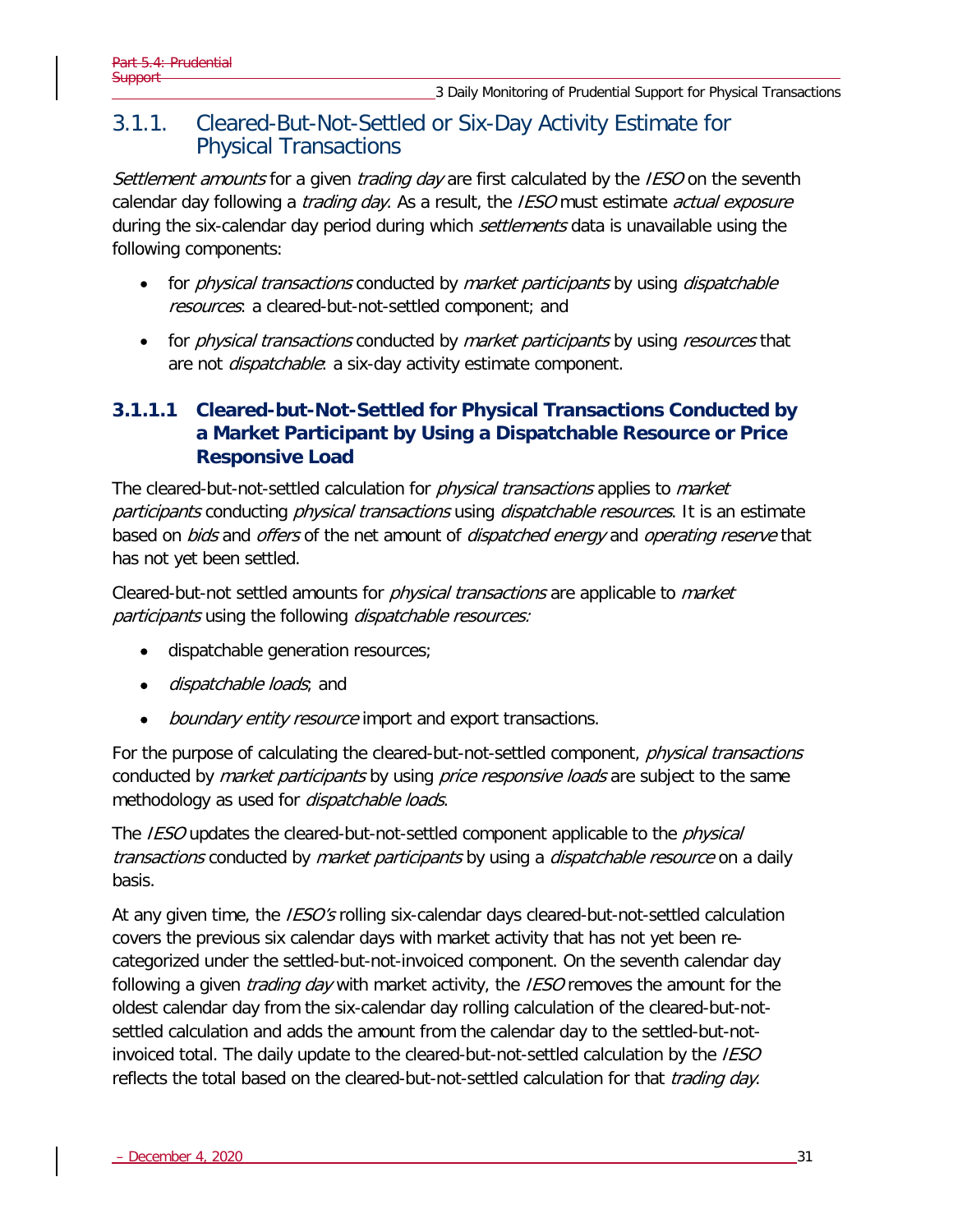## 3.1.1. Cleared-But-Not-Settled or Six-Day Activity Estimate for Physical Transactions

*Settlement amounts* for a given *trading day* are first calculated by the *IESO* on the seventh calendar day following a *trading day*. As a result, the *IESO* must estimate *actual exposure* during the six-calendar day period during which *settlements* data is unavailable using the following components:

- for *physical transactions* conducted by *market participants* by using *dispatchable resources*: a cleared-but-not-settled component; and
- for *physical transactions* conducted by *market participants* by using *resources* that are not *dispatchable*: a six-day activity estimate component.

### 3.1.1.1 Cleared-but-Not-Settled for Physical Transactions Conducted by a Market Participant by Using a Dispatchable Resource or Price Responsive Load

The cleared-but-not-settled calculation for *physical transactions* applies to *market participants* conducting *physical transactions* using *dispatchable resources*. It is an estimate based on *bids* and *offers* of the net amount of *dispatched energy* and *operating reserve* that has not yet been settled.

Cleared-but-not settled amounts for *physical transactions* are applicable to *market participants* using the following *dispatchable resources:*

- dispatchable generation resources;
- *dispatchable loads*; and
- *boundary entity resource* import and export transactions.

For the purpose of calculating the cleared-but-not-settled component, *physical transactions* conducted by *market participants* by using *price responsive loads* are subject to the same methodology as used for *dispatchable loads*.

The *IESO* updates the cleared-but-not-settled component applicable to the *physical transactions* conducted by *market participants* by using a *dispatchable resource* on a daily basis.

At any given time, the *IESO's* rolling six-calendar days cleared-but-not-settled calculation covers the previous six calendar days with market activity that has not yet been re-categorized under the settled-but-not-invoiced component. On the seventh calendar day following a given *trading day* with market activity, the *IESO* removes the amount for the oldest calendar day from the six-calendar day rolling calculation of the cleared-but-not-settled calculation and adds the amount from the calendar day to the settled-but-not-invoiced total. The daily update to the cleared-but-not-settled calculation by the *IESO* reflects the total based on the cleared-but-not-settled calculation for that *trading day*.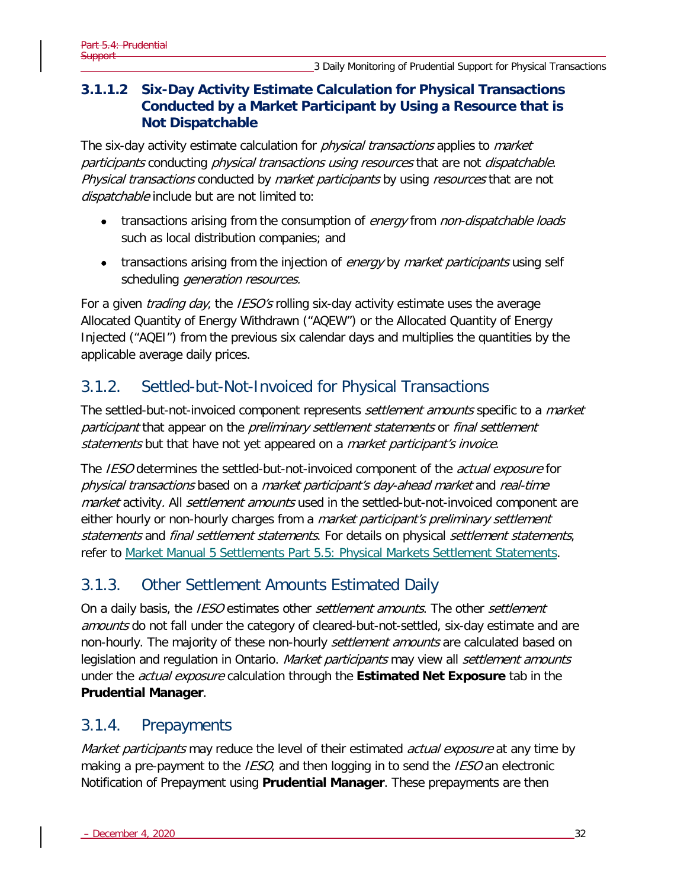#### 3.1.1.2 Six-Day Activity Estimate Calculation for Physical Transactions Conducted by a Market Participant by Using a Resource that is Not Dispatchable

The six-day activity estimate calculation for *physical transactions* applies to *market participants* conducting *physical transactions using resources* that are not *dispatchable*. *Physical transactions* conducted by *market participants* by using *resources* that are not *dispatchable* include but are not limited to:

- transactions arising from the consumption of *energy* from *non-dispatchable loads* such as local distribution companies; and
- transactions arising from the injection of *energy* by *market participants* using self scheduling *generation resources.*

For a given *trading day*, the *IESO's* rolling six-day activity estimate uses the average Allocated Quantity of Energy Withdrawn ("AQEW") or the Allocated Quantity of Energy Injected ("AQEI") from the previous six calendar days and multiplies the quantities by the applicable average daily prices.

## 3.1.2. Settled-but-Not-Invoiced for Physical Transactions

The settled-but-not-invoiced component represents *settlement amounts* specific to a *market participant* that appear on the *preliminary settlement statements* or *final settlement statements* but that have not yet appeared on a *market participant's invoice*.

The *IESO* determines the settled-but-not-invoiced component of the *actual exposure* for *physical transactions* based on a *market participant's day-ahead market* and *real-time market* activity. All *settlement amounts* used in the settled-but-not-invoiced component are either hourly or non-hourly charges from a *market participant's preliminary settlement statements* and *final settlement statements*. For details on physical *settlement statements*, refer to [Market Manual 5 Settlements Part 5.5: Physical Markets Settlement Statements](#).

## 3.1.3. Other Settlement Amounts Estimated Daily

On a daily basis, the *IESO* estimates other *settlement amounts*. The other *settlement amounts* do not fall under the category of cleared-but-not-settled, six-day estimate and are non-hourly. The majority of these non-hourly *settlement amounts* are calculated based on legislation and regulation in Ontario. *Market participants* may view all *settlement amounts* under the *actual exposure* calculation through the **Estimated Net Exposure** tab in the **Prudential Manager**.

## 3.1.4. Prepayments

*Market participants* may reduce the level of their estimated *actual exposure* at any time by making a pre-payment to the *IESO*, and then logging in to send the *IESO* an electronic Notification of Prepayment using **Prudential Manager**. These prepayments are then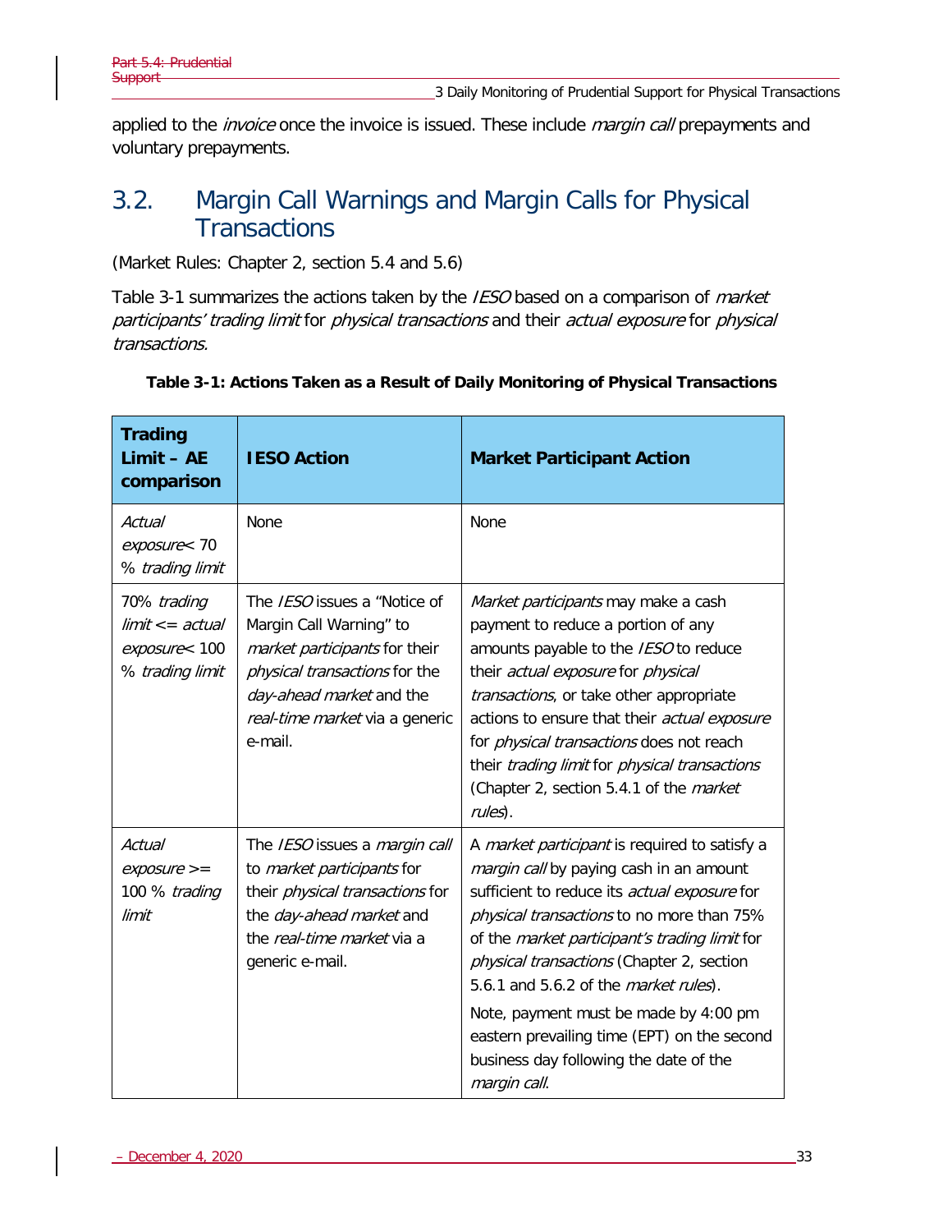applied to the *invoice* once the invoice is issued. These include *margin call* prepayments and voluntary prepayments.

## 3.2. Margin Call Warnings and Margin Calls for Physical Transactions

(Market Rules: Chapter 2, section 5.4 and 5.6)

Table 3-1 summarizes the actions taken by the *IESO* based on a comparison of *market participants' trading limit* for *physical transactions* and their *actual exposure* for *physical transactions.*

**Table 3-1: Actions Taken as a Result of Daily Monitoring of Physical Transactions**

| Trading Limit – AE comparison | IESO Action | Market Participant Action |
|---|---|---|
| *Actual exposure*< 70 % *trading limit* | None | None |
| 70% *trading limit* <= *actual exposure*< 100 % *trading limit* | The *IESO* issues a "Notice of Margin Call Warning" to *market participants* for their *physical transactions* for the *day-ahead market* and the *real-time market* via a generic e-mail. | *Market participants* may make a cash payment to reduce a portion of any amounts payable to the *IESO* to reduce their *actual exposure* for *physical transactions*, or take other appropriate actions to ensure that their *actual exposure* for *physical transactions* does not reach their *trading limit* for *physical transactions* (Chapter 2, section 5.4.1 of the *market rules*). |
| *Actual exposure* >= 100 % *trading limit* | The *IESO* issues a *margin call* to *market participants* for their *physical transactions* for the *day-ahead market* and the *real-time market* via a generic e-mail. | A *market participant* is required to satisfy a *margin call* by paying cash in an amount sufficient to reduce its *actual exposure* for *physical transactions* to no more than 75% of the *market participant's trading limit* for *physical transactions* (Chapter 2, section 5.6.1 and 5.6.2 of the *market rules*).<br><br>Note, payment must be made by 4:00 pm eastern prevailing time (EPT) on the second business day following the date of the *margin call*. |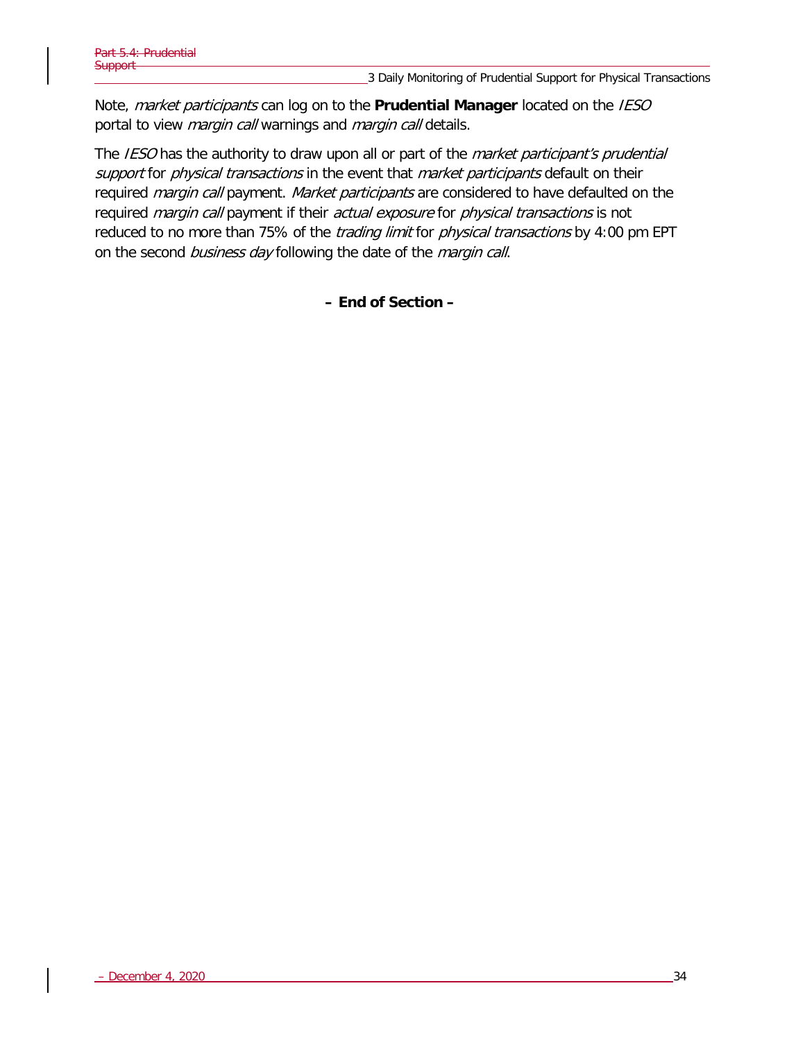Note, *market participants* can log on to the **Prudential Manager** located on the *IESO* portal to view *margin call* warnings and *margin call* details.

The *IESO* has the authority to draw upon all or part of the *market participant's prudential support* for *physical transactions* in the event that *market participants* default on their required *margin call* payment. *Market participants* are considered to have defaulted on the required *margin call* payment if their *actual exposure* for *physical transactions* is not reduced to no more than 75% of the *trading limit* for *physical transactions* by 4:00 pm EPT on the second *business day* following the date of the *margin call*.

**– End of Section –**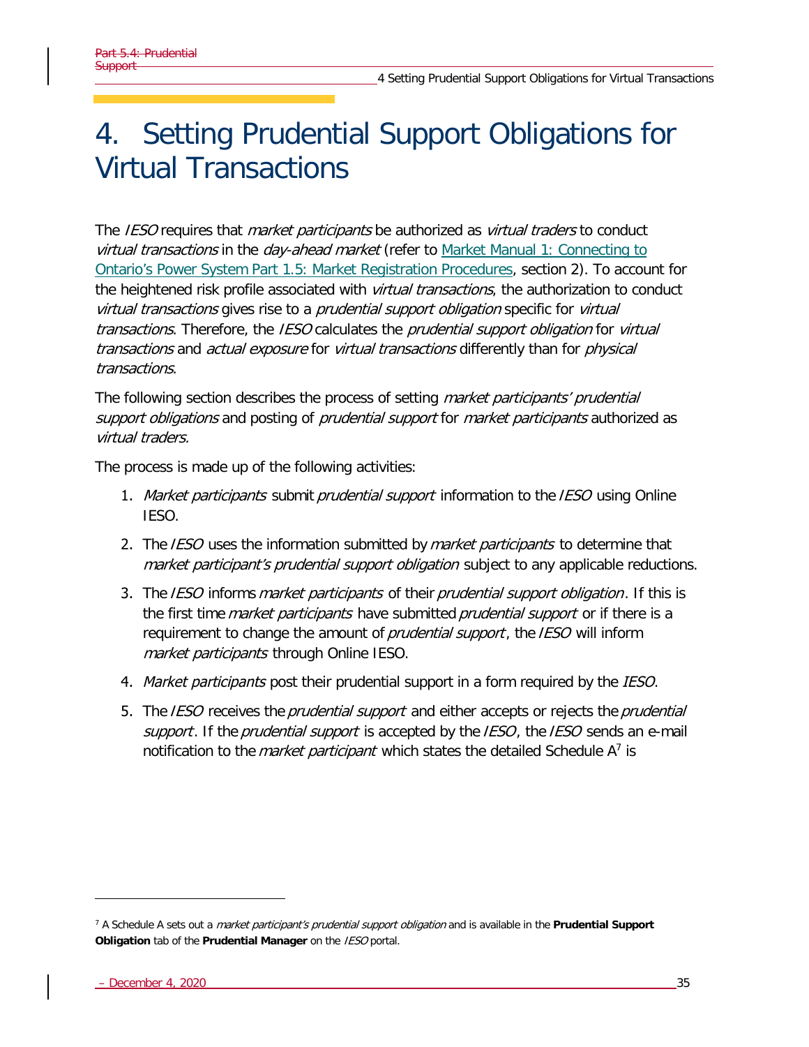# 4. Setting Prudential Support Obligations for Virtual Transactions

The *IESO* requires that *market participants* be authorized as *virtual traders* to conduct *virtual transactions* in the *day-ahead market* (refer to [Market Manual 1: Connecting to Ontario's Power System Part 1.5: Market Registration Procedures](), section 2). To account for the heightened risk profile associated with *virtual transactions*, the authorization to conduct *virtual transactions* gives rise to a *prudential support obligation* specific for *virtual transactions*. Therefore, the *IESO* calculates the *prudential support obligation* for *virtual transactions* and *actual exposure* for *virtual transactions* differently than for *physical transactions*.

The following section describes the process of setting *market participants' prudential support obligations* and posting of *prudential support* for *market participants* authorized as *virtual traders.*

The process is made up of the following activities:

1. *Market participants* submit *prudential support* information to the *IESO* using Online IESO.
2. The *IESO* uses the information submitted by *market participants* to determine that *market participant's prudential support obligation* subject to any applicable reductions.
3. The *IESO* informs *market participants* of their *prudential support obligation*. If this is the first time *market participants* have submitted *prudential support* or if there is a requirement to change the amount of *prudential support*, the *IESO* will inform *market participants* through Online IESO.
4. *Market participants* post their prudential support in a form required by the *IESO*.
5. The *IESO* receives the *prudential support* and either accepts or rejects the *prudential support*. If the *prudential support* is accepted by the *IESO*, the *IESO* sends an e-mail notification to the *market participant* which states the detailed Schedule A[7] is

[7] A Schedule A sets out a *market participant's prudential support obligation* and is available in the **Prudential Support Obligation** tab of the **Prudential Manager** on the *IESO* portal.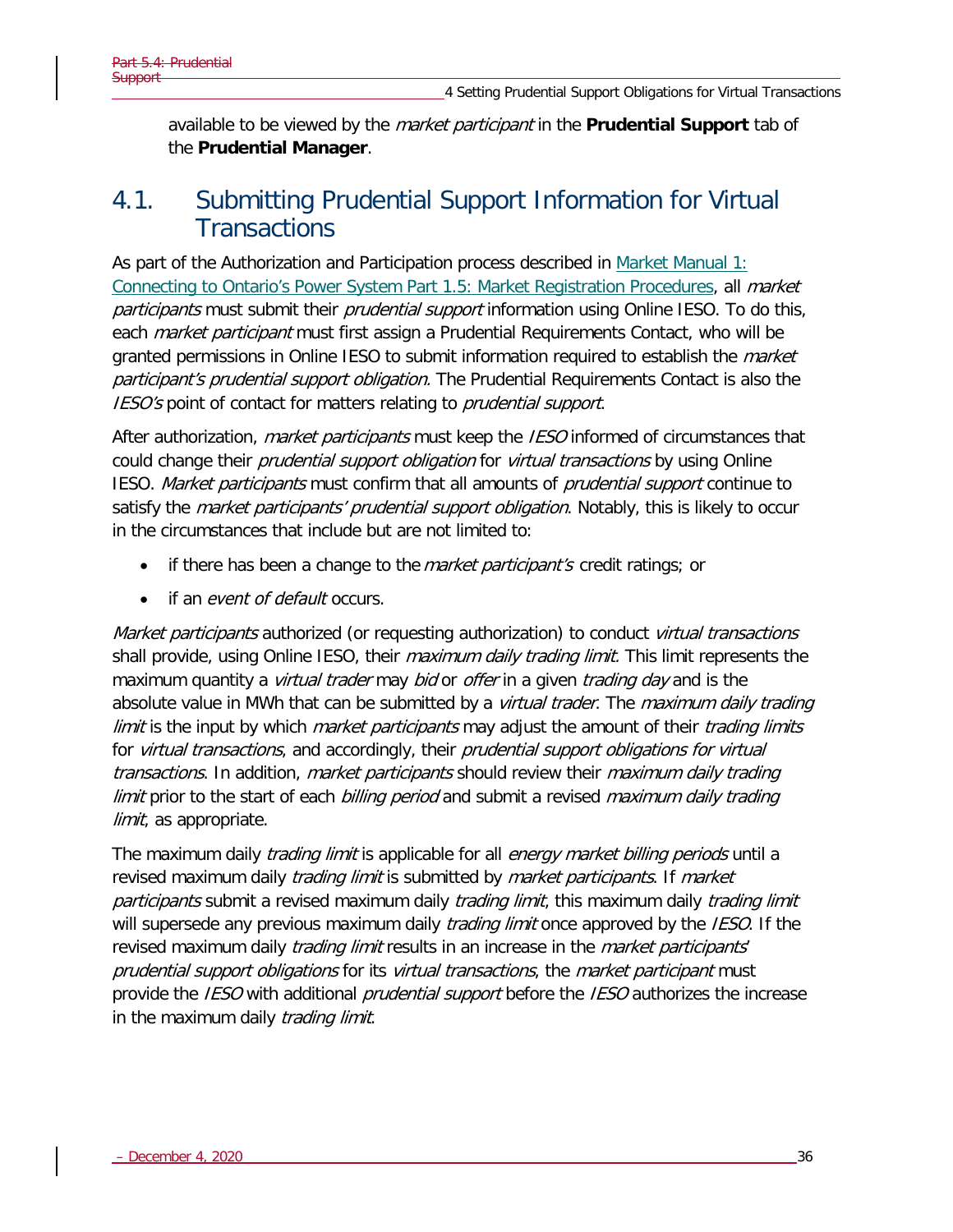available to be viewed by the *market participant* in the **Prudential Support** tab of the **Prudential Manager**.

## 4.1. Submitting Prudential Support Information for Virtual Transactions

As part of the Authorization and Participation process described in Market Manual 1: Connecting to Ontario's Power System Part 1.5: Market Registration Procedures, all *market participants* must submit their *prudential support* information using Online IESO. To do this, each *market participant* must first assign a Prudential Requirements Contact, who will be granted permissions in Online IESO to submit information required to establish the *market participant's prudential support obligation.* The Prudential Requirements Contact is also the *IESO's* point of contact for matters relating to *prudential support*.

After authorization, *market participants* must keep the *IESO* informed of circumstances that could change their *prudential support obligation* for *virtual transactions* by using Online IESO. *Market participants* must confirm that all amounts of *prudential support* continue to satisfy the *market participants' prudential support obligation*. Notably, this is likely to occur in the circumstances that include but are not limited to:

- if there has been a change to the *market participant's* credit ratings; or
- if an *event of default* occurs.

*Market participants* authorized (or requesting authorization) to conduct *virtual transactions* shall provide, using Online IESO, their *maximum daily trading limit.* This limit represents the maximum quantity a *virtual trader* may *bid* or *offer* in a given *trading day* and is the absolute value in MWh that can be submitted by a *virtual trader*. The *maximum daily trading limit* is the input by which *market participants* may adjust the amount of their *trading limits* for *virtual transactions*, and accordingly, their *prudential support obligations for virtual transactions*. In addition, *market participants* should review their *maximum daily trading limit* prior to the start of each *billing period* and submit a revised *maximum daily trading limit*, as appropriate.

The maximum daily *trading limit* is applicable for all *energy market billing periods* until a revised maximum daily *trading limit* is submitted by *market participants*. If *market participants* submit a revised maximum daily *trading limit*, this maximum daily *trading limit* will supersede any previous maximum daily *trading limit* once approved by the *IESO*. If the revised maximum daily *trading limit* results in an increase in the *market participants' prudential support obligations* for its *virtual transactions*, the *market participant* must provide the *IESO* with additional *prudential support* before the *IESO* authorizes the increase in the maximum daily *trading limit*.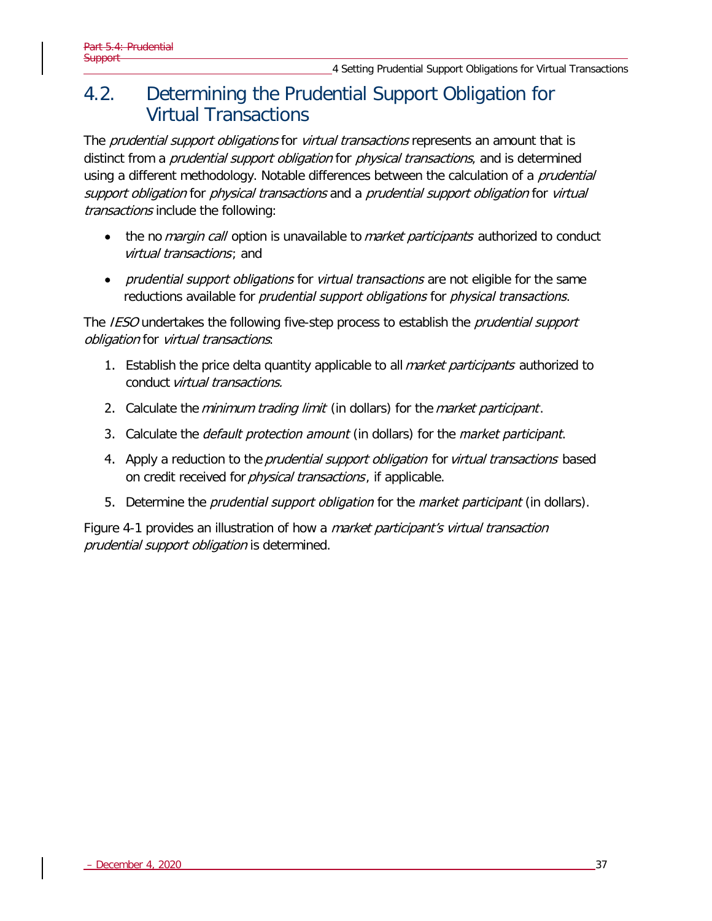## 4.2. Determining the Prudential Support Obligation for Virtual Transactions

The *prudential support obligations* for *virtual transactions* represents an amount that is distinct from a *prudential support obligation* for *physical transactions*, and is determined using a different methodology. Notable differences between the calculation of a *prudential support obligation* for *physical transactions* and a *prudential support obligation* for *virtual transactions* include the following:

- the no *margin call* option is unavailable to *market participants* authorized to conduct *virtual transactions*; and
- *prudential support obligations* for *virtual transactions* are not eligible for the same reductions available for *prudential support obligations* for *physical transactions*.

The *IESO* undertakes the following five-step process to establish the *prudential support obligation* for *virtual transactions*:

1. Establish the price delta quantity applicable to all *market participants* authorized to conduct *virtual transactions.*
2. Calculate the *minimum trading limit* (in dollars) for the *market participant*.
3. Calculate the *default protection amount* (in dollars) for the *market participant*.
4. Apply a reduction to the *prudential support obligation* for *virtual transactions* based on credit received for *physical transactions*, if applicable.
5. Determine the *prudential support obligation* for the *market participant* (in dollars).

Figure 4-1 provides an illustration of how a *market participant's virtual transaction prudential support obligation* is determined.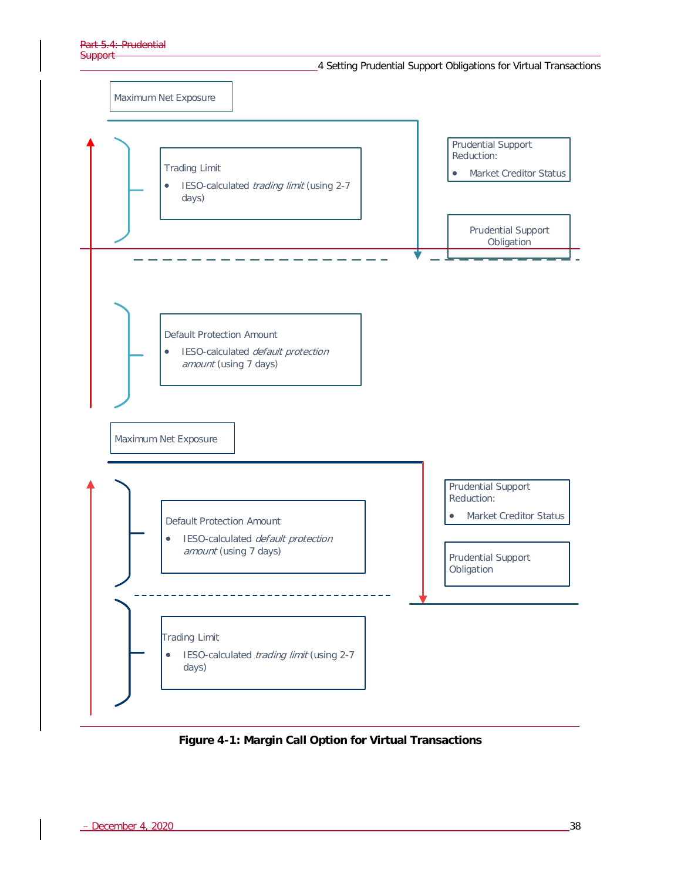Maximum Net Exposure

Trading Limit

- IESO-calculated *trading limit* (using 2-7 days)

Prudential Support Reduction:

- Market Creditor Status

Prudential Support Obligation

Default Protection Amount

- IESO-calculated *default protection amount* (using 7 days)

Maximum Net Exposure

Default Protection Amount

- IESO-calculated *default protection amount* (using 7 days)

Prudential Support Reduction:

- Market Creditor Status

Prudential Support Obligation

Trading Limit

- IESO-calculated *trading limit* (using 2-7 days)

**Figure 4-1: Margin Call Option for Virtual Transactions**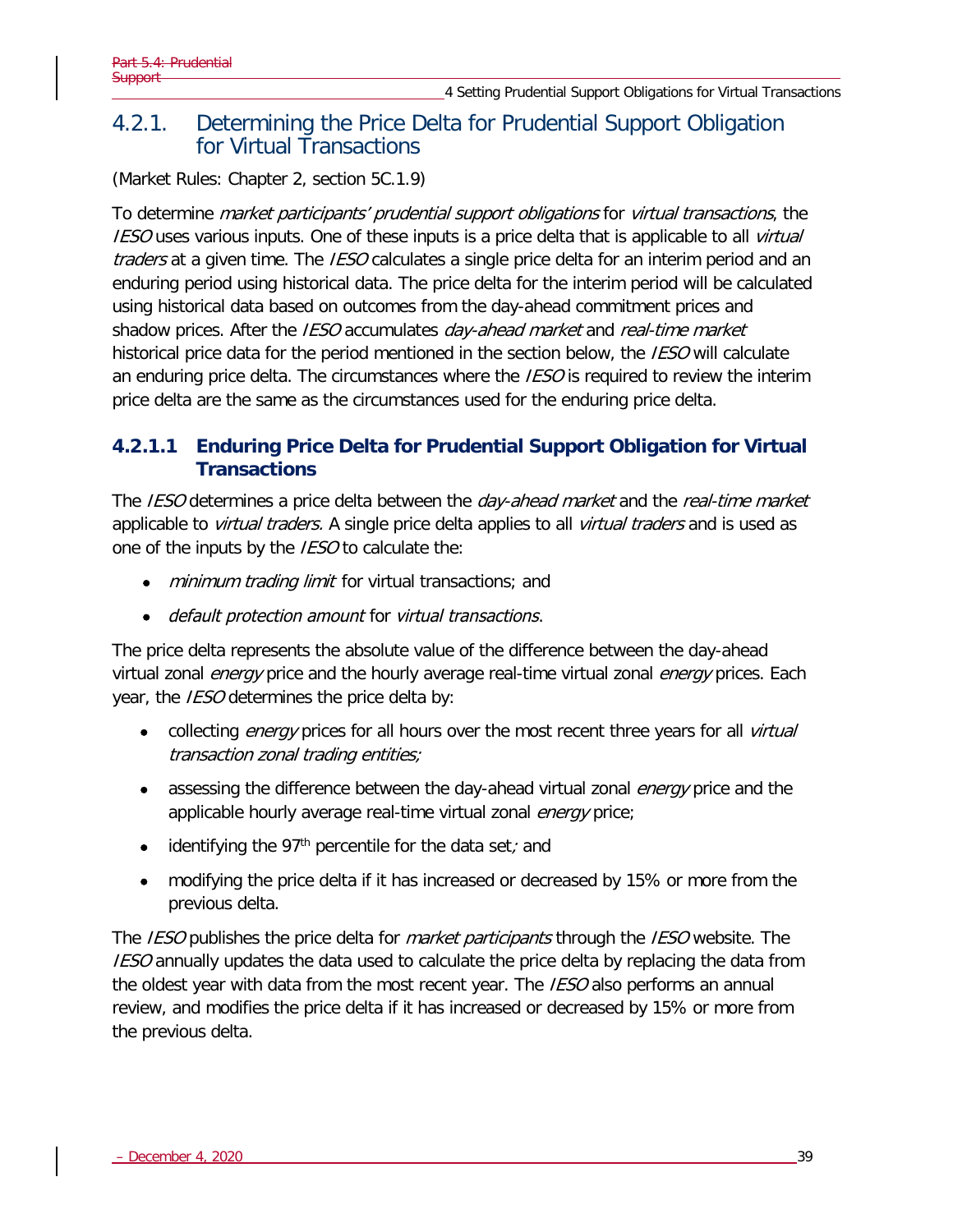## 4.2.1. Determining the Price Delta for Prudential Support Obligation for Virtual Transactions

(Market Rules: Chapter 2, section 5C.1.9)

To determine *market participants' prudential support obligations* for *virtual transactions*, the *IESO* uses various inputs. One of these inputs is a price delta that is applicable to all *virtual traders* at a given time. The *IESO* calculates a single price delta for an interim period and an enduring period using historical data. The price delta for the interim period will be calculated using historical data based on outcomes from the day-ahead commitment prices and shadow prices. After the *IESO* accumulates *day-ahead market* and *real-time market* historical price data for the period mentioned in the section below, the *IESO* will calculate an enduring price delta. The circumstances where the *IESO* is required to review the interim price delta are the same as the circumstances used for the enduring price delta.

### 4.2.1.1 Enduring Price Delta for Prudential Support Obligation for Virtual Transactions

The *IESO* determines a price delta between the *day-ahead market* and the *real-time market* applicable to *virtual traders.* A single price delta applies to all *virtual traders* and is used as one of the inputs by the *IESO* to calculate the:

- *minimum trading limit* for virtual transactions; and
- *default protection amount* for *virtual transactions*.

The price delta represents the absolute value of the difference between the day-ahead virtual zonal *energy* price and the hourly average real-time virtual zonal *energy* prices. Each year, the *IESO* determines the price delta by:

- collecting *energy* prices for all hours over the most recent three years for all *virtual transaction zonal trading entities;*
- assessing the difference between the day-ahead virtual zonal *energy* price and the applicable hourly average real-time virtual zonal *energy* price;
- identifying the 97th percentile for the data set; and
- modifying the price delta if it has increased or decreased by 15% or more from the previous delta.

The *IESO* publishes the price delta for *market participants* through the *IESO* website. The *IESO* annually updates the data used to calculate the price delta by replacing the data from the oldest year with data from the most recent year. The *IESO* also performs an annual review, and modifies the price delta if it has increased or decreased by 15% or more from the previous delta.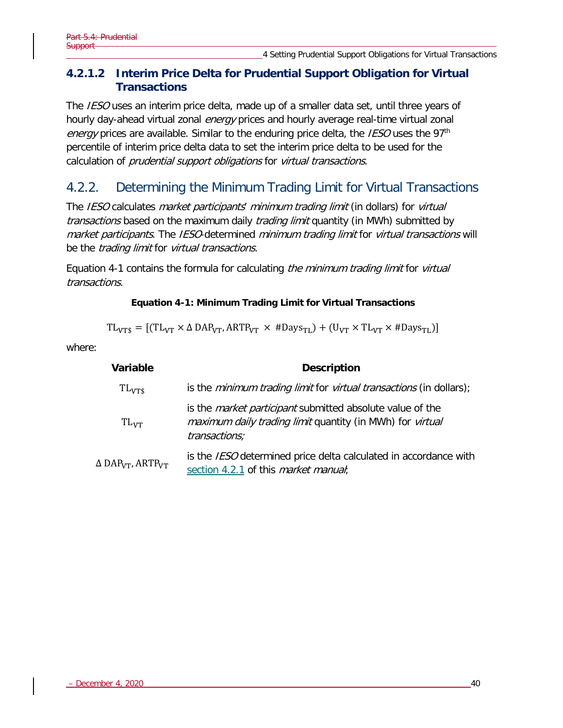#### 4.2.1.2 Interim Price Delta for Prudential Support Obligation for Virtual Transactions

The *IESO* uses an interim price delta, made up of a smaller data set, until three years of hourly day-ahead virtual zonal *energy* prices and hourly average real-time virtual zonal *energy* prices are available. Similar to the enduring price delta, the *IESO* uses the 97th percentile of interim price delta data to set the interim price delta to be used for the calculation of *prudential support obligations* for *virtual transactions*.

### 4.2.2. Determining the Minimum Trading Limit for Virtual Transactions

The *IESO* calculates *market participants*' *minimum trading limit* (in dollars) for *virtual transactions* based on the maximum daily *trading limit* quantity (in MWh) submitted by *market participants*. The *IESO*-determined *minimum trading limit* for *virtual transactions* will be the *trading limit* for *virtual transactions*.

Equation 4-1 contains the formula for calculating *the minimum trading limit* for *virtual transactions*.

**Equation 4-1: Minimum Trading Limit for Virtual Transactions**

$$\mathrm{TL_{VT\$}} = [(\mathrm{TL_{VT}} \times \Delta\, \mathrm{DAP_{VT}}, \mathrm{ARTP_{VT}} \times \#\mathrm{Days_{TL}}) + (\mathrm{U_{VT}} \times \mathrm{TL_{VT}} \times \#\mathrm{Days_{TL}})]$$

where:

| Variable | Description |
|---|---|
| $\mathrm{TL_{VT\$}}$ | is the *minimum trading limit* for *virtual transactions* (in dollars); |
| $\mathrm{TL_{VT}}$ | is the *market participant* submitted absolute value of the *maximum daily trading limit* quantity (in MWh) for *virtual transactions;* |
| $\Delta\, \mathrm{DAP_{VT}}, \mathrm{ARTP_{VT}}$ | is the *IESO* determined price delta calculated in accordance with section 4.2.1 of this *market manual*; |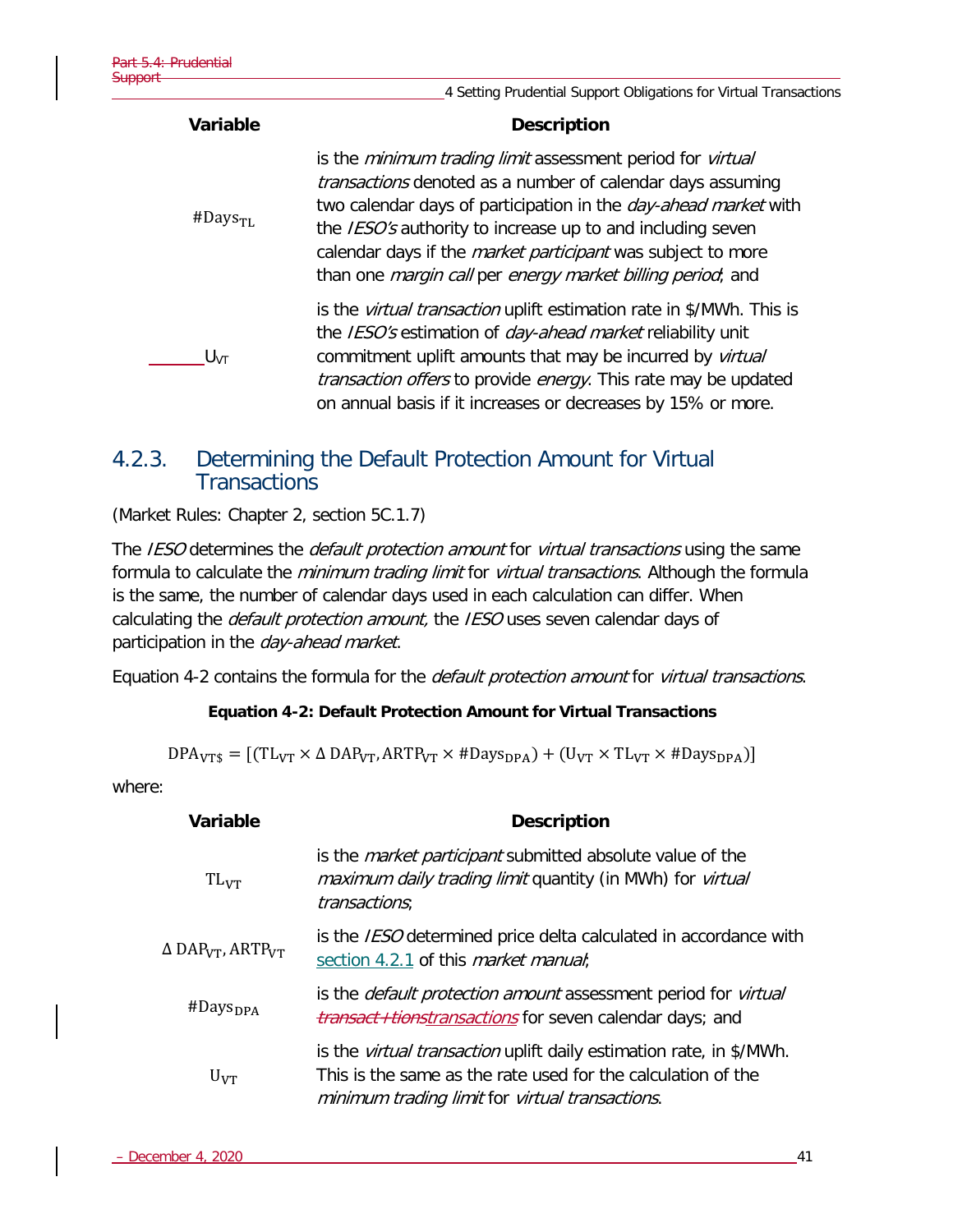| Variable | Description |
| --- | --- |
| $\#Days_{TL}$ | is the *minimum trading limit* assessment period for *virtual transactions* denoted as a number of calendar days assuming two calendar days of participation in the *day-ahead market* with the *IESO's* authority to increase up to and including seven calendar days if the *market participant* was subject to more than one *margin call* per *energy market billing period*; and |
| $U_{VT}$ | is the *virtual transaction* uplift estimation rate in $/MWh. This is the *IESO's* estimation of *day-ahead market* reliability unit commitment uplift amounts that may be incurred by *virtual transaction offers* to provide *energy*. This rate may be updated on annual basis if it increases or decreases by 15% or more. |

### 4.2.3. Determining the Default Protection Amount for Virtual Transactions

(Market Rules: Chapter 2, section 5C.1.7)

The *IESO* determines the *default protection amount* for *virtual transactions* using the same formula to calculate the *minimum trading limit* for *virtual transactions*. Although the formula is the same, the number of calendar days used in each calculation can differ. When calculating the *default protection amount,* the *IESO* uses seven calendar days of participation in the *day-ahead market*.

Equation 4-2 contains the formula for the *default protection amount* for *virtual transactions*.

**Equation 4-2: Default Protection Amount for Virtual Transactions**

$$DPA_{VT\$} = [(TL_{VT} \times \Delta\, DAP_{VT}, ARTP_{VT} \times \#Days_{DPA}) + (U_{VT} \times TL_{VT} \times \#Days_{DPA})]$$

where:

| Variable | Description |
| --- | --- |
| $TL_{VT}$ | is the *market participant* submitted absolute value of the *maximum daily trading limit* quantity (in MWh) for *virtual transactions*; |
| $\Delta\, DAP_{VT}, ARTP_{VT}$ | is the *IESO* determined price delta calculated in accordance with section 4.2.1 of this *market manual*; |
| $\#Days_{DPA}$ | is the *default protection amount* assessment period for *virtual* ~~*transact+tions*~~*transactions* for seven calendar days; and |
| $U_{VT}$ | is the *virtual transaction* uplift daily estimation rate, in $/MWh. This is the same as the rate used for the calculation of the *minimum trading limit* for *virtual transactions*. |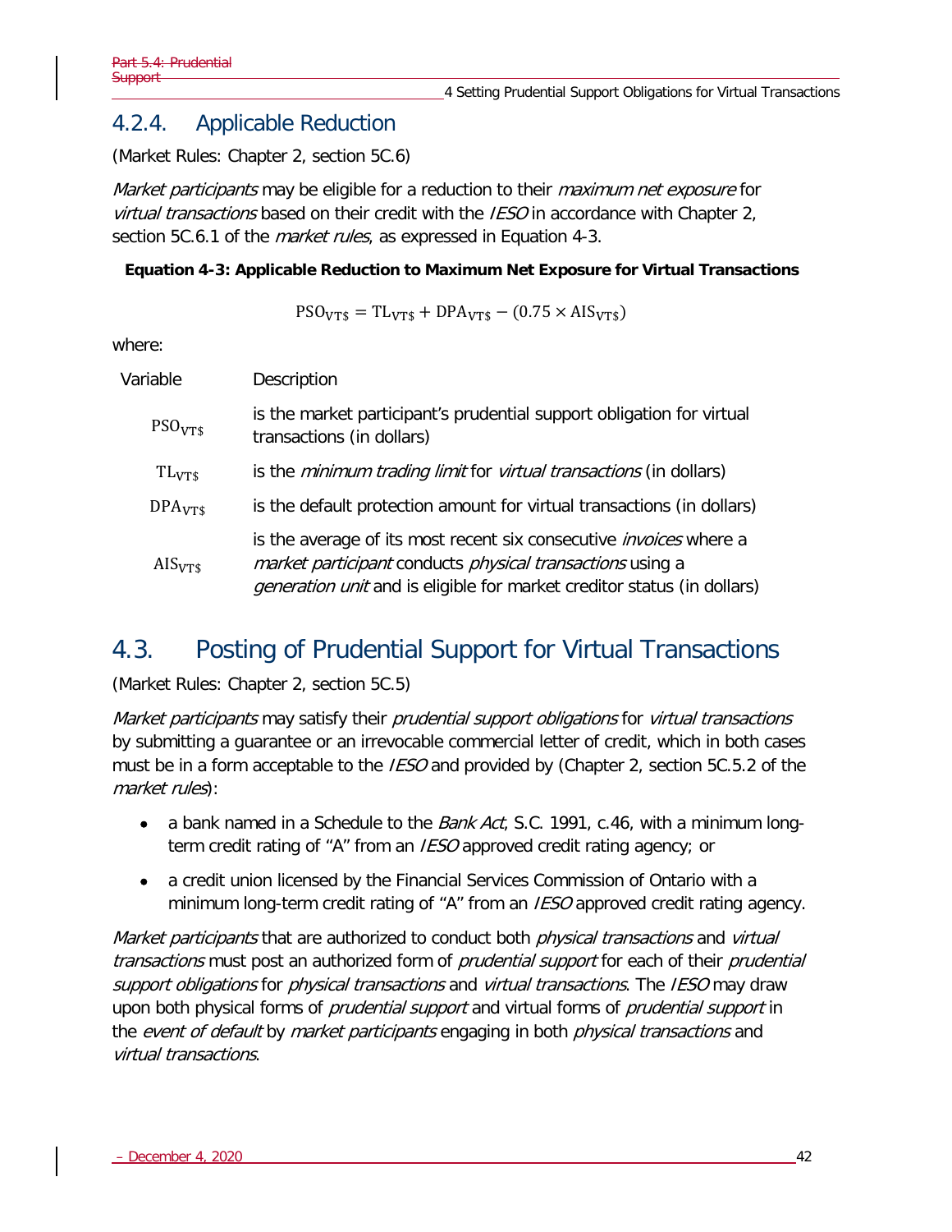### 4.2.4. Applicable Reduction

(Market Rules: Chapter 2, section 5C.6)

*Market participants* may be eligible for a reduction to their *maximum net exposure* for *virtual transactions* based on their credit with the *IESO* in accordance with Chapter 2, section 5C.6.1 of the *market rules*, as expressed in Equation 4-3.

**Equation 4-3: Applicable Reduction to Maximum Net Exposure for Virtual Transactions**

$$\mathrm{PSO}_{\mathrm{VT\$}} = \mathrm{TL}_{\mathrm{VT\$}} + \mathrm{DPA}_{\mathrm{VT\$}} - (0.75 \times \mathrm{AIS}_{\mathrm{VT\$}})$$

where:

| Variable | Description |
|---|---|
| $\mathrm{PSO}_{\mathrm{VT\$}}$ | is the market participant's prudential support obligation for virtual transactions (in dollars) |
| $\mathrm{TL}_{\mathrm{VT\$}}$ | is the *minimum trading limit* for *virtual transactions* (in dollars) |
| $\mathrm{DPA}_{\mathrm{VT\$}}$ | is the default protection amount for virtual transactions (in dollars) |
| $\mathrm{AIS}_{\mathrm{VT\$}}$ | is the average of its most recent six consecutive *invoices* where a *market participant* conducts *physical transactions* using a *generation unit* and is eligible for market creditor status (in dollars) |

## 4.3. Posting of Prudential Support for Virtual Transactions

(Market Rules: Chapter 2, section 5C.5)

*Market participants* may satisfy their *prudential support obligations* for *virtual transactions* by submitting a guarantee or an irrevocable commercial letter of credit, which in both cases must be in a form acceptable to the *IESO* and provided by (Chapter 2, section 5C.5.2 of the *market rules*):

- a bank named in a Schedule to the *Bank Act*, S.C. 1991, c.46, with a minimum long-term credit rating of "A" from an *IESO* approved credit rating agency; or
- a credit union licensed by the Financial Services Commission of Ontario with a minimum long-term credit rating of "A" from an *IESO* approved credit rating agency.

*Market participants* that are authorized to conduct both *physical transactions* and *virtual transactions* must post an authorized form of *prudential support* for each of their *prudential support obligations* for *physical transactions* and *virtual transactions*. The *IESO* may draw upon both physical forms of *prudential support* and virtual forms of *prudential support* in the *event of default* by *market participants* engaging in both *physical transactions* and *virtual transactions*.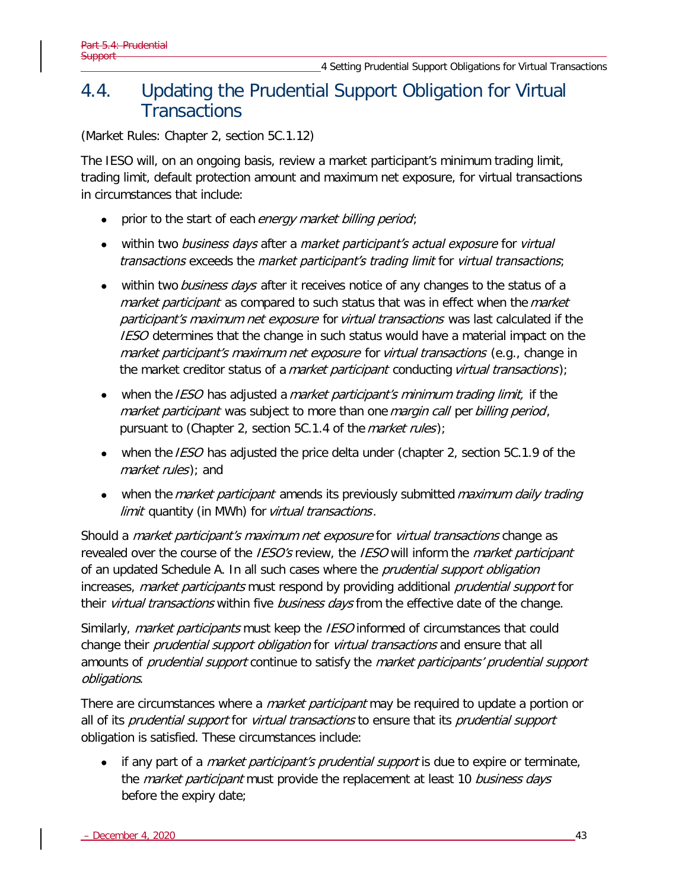## 4.4. Updating the Prudential Support Obligation for Virtual Transactions

(Market Rules: Chapter 2, section 5C.1.12)

The IESO will, on an ongoing basis, review a market participant's minimum trading limit, trading limit, default protection amount and maximum net exposure, for virtual transactions in circumstances that include:

- prior to the start of each *energy market billing period*;
- within two *business days* after a *market participant's actual exposure* for *virtual transactions* exceeds the *market participant's trading limit* for *virtual transactions*;
- within two *business days* after it receives notice of any changes to the status of a *market participant* as compared to such status that was in effect when the *market participant's maximum net exposure* for *virtual transactions* was last calculated if the *IESO* determines that the change in such status would have a material impact on the *market participant's maximum net exposure* for *virtual transactions* (e.g., change in the market creditor status of a *market participant* conducting *virtual transactions*);
- when the *IESO* has adjusted a *market participant's minimum trading limit,* if the *market participant* was subject to more than one *margin call* per *billing period*, pursuant to (Chapter 2, section 5C.1.4 of the *market rules*);
- when the *IESO* has adjusted the price delta under (chapter 2, section 5C.1.9 of the *market rules*); and
- when the *market participant* amends its previously submitted *maximum daily trading limit* quantity (in MWh) for *virtual transactions*.

Should a *market participant's maximum net exposure* for *virtual transactions* change as revealed over the course of the *IESO's* review, the *IESO* will inform the *market participant* of an updated Schedule A. In all such cases where the *prudential support obligation* increases, *market participants* must respond by providing additional *prudential support* for their *virtual transactions* within five *business days* from the effective date of the change.

Similarly, *market participants* must keep the *IESO* informed of circumstances that could change their *prudential support obligation* for *virtual transactions* and ensure that all amounts of *prudential support* continue to satisfy the *market participants' prudential support obligations*.

There are circumstances where a *market participant* may be required to update a portion or all of its *prudential support* for *virtual transactions* to ensure that its *prudential support* obligation is satisfied. These circumstances include:

- if any part of a *market participant's prudential support* is due to expire or terminate, the *market participant* must provide the replacement at least 10 *business days* before the expiry date;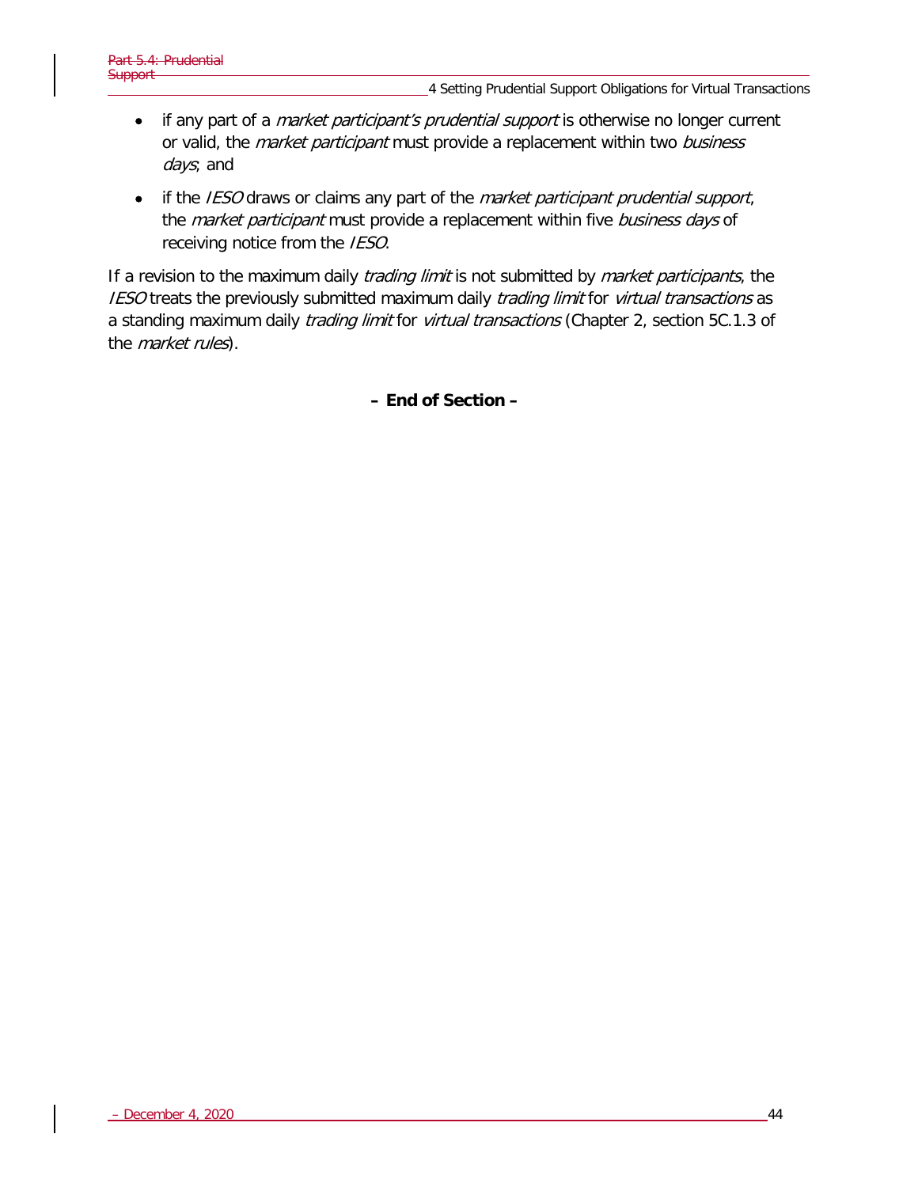- if any part of a *market participant's prudential support* is otherwise no longer current or valid, the *market participant* must provide a replacement within two *business days*; and
- if the *IESO* draws or claims any part of the *market participant prudential support*, the *market participant* must provide a replacement within five *business days* of receiving notice from the *IESO*.

If a revision to the maximum daily *trading limit* is not submitted by *market participants*, the *IESO* treats the previously submitted maximum daily *trading limit* for *virtual transactions* as a standing maximum daily *trading limit* for *virtual transactions* (Chapter 2, section 5C.1.3 of the *market rules*).

**– End of Section –**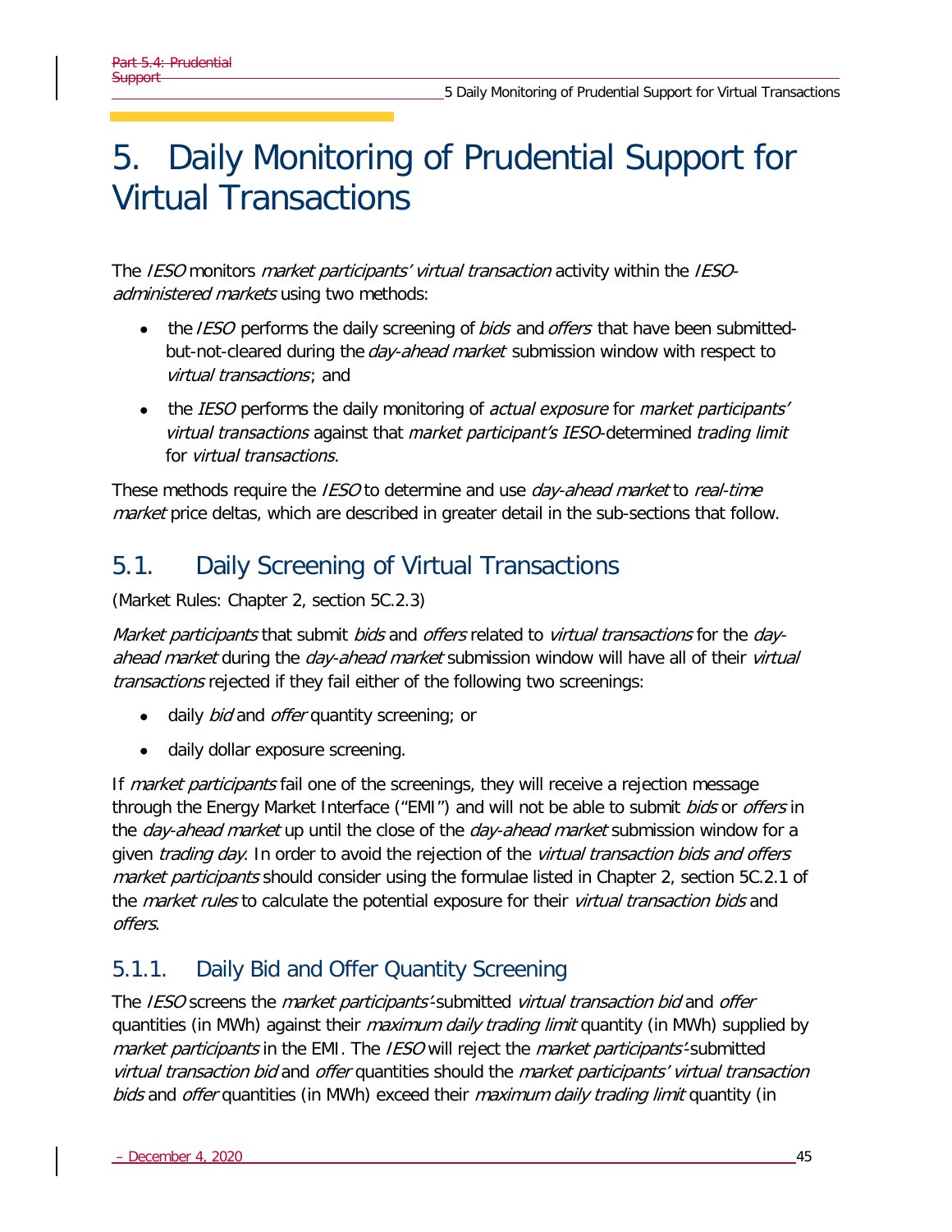# 5. Daily Monitoring of Prudential Support for Virtual Transactions

The *IESO* monitors *market participants' virtual transaction* activity within the *IESO-administered markets* using two methods:

- the *IESO* performs the daily screening of *bids* and *offers* that have been submitted-but-not-cleared during the *day-ahead market* submission window with respect to *virtual transactions*; and
- the *IESO* performs the daily monitoring of *actual exposure* for *market participants' virtual transactions* against that *market participant's IESO*-determined *trading limit* for *virtual transactions*.

These methods require the *IESO* to determine and use *day-ahead market* to *real-time market* price deltas, which are described in greater detail in the sub-sections that follow.

## 5.1. Daily Screening of Virtual Transactions

(Market Rules: Chapter 2, section 5C.2.3)

*Market participants* that submit *bids* and *offers* related to *virtual transactions* for the *day-ahead market* during the *day-ahead market* submission window will have all of their *virtual transactions* rejected if they fail either of the following two screenings:

- daily *bid* and *offer* quantity screening; or
- daily dollar exposure screening.

If *market participants* fail one of the screenings, they will receive a rejection message through the Energy Market Interface ("EMI") and will not be able to submit *bids* or *offers* in the *day-ahead market* up until the close of the *day-ahead market* submission window for a given *trading day*. In order to avoid the rejection of the *virtual transaction bids and offers market participants* should consider using the formulae listed in Chapter 2, section 5C.2.1 of the *market rules* to calculate the potential exposure for their *virtual transaction bids* and *offers*.

### 5.1.1. Daily Bid and Offer Quantity Screening

The *IESO* screens the *market participants'*-submitted *virtual transaction bid* and *offer* quantities (in MWh) against their *maximum daily trading limit* quantity (in MWh) supplied by *market participants* in the EMI. The *IESO* will reject the *market participants'*-submitted *virtual transaction bid* and *offer* quantities should the *market participants' virtual transaction bids* and *offer* quantities (in MWh) exceed their *maximum daily trading limit* quantity (in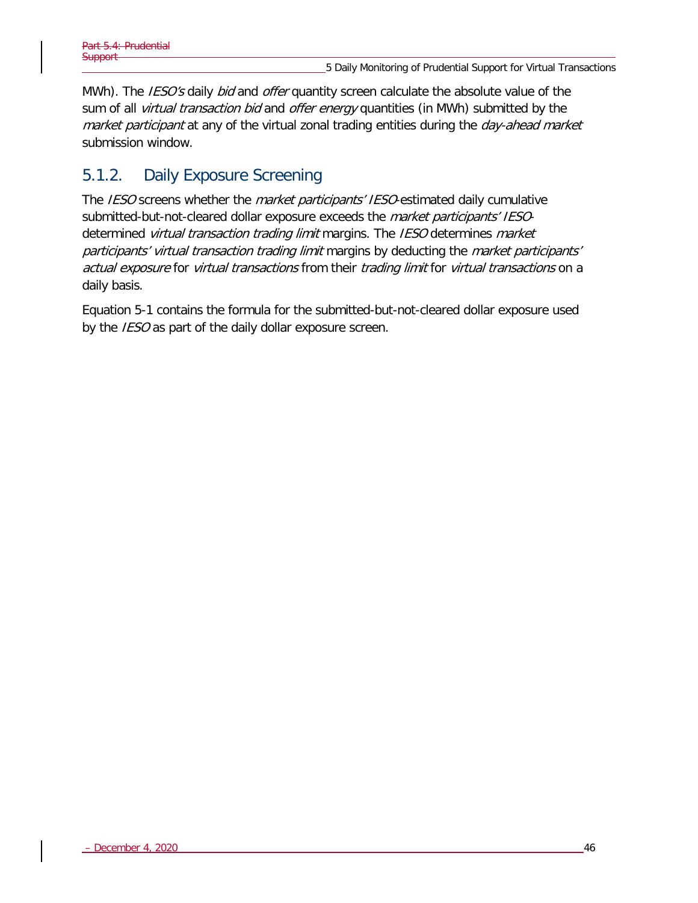MWh). The *IESO's* daily *bid* and *offer* quantity screen calculate the absolute value of the sum of all *virtual transaction bid* and *offer energy* quantities (in MWh) submitted by the *market participant* at any of the virtual zonal trading entities during the *day-ahead market* submission window.

### 5.1.2. Daily Exposure Screening

The *IESO* screens whether the *market participants' IESO*-estimated daily cumulative submitted-but-not-cleared dollar exposure exceeds the *market participants' IESO*-determined *virtual transaction trading limit* margins. The *IESO* determines *market participants' virtual transaction trading limit* margins by deducting the *market participants' actual exposure* for *virtual transactions* from their *trading limit* for *virtual transactions* on a daily basis.

Equation 5-1 contains the formula for the submitted-but-not-cleared dollar exposure used by the *IESO* as part of the daily dollar exposure screen.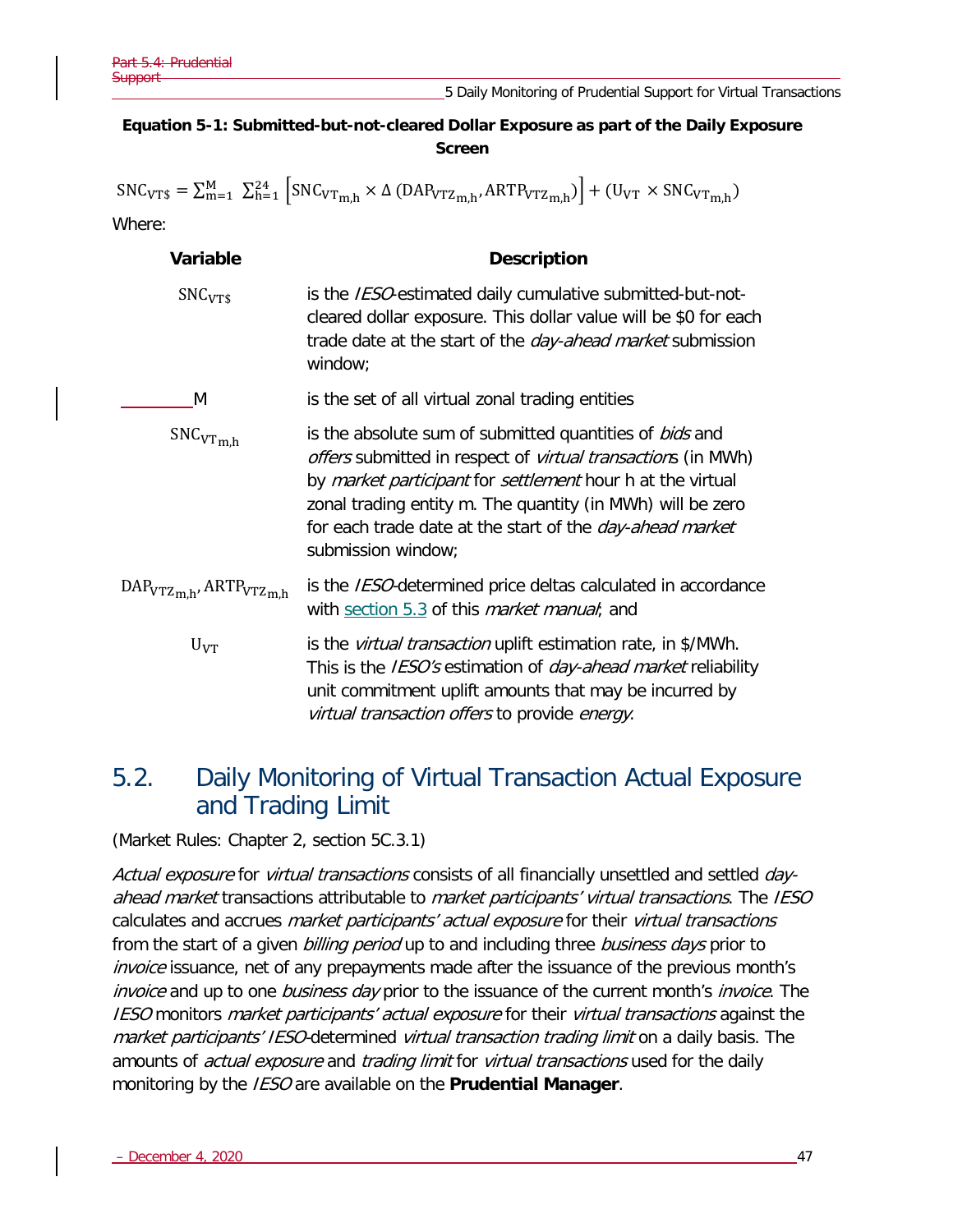**Equation 5-1: Submitted-but-not-cleared Dollar Exposure as part of the Daily Exposure Screen**

$$SNC_{VT\$} = \sum_{m=1}^{M} \sum_{h=1}^{24} \left[ SNC_{VT_{m,h}} \times \Delta \left( DAP_{VTZ_{m,h}}, ARTP_{VTZ_{m,h}} \right) \right] + \left( U_{VT} \times SNC_{VT_{m,h}} \right)$$

Where:

| Variable | Description |
|---|---|
| $SNC_{VT\$}$ | is the *IESO*-estimated daily cumulative submitted-but-not-cleared dollar exposure. This dollar value will be $0 for each trade date at the start of the *day-ahead market* submission window; |
| M | is the set of all virtual zonal trading entities |
| $SNC_{VT_{m,h}}$ | is the absolute sum of submitted quantities of *bids* and *offers* submitted in respect of *virtual transactions* (in MWh) by *market participant* for *settlement* hour h at the virtual zonal trading entity m. The quantity (in MWh) will be zero for each trade date at the start of the *day-ahead market* submission window; |
| $DAP_{VTZ_{m,h}}, ARTP_{VTZ_{m,h}}$ | is the *IESO*-determined price deltas calculated in accordance with section 5.3 of this *market manual*; and |
| $U_{VT}$ | is the *virtual transaction* uplift estimation rate, in $/MWh. This is the *IESO's* estimation of *day-ahead market* reliability unit commitment uplift amounts that may be incurred by *virtual transaction offers* to provide *energy*. |

## 5.2. Daily Monitoring of Virtual Transaction Actual Exposure and Trading Limit

(Market Rules: Chapter 2, section 5C.3.1)

*Actual exposure* for *virtual transactions* consists of all financially unsettled and settled *day-ahead market* transactions attributable to *market participants' virtual transactions*. The *IESO* calculates and accrues *market participants' actual exposure* for their *virtual transactions* from the start of a given *billing period* up to and including three *business days* prior to *invoice* issuance, net of any prepayments made after the issuance of the previous month's *invoice* and up to one *business day* prior to the issuance of the current month's *invoice*. The *IESO* monitors *market participants' actual exposure* for their *virtual transactions* against the *market participants' IESO*-determined *virtual transaction trading limit* on a daily basis. The amounts of *actual exposure* and *trading limit* for *virtual transactions* used for the daily monitoring by the *IESO* are available on the **Prudential Manager**.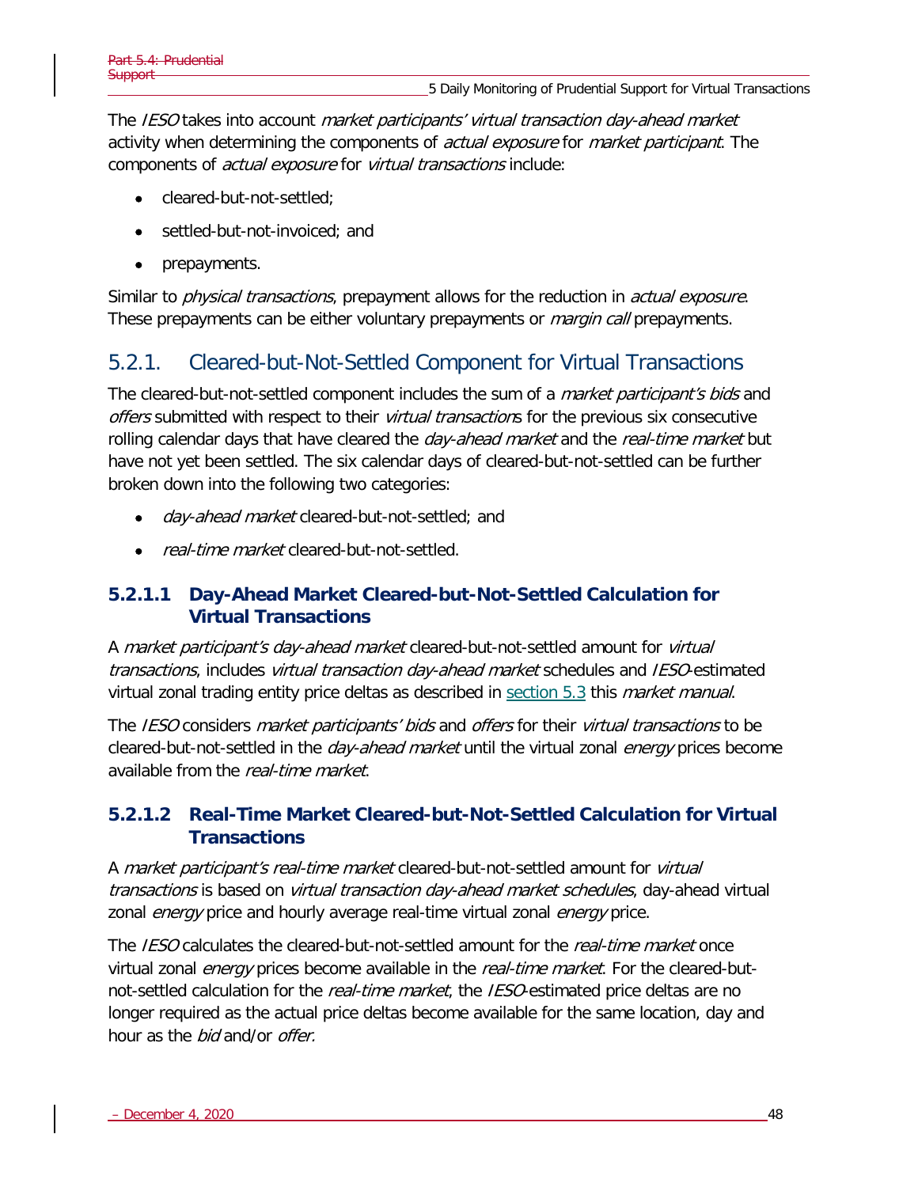The *IESO* takes into account *market participants' virtual transaction day-ahead market* activity when determining the components of *actual exposure* for *market participant*. The components of *actual exposure* for *virtual transactions* include:

- cleared-but-not-settled;
- settled-but-not-invoiced; and
- prepayments.

Similar to *physical transactions*, prepayment allows for the reduction in *actual exposure*. These prepayments can be either voluntary prepayments or *margin call* prepayments.

## 5.2.1. Cleared-but-Not-Settled Component for Virtual Transactions

The cleared-but-not-settled component includes the sum of a *market participant's bids* and *offers* submitted with respect to their *virtual transaction*s for the previous six consecutive rolling calendar days that have cleared the *day-ahead market* and the *real-time market* but have not yet been settled. The six calendar days of cleared-but-not-settled can be further broken down into the following two categories:

- *day-ahead market* cleared-but-not-settled; and
- *real-time market* cleared-but-not-settled.

### 5.2.1.1 Day-Ahead Market Cleared-but-Not-Settled Calculation for Virtual Transactions

A *market participant's day-ahead market* cleared-but-not-settled amount for *virtual transactions*, includes *virtual transaction day-ahead market* schedules and *IESO*-estimated virtual zonal trading entity price deltas as described in section 5.3 this *market manual*.

The *IESO* considers *market participants' bids* and *offers* for their *virtual transactions* to be cleared-but-not-settled in the *day-ahead market* until the virtual zonal *energy* prices become available from the *real-time market*.

### 5.2.1.2 Real-Time Market Cleared-but-Not-Settled Calculation for Virtual Transactions

A *market participant's real-time market* cleared-but-not-settled amount for *virtual transactions* is based on *virtual transaction day-ahead market schedules*, day-ahead virtual zonal *energy* price and hourly average real-time virtual zonal *energy* price.

The *IESO* calculates the cleared-but-not-settled amount for the *real-time market* once virtual zonal *energy* prices become available in the *real-time market*. For the cleared-but-not-settled calculation for the *real-time market*, the *IESO*-estimated price deltas are no longer required as the actual price deltas become available for the same location, day and hour as the *bid* and/or *offer.*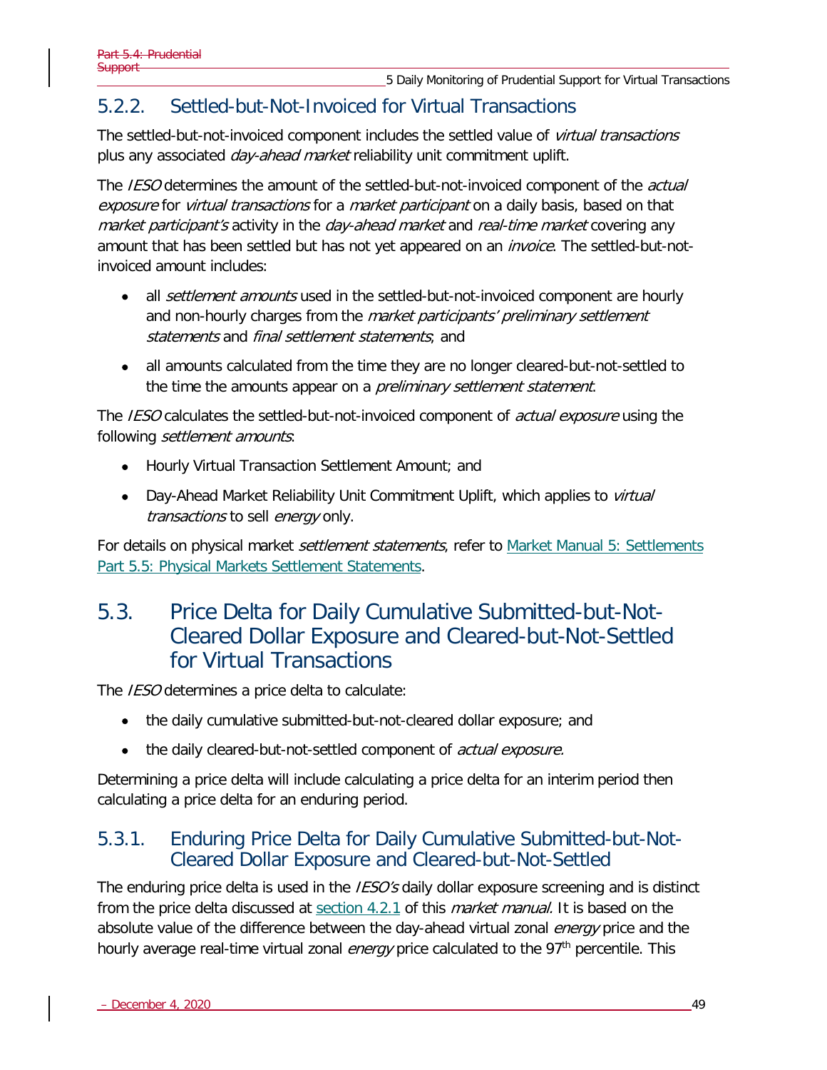### 5.2.2. Settled-but-Not-Invoiced for Virtual Transactions

The settled-but-not-invoiced component includes the settled value of *virtual transactions* plus any associated *day-ahead market* reliability unit commitment uplift.

The *IESO* determines the amount of the settled-but-not-invoiced component of the *actual exposure* for *virtual transactions* for a *market participant* on a daily basis, based on that *market participant's* activity in the *day-ahead market* and *real-time market* covering any amount that has been settled but has not yet appeared on an *invoice*. The settled-but-not-invoiced amount includes:

- all *settlement amounts* used in the settled-but-not-invoiced component are hourly and non-hourly charges from the *market participants' preliminary settlement statements* and *final settlement statements*; and
- all amounts calculated from the time they are no longer cleared-but-not-settled to the time the amounts appear on a *preliminary settlement statement*.

The *IESO* calculates the settled-but-not-invoiced component of *actual exposure* using the following *settlement amounts*:

- Hourly Virtual Transaction Settlement Amount; and
- Day-Ahead Market Reliability Unit Commitment Uplift, which applies to *virtual transactions* to sell *energy* only.

For details on physical market *settlement statements*, refer to Market Manual 5: Settlements Part 5.5: Physical Markets Settlement Statements.

## 5.3. Price Delta for Daily Cumulative Submitted-but-Not-Cleared Dollar Exposure and Cleared-but-Not-Settled for Virtual Transactions

The *IESO* determines a price delta to calculate:

- the daily cumulative submitted-but-not-cleared dollar exposure; and
- the daily cleared-but-not-settled component of *actual exposure.*

Determining a price delta will include calculating a price delta for an interim period then calculating a price delta for an enduring period.

### 5.3.1. Enduring Price Delta for Daily Cumulative Submitted-but-Not-Cleared Dollar Exposure and Cleared-but-Not-Settled

The enduring price delta is used in the *IESO's* daily dollar exposure screening and is distinct from the price delta discussed at section 4.2.1 of this *market manual.* It is based on the absolute value of the difference between the day-ahead virtual zonal *energy* price and the hourly average real-time virtual zonal *energy* price calculated to the 97th percentile. This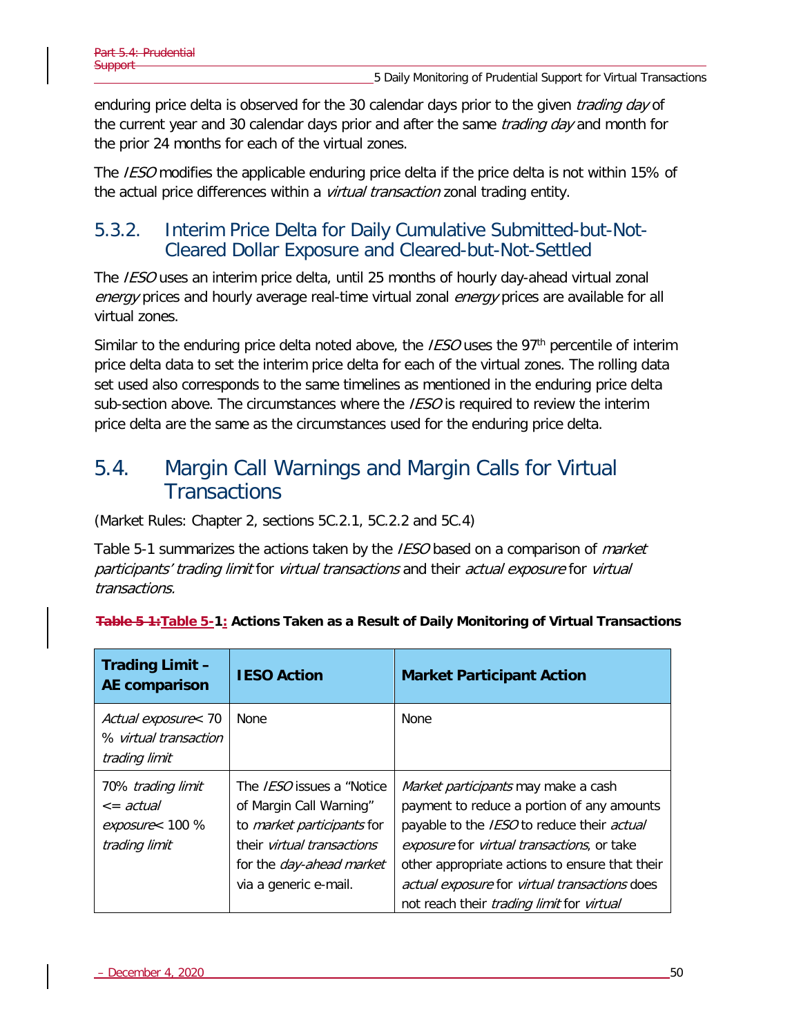enduring price delta is observed for the 30 calendar days prior to the given *trading day* of the current year and 30 calendar days prior and after the same *trading day* and month for the prior 24 months for each of the virtual zones.

The *IESO* modifies the applicable enduring price delta if the price delta is not within 15% of the actual price differences within a *virtual transaction* zonal trading entity.

### 5.3.2. Interim Price Delta for Daily Cumulative Submitted-but-Not-Cleared Dollar Exposure and Cleared-but-Not-Settled

The *IESO* uses an interim price delta, until 25 months of hourly day-ahead virtual zonal *energy* prices and hourly average real-time virtual zonal *energy* prices are available for all virtual zones.

Similar to the enduring price delta noted above, the *IESO* uses the 97th percentile of interim price delta data to set the interim price delta for each of the virtual zones. The rolling data set used also corresponds to the same timelines as mentioned in the enduring price delta sub-section above. The circumstances where the *IESO* is required to review the interim price delta are the same as the circumstances used for the enduring price delta.

## 5.4. Margin Call Warnings and Margin Calls for Virtual Transactions

(Market Rules: Chapter 2, sections 5C.2.1, 5C.2.2 and 5C.4)

Table 5-1 summarizes the actions taken by the *IESO* based on a comparison of *market participants' trading limit* for *virtual transactions* and their *actual exposure* for *virtual transactions.*

**Table 5-1: Actions Taken as a Result of Daily Monitoring of Virtual Transactions**

| Trading Limit – AE comparison | IESO Action | Market Participant Action |
|---|---|---|
| *Actual exposure* < 70 % *virtual transaction trading limit* | None | None |
| 70% *trading limit* <= *actual exposure* < 100 % *trading limit* | The *IESO* issues a "Notice of Margin Call Warning" to *market participants* for their *virtual transactions* for the *day-ahead market* via a generic e-mail. | *Market participants* may make a cash payment to reduce a portion of any amounts payable to the *IESO* to reduce their *actual exposure* for *virtual transactions*, or take other appropriate actions to ensure that their *actual exposure* for *virtual transactions* does not reach their *trading limit* for *virtual* |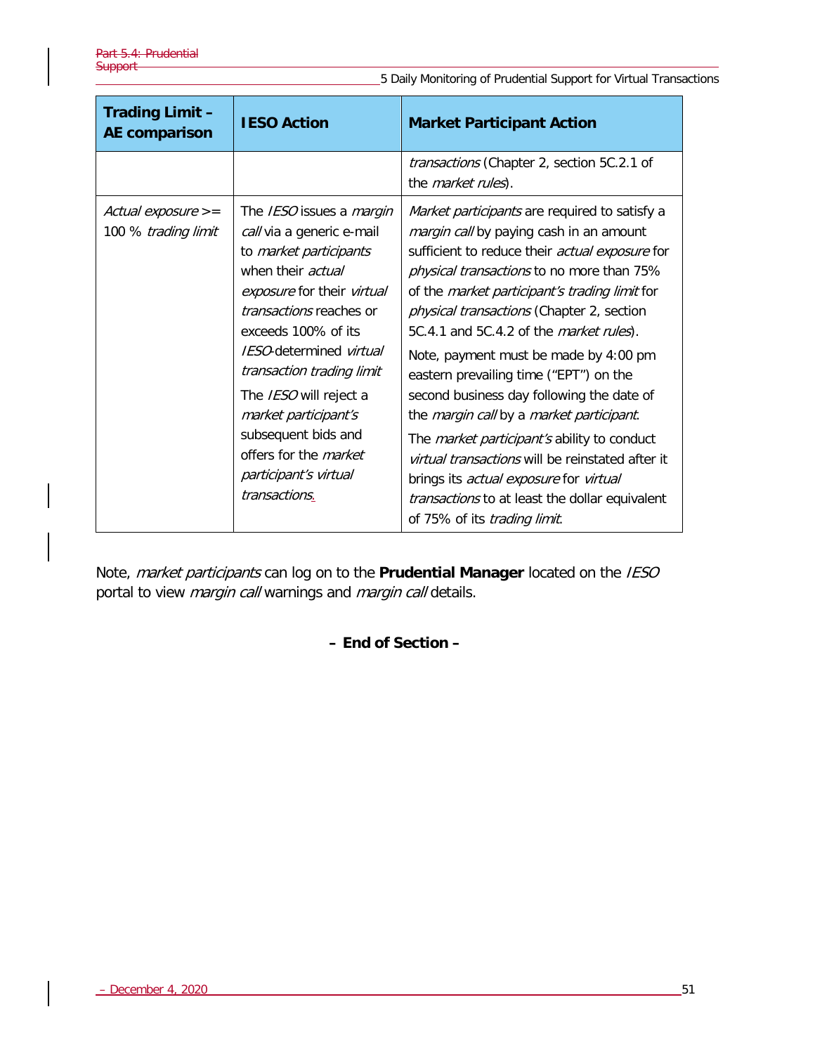| Trading Limit – AE comparison | IESO Action | Market Participant Action |
|---|---|---|
| | | *transactions* (Chapter 2, section 5C.2.1 of the *market rules*). |
| *Actual exposure* >= 100 % *trading limit* | The *IESO* issues a *margin call* via a generic e-mail to *market participants* when their *actual exposure* for their *virtual transactions* reaches or exceeds 100% of its *IESO*-determined *virtual transaction trading limit*<br><br>The *IESO* will reject a *market participant's* subsequent bids and offers for the *market participant's virtual transactions*. | *Market participants* are required to satisfy a *margin call* by paying cash in an amount sufficient to reduce their *actual exposure* for *physical transactions* to no more than 75% of the *market participant's trading limit* for *physical transactions* (Chapter 2, section 5C.4.1 and 5C.4.2 of the *market rules*).<br><br>Note, payment must be made by 4:00 pm eastern prevailing time ("EPT") on the second business day following the date of the *margin call* by a *market participant*.<br><br>The *market participant's* ability to conduct *virtual transactions* will be reinstated after it brings its *actual exposure* for *virtual transactions* to at least the dollar equivalent of 75% of its *trading limit*. |

Note, *market participants* can log on to the **Prudential Manager** located on the *IESO* portal to view *margin call* warnings and *margin call* details.

**– End of Section –**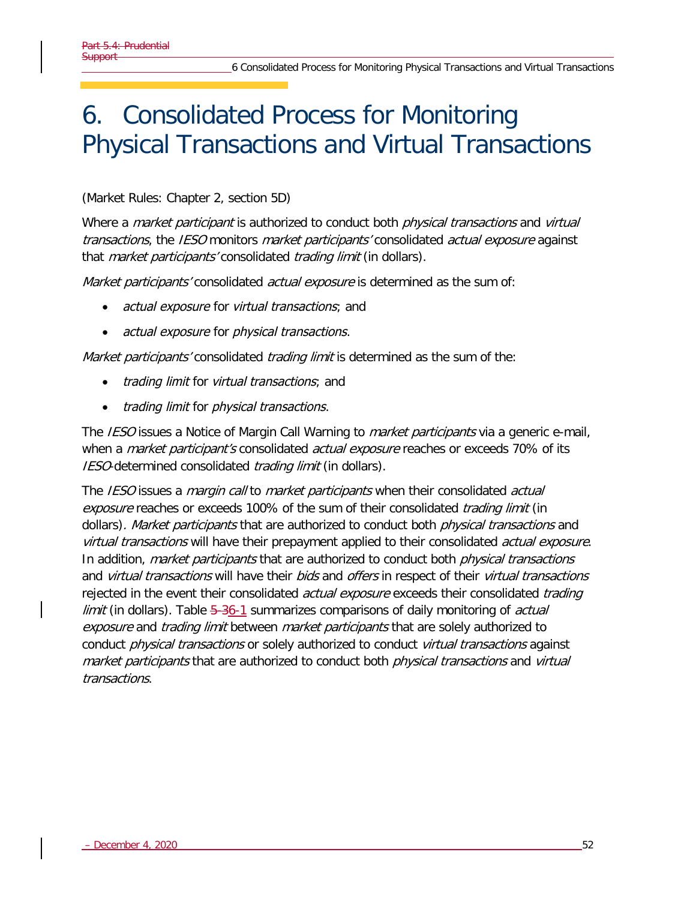# 6. Consolidated Process for Monitoring Physical Transactions and Virtual Transactions

(Market Rules: Chapter 2, section 5D)

Where a *market participant* is authorized to conduct both *physical transactions* and *virtual transactions*, the *IESO* monitors *market participants'* consolidated *actual exposure* against that *market participants'* consolidated *trading limit* (in dollars).

*Market participants'* consolidated *actual exposure* is determined as the sum of:

- *actual exposure* for *virtual transactions*; and
- *actual exposure* for *physical transactions*.

*Market participants'* consolidated *trading limit* is determined as the sum of the:

- *trading limit* for *virtual transactions*; and
- *trading limit* for *physical transactions*.

The *IESO* issues a Notice of Margin Call Warning to *market participants* via a generic e-mail, when a *market participant's* consolidated *actual exposure* reaches or exceeds 70% of its *IESO*-determined consolidated *trading limit* (in dollars).

The *IESO* issues a *margin call* to *market participants* when their consolidated *actual exposure* reaches or exceeds 100% of the sum of their consolidated *trading limit* (in dollars). *Market participants* that are authorized to conduct both *physical transactions* and *virtual transactions* will have their prepayment applied to their consolidated *actual exposure*. In addition, *market participants* that are authorized to conduct both *physical transactions* and *virtual transactions* will have their *bids* and *offers* in respect of their *virtual transactions* rejected in the event their consolidated *actual exposure* exceeds their consolidated *trading limit* (in dollars). Table 6-1 summarizes comparisons of daily monitoring of *actual exposure* and *trading limit* between *market participants* that are solely authorized to conduct *physical transactions* or solely authorized to conduct *virtual transactions* against *market participants* that are authorized to conduct both *physical transactions* and *virtual transactions*.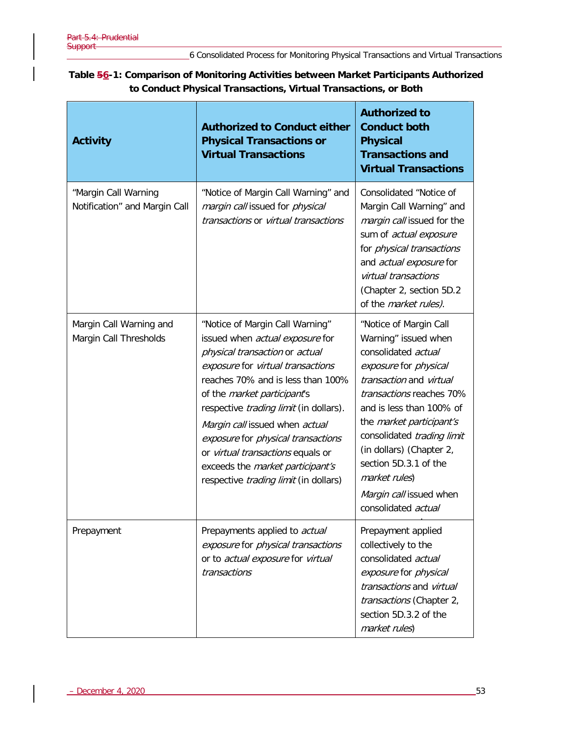**Table 56-1: Comparison of Monitoring Activities between Market Participants Authorized to Conduct Physical Transactions, Virtual Transactions, or Both**

| Activity | Authorized to Conduct either Physical Transactions or Virtual Transactions | Authorized to Conduct both Physical Transactions and Virtual Transactions |
|---|---|---|
| "Margin Call Warning Notification" and Margin Call | "Notice of Margin Call Warning" and *margin call* issued for *physical transactions* or *virtual transactions* | Consolidated "Notice of Margin Call Warning" and *margin call* issued for the sum of *actual exposure* for *physical transactions* and *actual exposure* for *virtual transactions* (Chapter 2, section 5D.2 of the *market rules)*. |
| Margin Call Warning and Margin Call Thresholds | "Notice of Margin Call Warning" issued when *actual exposure* for *physical transaction* or *actual exposure* for *virtual transactions* reaches 70% and is less than 100% of the *market participant*'s respective *trading limit* (in dollars). *Margin call* issued when *actual exposure* for *physical transactions* or *virtual transactions* equals or exceeds the *market participant's* respective *trading limit* (in dollars) | "Notice of Margin Call Warning" issued when consolidated *actual exposure* for *physical transaction* and *virtual transactions* reaches 70% and is less than 100% of the *market participant's* consolidated *trading limit* (in dollars) (Chapter 2, section 5D.3.1 of the *market rules*) *Margin call* issued when consolidated *actual* |
| Prepayment | Prepayments applied to *actual exposure* for *physical transactions* or to *actual exposure* for *virtual transactions* | Prepayment applied collectively to the consolidated *actual exposure* for *physical transactions* and *virtual transactions* (Chapter 2, section 5D.3.2 of the *market rules*) |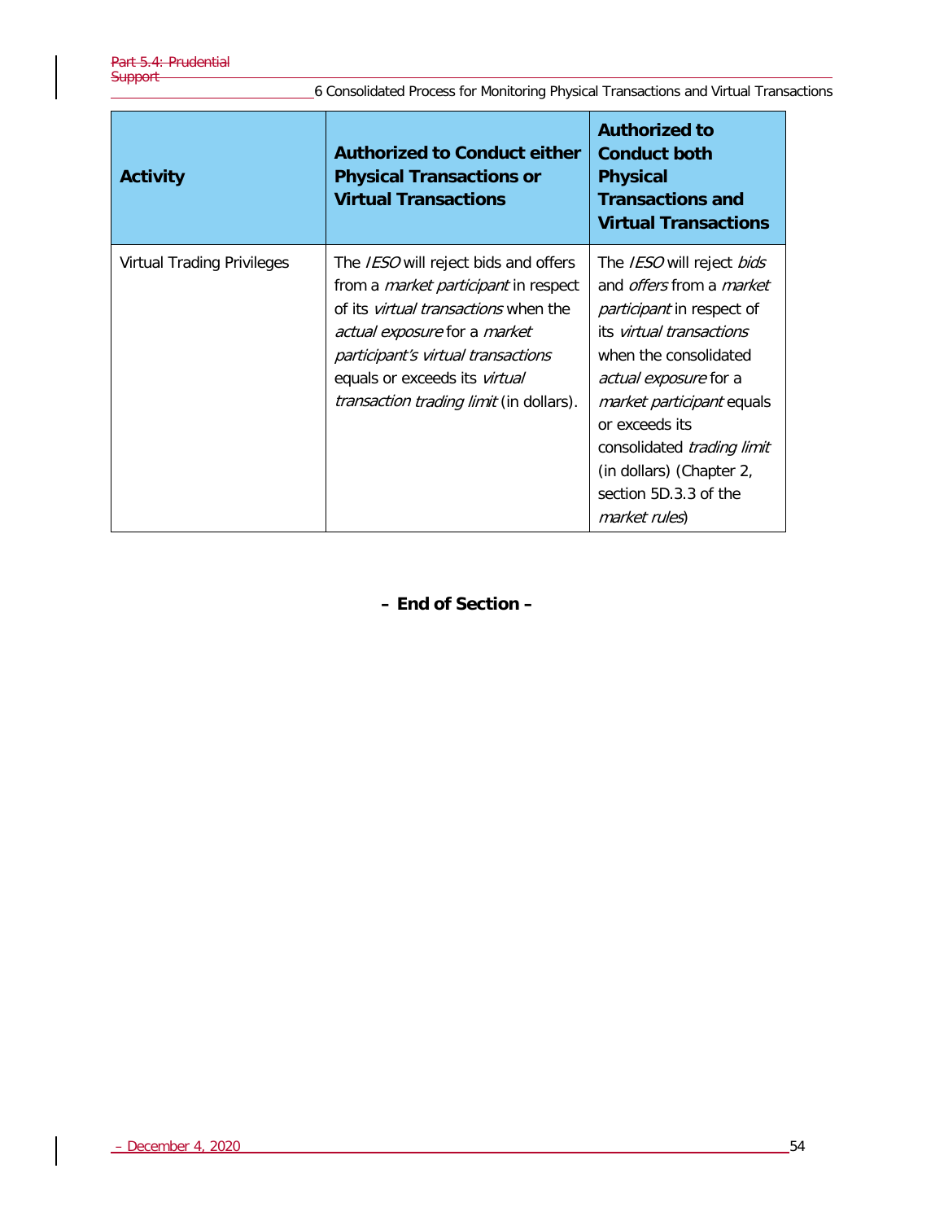| Activity | Authorized to Conduct either Physical Transactions or Virtual Transactions | Authorized to Conduct both Physical Transactions and Virtual Transactions |
| --- | --- | --- |
| Virtual Trading Privileges | The *IESO* will reject bids and offers from a *market participant* in respect of its *virtual transactions* when the *actual exposure* for a *market participant's virtual transactions* equals or exceeds its *virtual transaction trading limit* (in dollars). | The *IESO* will reject *bids* and *offers* from a *market participant* in respect of its *virtual transactions* when the consolidated *actual exposure* for a *market participant* equals or exceeds its consolidated *trading limit* (in dollars) (Chapter 2, section 5D.3.3 of the *market rules*) |

**– End of Section –**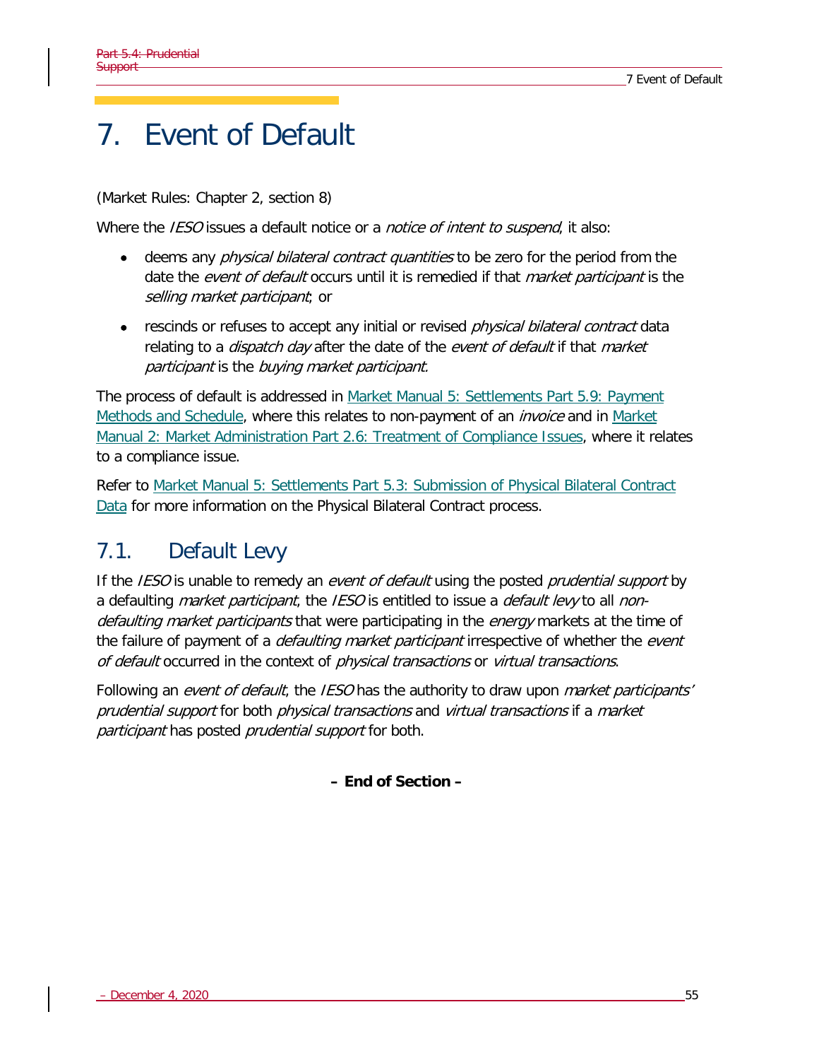# 7. Event of Default

(Market Rules: Chapter 2, section 8)

Where the *IESO* issues a default notice or a *notice of intent to suspend*, it also:

- deems any *physical bilateral contract quantities* to be zero for the period from the date the *event of default* occurs until it is remedied if that *market participant* is the *selling market participant*; or
- rescinds or refuses to accept any initial or revised *physical bilateral contract* data relating to a *dispatch day* after the date of the *event of default* if that *market participant* is the *buying market participant.*

The process of default is addressed in Market Manual 5: Settlements Part 5.9: Payment Methods and Schedule, where this relates to non-payment of an *invoice* and in Market Manual 2: Market Administration Part 2.6: Treatment of Compliance Issues, where it relates to a compliance issue.

Refer to Market Manual 5: Settlements Part 5.3: Submission of Physical Bilateral Contract Data for more information on the Physical Bilateral Contract process.

## 7.1. Default Levy

If the *IESO* is unable to remedy an *event of default* using the posted *prudential support* by a defaulting *market participant*, the *IESO* is entitled to issue a *default levy* to all *non-defaulting market participants* that were participating in the *energy* markets at the time of the failure of payment of a *defaulting market participant* irrespective of whether the *event of default* occurred in the context of *physical transactions* or *virtual transactions*.

Following an *event of default*, the *IESO* has the authority to draw upon *market participants' prudential support* for both *physical transactions* and *virtual transactions* if a *market participant* has posted *prudential support* for both.

**– End of Section –**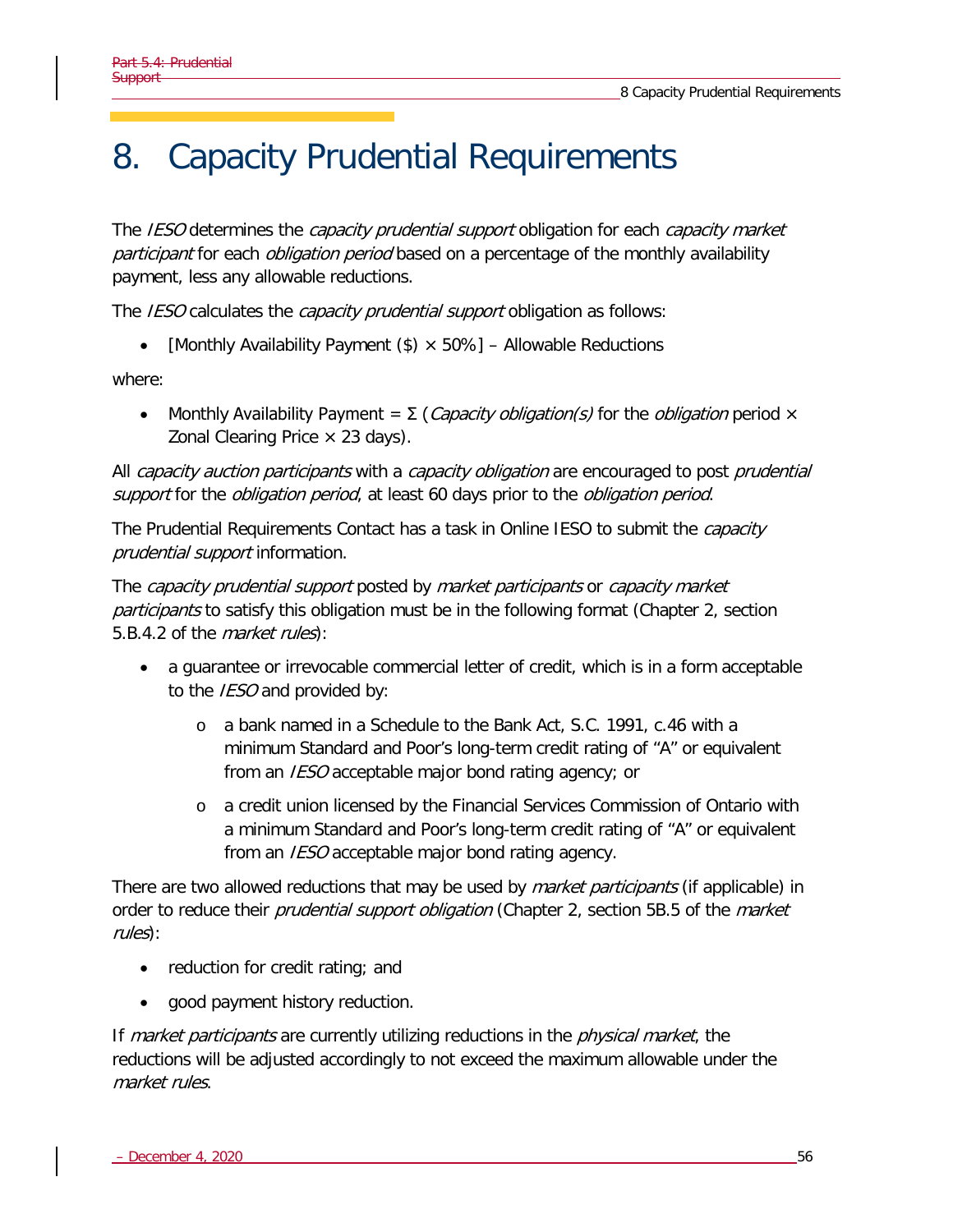# 8. Capacity Prudential Requirements

The *IESO* determines the *capacity prudential support* obligation for each *capacity market participant* for each *obligation period* based on a percentage of the monthly availability payment, less any allowable reductions.

The *IESO* calculates the *capacity prudential support* obligation as follows:

- [Monthly Availability Payment ($) × 50%] – Allowable Reductions

where:

- Monthly Availability Payment = Σ (*Capacity obligation(s)* for the *obligation* period × Zonal Clearing Price × 23 days).

All *capacity auction participants* with a *capacity obligation* are encouraged to post *prudential support* for the *obligation period*, at least 60 days prior to the *obligation period*.

The Prudential Requirements Contact has a task in Online IESO to submit the *capacity prudential support* information.

The *capacity prudential support* posted by *market participants* or *capacity market participants* to satisfy this obligation must be in the following format (Chapter 2, section 5.B.4.2 of the *market rules*):

- a guarantee or irrevocable commercial letter of credit, which is in a form acceptable to the *IESO* and provided by:
  - a bank named in a Schedule to the Bank Act, S.C. 1991, c.46 with a minimum Standard and Poor's long-term credit rating of "A" or equivalent from an *IESO* acceptable major bond rating agency; or
  - a credit union licensed by the Financial Services Commission of Ontario with a minimum Standard and Poor's long-term credit rating of "A" or equivalent from an *IESO* acceptable major bond rating agency.

There are two allowed reductions that may be used by *market participants* (if applicable) in order to reduce their *prudential support obligation* (Chapter 2, section 5B.5 of the *market rules*):

- reduction for credit rating; and
- good payment history reduction.

If *market participants* are currently utilizing reductions in the *physical market*, the reductions will be adjusted accordingly to not exceed the maximum allowable under the *market rules*.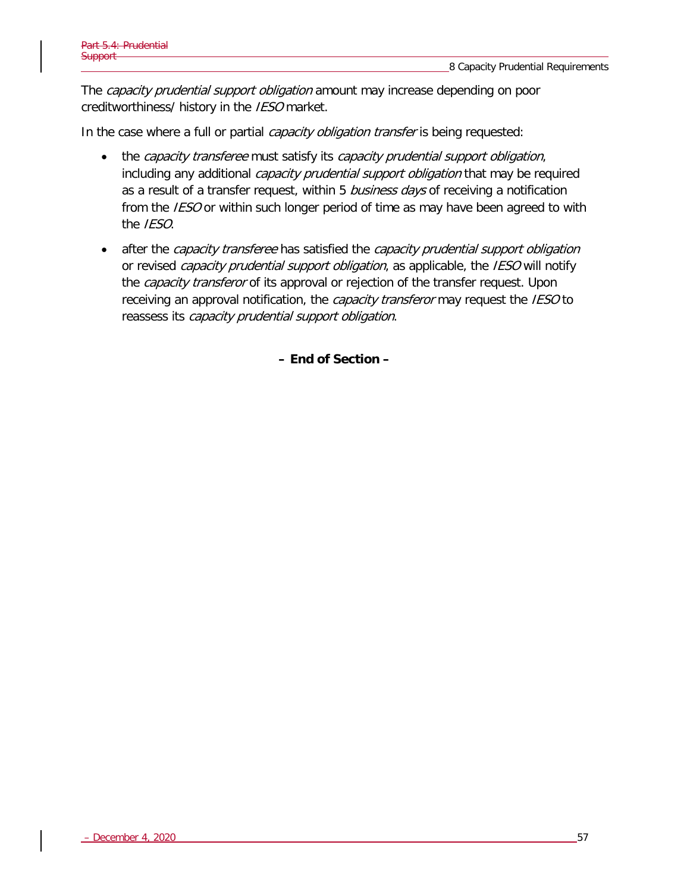The *capacity prudential support obligation* amount may increase depending on poor creditworthiness/ history in the *IESO* market.

In the case where a full or partial *capacity obligation transfer* is being requested:

- the *capacity transferee* must satisfy its *capacity prudential support obligation*, including any additional *capacity prudential support obligation* that may be required as a result of a transfer request, within 5 *business days* of receiving a notification from the *IESO* or within such longer period of time as may have been agreed to with the *IESO*.
- after the *capacity transferee* has satisfied the *capacity prudential support obligation* or revised *capacity prudential support obligation*, as applicable, the *IESO* will notify the *capacity transferor* of its approval or rejection of the transfer request. Upon receiving an approval notification, the *capacity transferor* may request the *IESO* to reassess its *capacity prudential support obligation*.

**– End of Section –**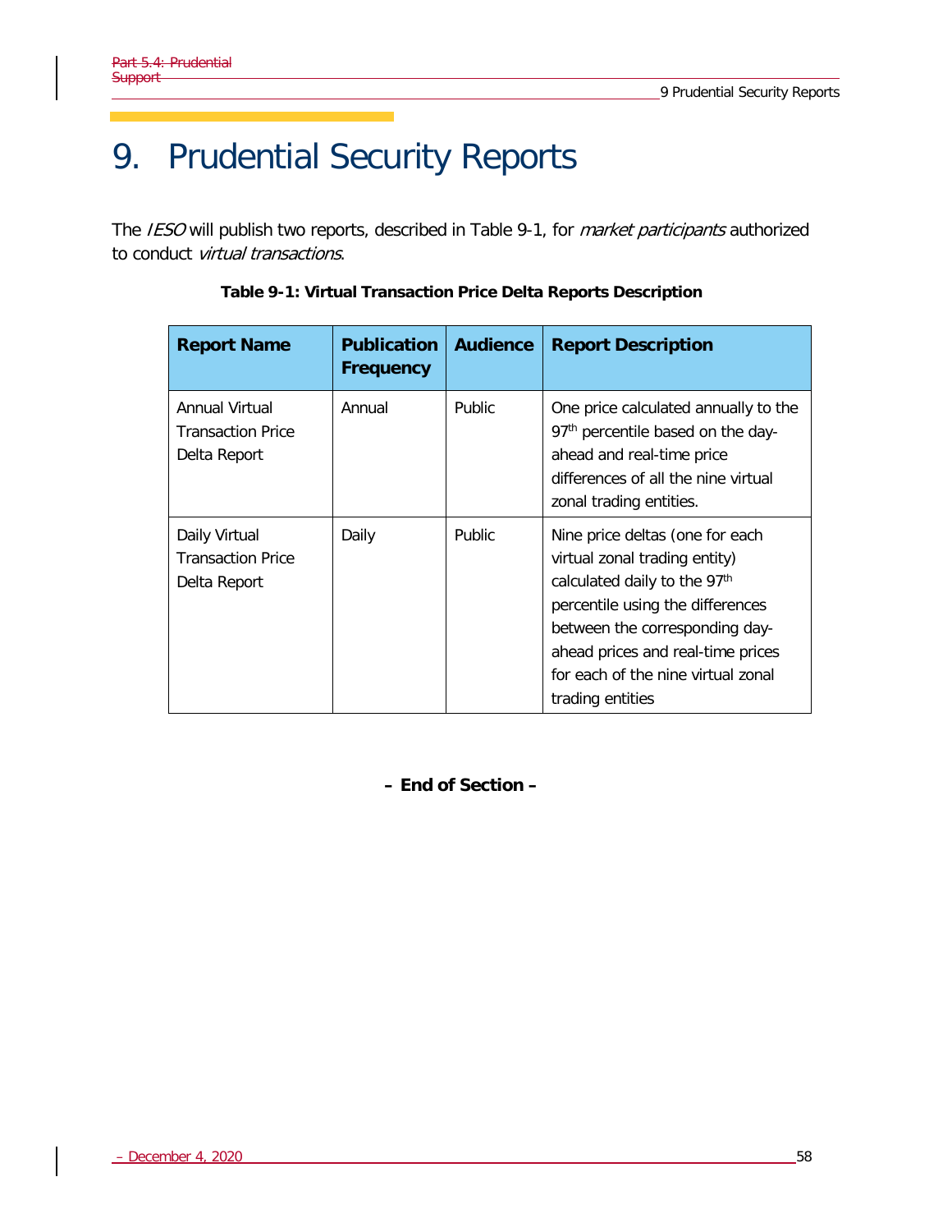# 9. Prudential Security Reports

The *IESO* will publish two reports, described in Table 9-1, for *market participants* authorized to conduct *virtual transactions*.

**Table 9-1: Virtual Transaction Price Delta Reports Description**

| Report Name | Publication Frequency | Audience | Report Description |
|---|---|---|---|
| Annual Virtual Transaction Price Delta Report | Annual | Public | One price calculated annually to the 97th percentile based on the day-ahead and real-time price differences of all the nine virtual zonal trading entities. |
| Daily Virtual Transaction Price Delta Report | Daily | Public | Nine price deltas (one for each virtual zonal trading entity) calculated daily to the 97th percentile using the differences between the corresponding day-ahead prices and real-time prices for each of the nine virtual zonal trading entities |

**– End of Section –**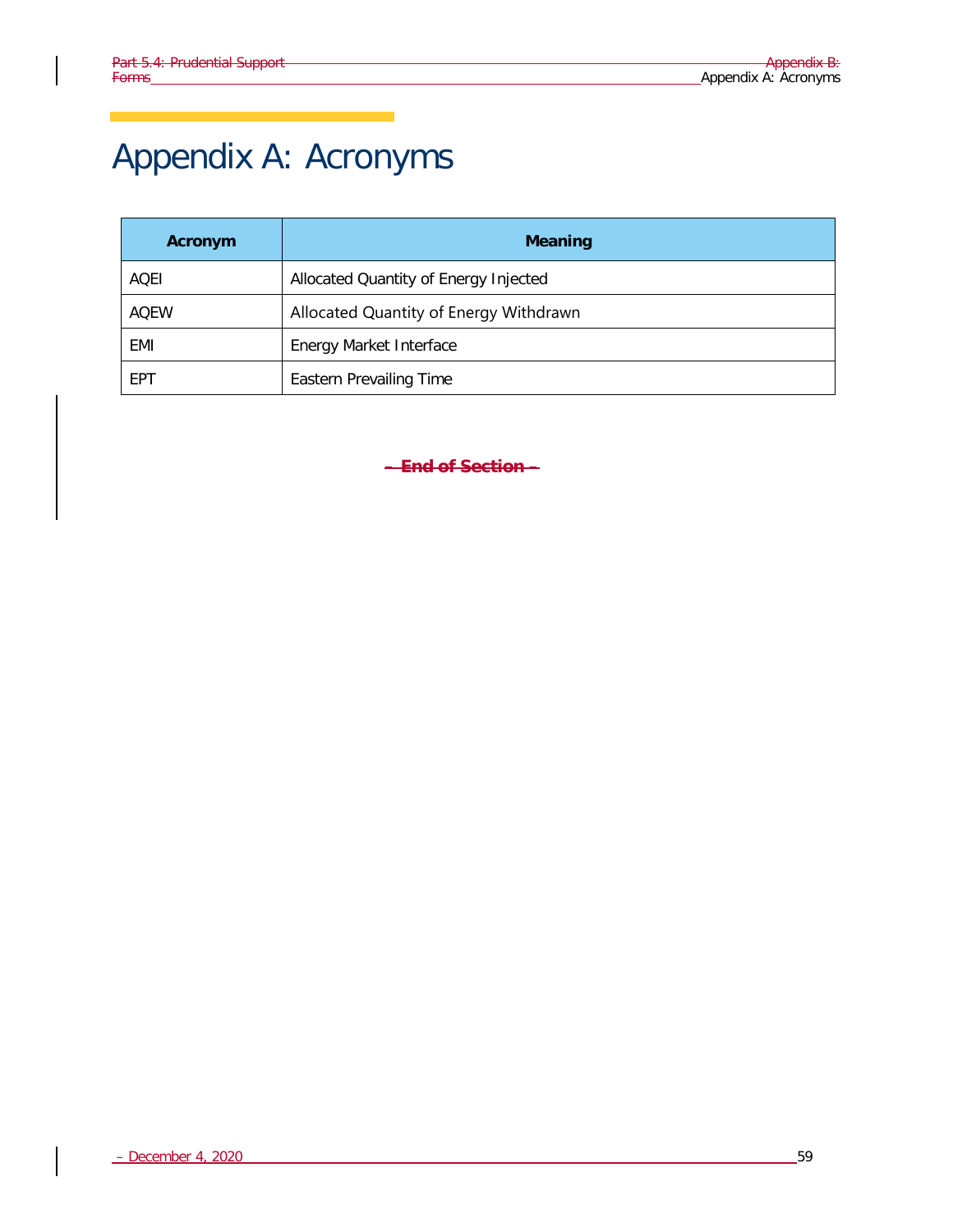# Appendix A: Acronyms

| Acronym | Meaning |
| --- | --- |
| AQEI | Allocated Quantity of Energy Injected |
| AQEW | Allocated Quantity of Energy Withdrawn |
| EMI | Energy Market Interface |
| EPT | Eastern Prevailing Time |

~~**– End of Section –**~~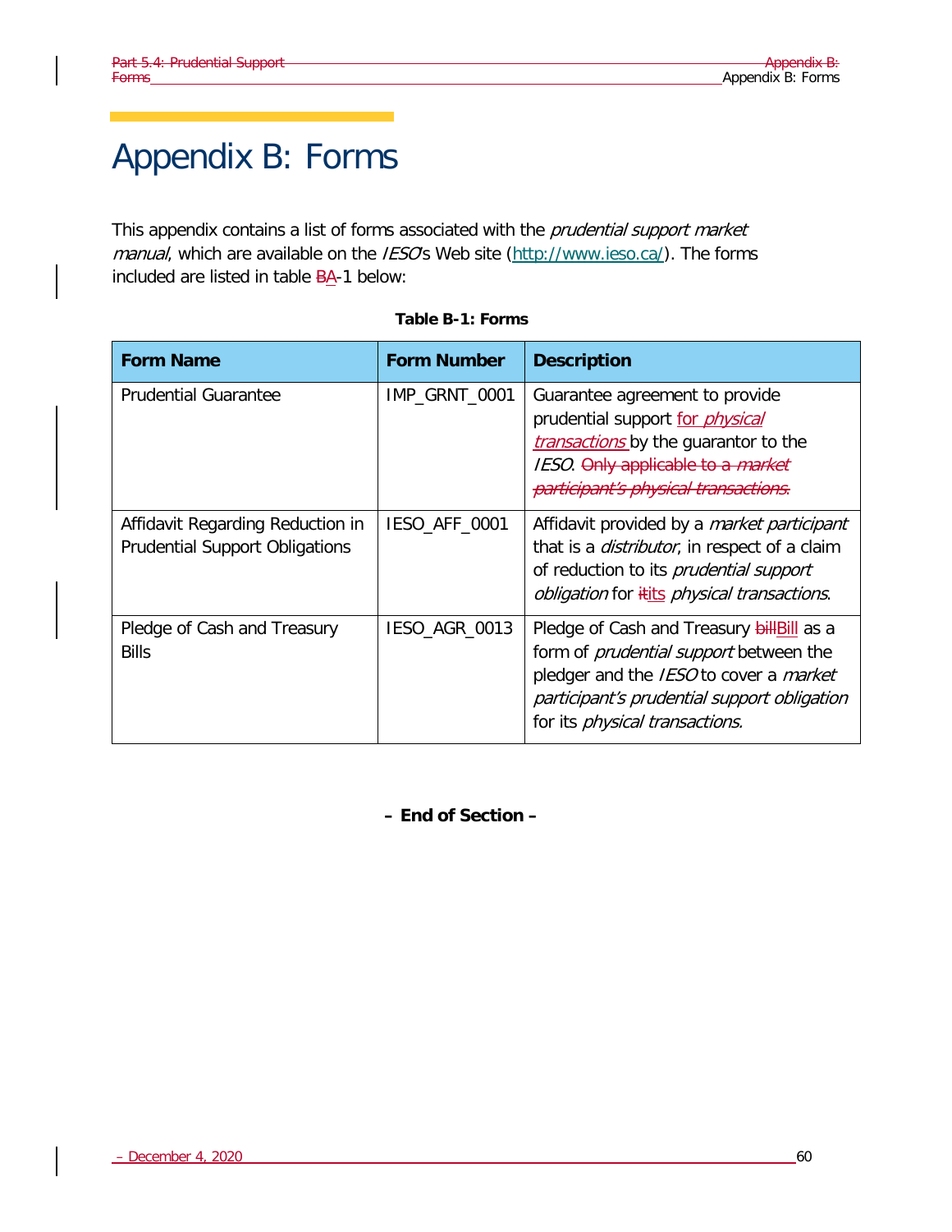# Appendix B: Forms

This appendix contains a list of forms associated with the *prudential support market manual*, which are available on the *IESO*'s Web site (http://www.ieso.ca/). The forms included are listed in table ~~B~~A-1 below:

**Table B-1: Forms**

| Form Name | Form Number | Description |
|---|---|---|
| Prudential Guarantee | IMP_GRNT_0001 | Guarantee agreement to provide prudential support for *physical transactions* by the guarantor to the *IESO*. ~~Only applicable to a *market participant's physical transactions*.~~ |
| Affidavit Regarding Reduction in Prudential Support Obligations | IESO_AFF_0001 | Affidavit provided by a *market participant* that is a *distributor*, in respect of a claim of reduction to its *prudential support obligation* for ~~it~~its *physical transactions*. |
| Pledge of Cash and Treasury Bills | IESO_AGR_0013 | Pledge of Cash and Treasury ~~bill~~Bill as a form of *prudential support* between the pledger and the *IESO* to cover a *market participant's prudential support obligation* for its *physical transactions.* |

**– End of Section –**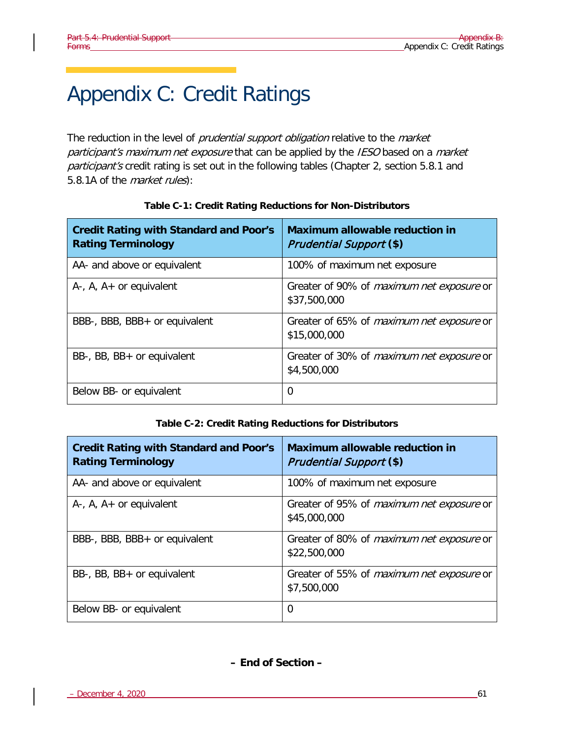# Appendix C: Credit Ratings

The reduction in the level of *prudential support obligation* relative to the *market participant's maximum net exposure* that can be applied by the *IESO* based on a *market participant's* credit rating is set out in the following tables (Chapter 2, section 5.8.1 and 5.8.1A of the *market rules*):

**Table C-1: Credit Rating Reductions for Non-Distributors**

| Credit Rating with Standard and Poor's Rating Terminology | Maximum allowable reduction in *Prudential Support* ($) |
|---|---|
| AA- and above or equivalent | 100% of maximum net exposure |
| A-, A, A+ or equivalent | Greater of 90% of *maximum net exposure* or $37,500,000 |
| BBB-, BBB, BBB+ or equivalent | Greater of 65% of *maximum net exposure* or $15,000,000 |
| BB-, BB, BB+ or equivalent | Greater of 30% of *maximum net exposure* or $4,500,000 |
| Below BB- or equivalent | 0 |

**Table C-2: Credit Rating Reductions for Distributors**

| Credit Rating with Standard and Poor's Rating Terminology | Maximum allowable reduction in *Prudential Support* ($) |
|---|---|
| AA- and above or equivalent | 100% of maximum net exposure |
| A-, A, A+ or equivalent | Greater of 95% of *maximum net exposure* or $45,000,000 |
| BBB-, BBB, BBB+ or equivalent | Greater of 80% of *maximum net exposure* or $22,500,000 |
| BB-, BB, BB+ or equivalent | Greater of 55% of *maximum net exposure* or $7,500,000 |
| Below BB- or equivalent | 0 |

**– End of Section –**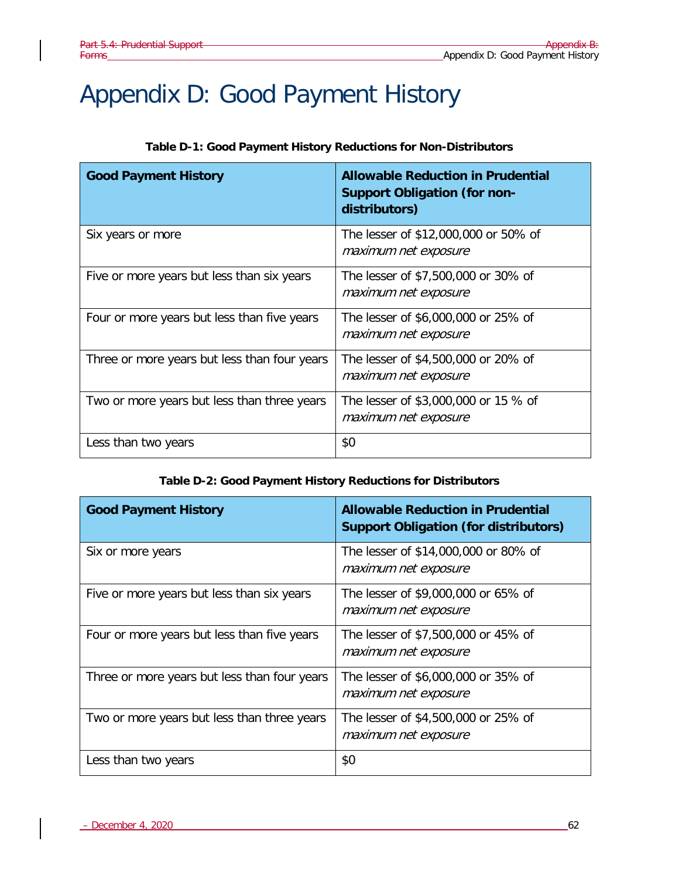# Appendix D: Good Payment History

**Table D-1: Good Payment History Reductions for Non-Distributors**

| Good Payment History | Allowable Reduction in Prudential Support Obligation (for non-distributors) |
|---|---|
| Six years or more | The lesser of $12,000,000 or 50% of *maximum net exposure* |
| Five or more years but less than six years | The lesser of $7,500,000 or 30% of *maximum net exposure* |
| Four or more years but less than five years | The lesser of $6,000,000 or 25% of *maximum net exposure* |
| Three or more years but less than four years | The lesser of $4,500,000 or 20% of *maximum net exposure* |
| Two or more years but less than three years | The lesser of $3,000,000 or 15 % of *maximum net exposure* |
| Less than two years | $0 |

**Table D-2: Good Payment History Reductions for Distributors**

| Good Payment History | Allowable Reduction in Prudential Support Obligation (for distributors) |
|---|---|
| Six or more years | The lesser of $14,000,000 or 80% of *maximum net exposure* |
| Five or more years but less than six years | The lesser of $9,000,000 or 65% of *maximum net exposure* |
| Four or more years but less than five years | The lesser of $7,500,000 or 45% of *maximum net exposure* |
| Three or more years but less than four years | The lesser of $6,000,000 or 35% of *maximum net exposure* |
| Two or more years but less than three years | The lesser of $4,500,000 or 25% of *maximum net exposure* |
| Less than two years | $0 |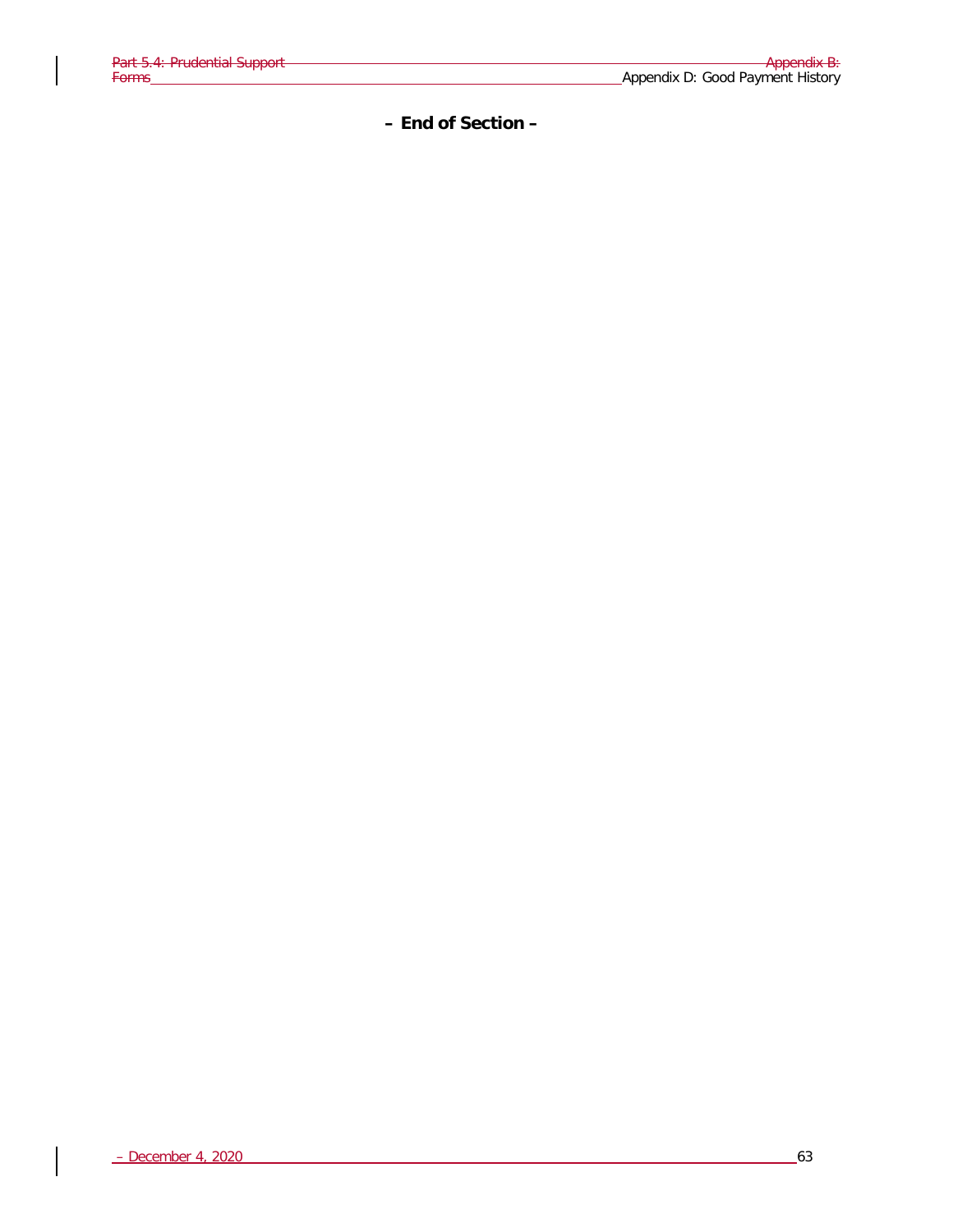**– End of Section –**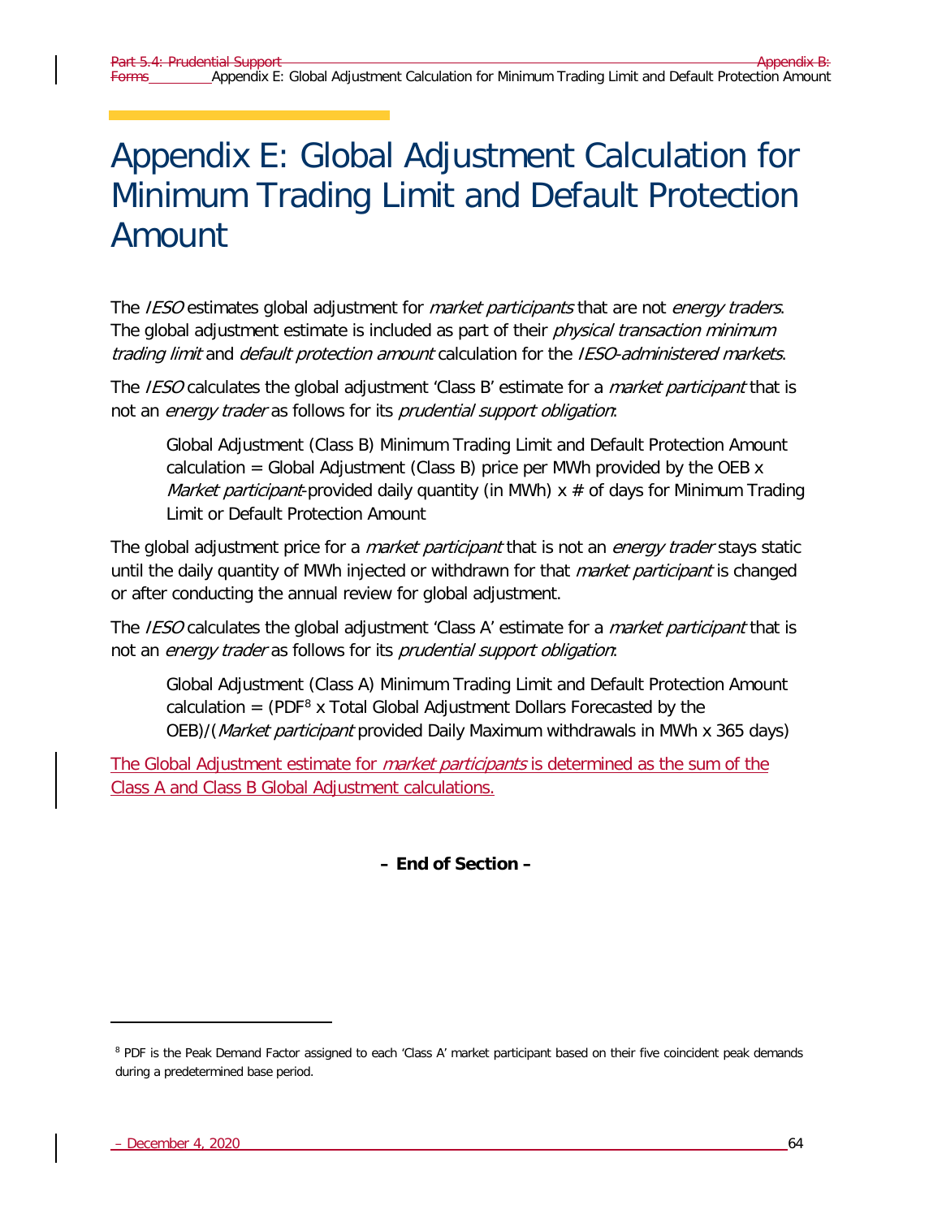# Appendix E: Global Adjustment Calculation for Minimum Trading Limit and Default Protection Amount

The *IESO* estimates global adjustment for *market participants* that are not *energy traders*. The global adjustment estimate is included as part of their *physical transaction minimum trading limit* and *default protection amount* calculation for the *IESO-administered markets*.

The *IESO* calculates the global adjustment 'Class B' estimate for a *market participant* that is not an *energy trader* as follows for its *prudential support obligation*:

> Global Adjustment (Class B) Minimum Trading Limit and Default Protection Amount calculation = Global Adjustment (Class B) price per MWh provided by the OEB x *Market participant*-provided daily quantity (in MWh) x # of days for Minimum Trading Limit or Default Protection Amount

The global adjustment price for a *market participant* that is not an *energy trader* stays static until the daily quantity of MWh injected or withdrawn for that *market participant* is changed or after conducting the annual review for global adjustment.

The *IESO* calculates the global adjustment 'Class A' estimate for a *market participant* that is not an *energy trader* as follows for its *prudential support obligation*:

> Global Adjustment (Class A) Minimum Trading Limit and Default Protection Amount calculation = (PDF[8] x Total Global Adjustment Dollars Forecasted by the OEB)/(*Market participant* provided Daily Maximum withdrawals in MWh x 365 days)

The Global Adjustment estimate for *market participants* is determined as the sum of the Class A and Class B Global Adjustment calculations.

**– End of Section –**

[8] PDF is the Peak Demand Factor assigned to each 'Class A' market participant based on their five coincident peak demands during a predetermined base period.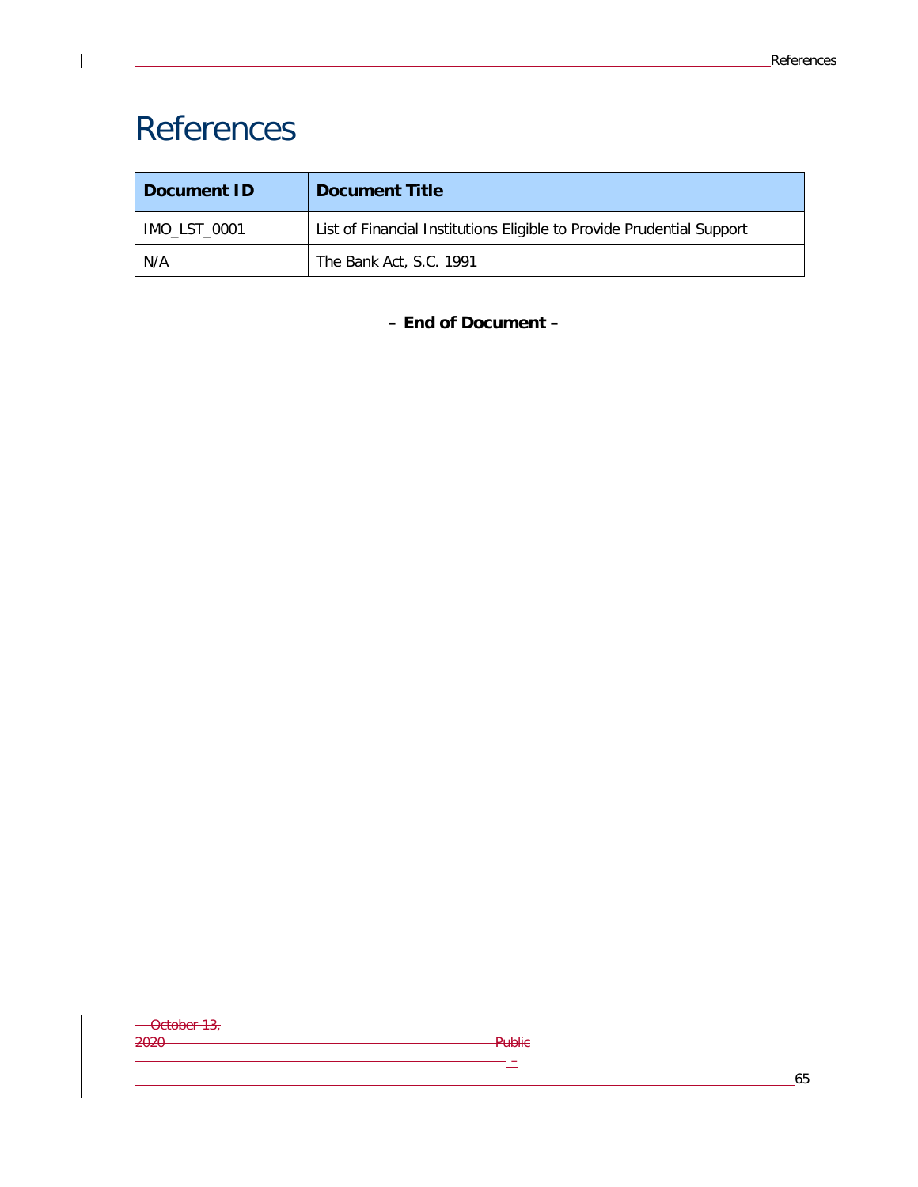# References

| Document ID | Document Title |
| --- | --- |
| IMO_LST_0001 | List of Financial Institutions Eligible to Provide Prudential Support |
| N/A | The Bank Act, S.C. 1991 |

**– End of Document –**